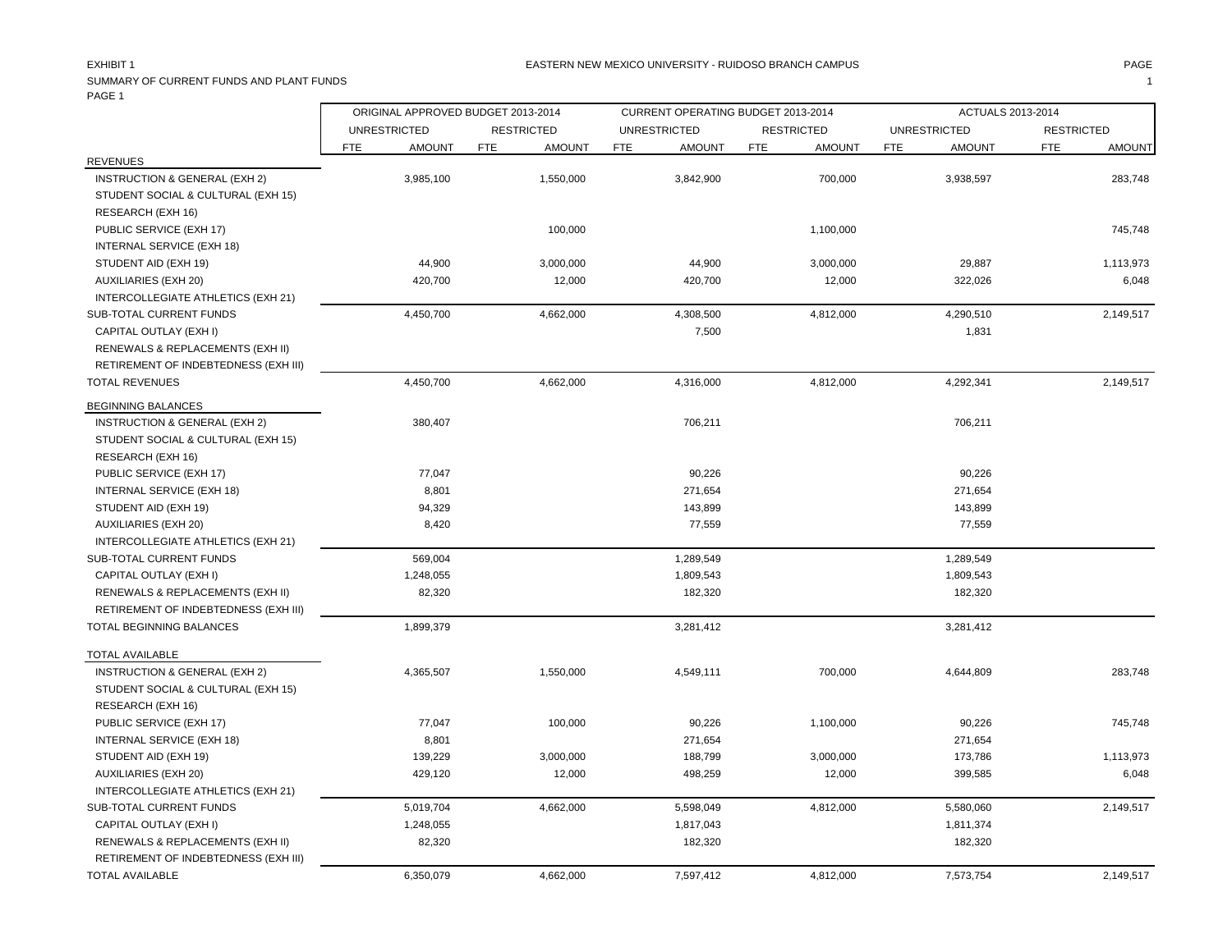EXHIBIT 1

EASTERN NEW MEXICO UNIVERSITY - RUIDOSO BRANCH CAMPUS

SUMMARY OF CURRENT FUNDS AND PLANT FUNDS

PAGE 1

| | ORIGINAL APPROVED BUDGET 2013-2014 | | | | CURRENT OPERATING BUDGET 2013-2014 | | | | ACTUALS 2013-2014 | | | |
|---|---|---|---|---|---|---|---|---|---|---|---|---|
| | UNRESTRICTED | | RESTRICTED | | UNRESTRICTED | | RESTRICTED | | UNRESTRICTED | | RESTRICTED | |
| | FTE | AMOUNT | FTE | AMOUNT | FTE | AMOUNT | FTE | AMOUNT | FTE | AMOUNT | FTE | AMOUNT |
| **REVENUES** | | | | | | | | | | | | |
| INSTRUCTION & GENERAL (EXH 2) | | 3,985,100 | | 1,550,000 | | 3,842,900 | | 700,000 | | 3,938,597 | | 283,748 |
| STUDENT SOCIAL & CULTURAL (EXH 15) | | | | | | | | | | | | |
| RESEARCH (EXH 16) | | | | | | | | | | | | |
| PUBLIC SERVICE (EXH 17) | | | | 100,000 | | | | 1,100,000 | | | | 745,748 |
| INTERNAL SERVICE (EXH 18) | | | | | | | | | | | | |
| STUDENT AID (EXH 19) | | 44,900 | | 3,000,000 | | 44,900 | | 3,000,000 | | 29,887 | | 1,113,973 |
| AUXILIARIES (EXH 20) | | 420,700 | | 12,000 | | 420,700 | | 12,000 | | 322,026 | | 6,048 |
| INTERCOLLEGIATE ATHLETICS (EXH 21) | | | | | | | | | | | | |
| SUB-TOTAL CURRENT FUNDS | | 4,450,700 | | 4,662,000 | | 4,308,500 | | 4,812,000 | | 4,290,510 | | 2,149,517 |
| CAPITAL OUTLAY (EXH I) | | | | | | 7,500 | | | | 1,831 | | |
| RENEWALS & REPLACEMENTS (EXH II) | | | | | | | | | | | | |
| RETIREMENT OF INDEBTEDNESS (EXH III) | | | | | | | | | | | | |
| TOTAL REVENUES | | 4,450,700 | | 4,662,000 | | 4,316,000 | | 4,812,000 | | 4,292,341 | | 2,149,517 |
| **BEGINNING BALANCES** | | | | | | | | | | | | |
| INSTRUCTION & GENERAL (EXH 2) | | 380,407 | | | | 706,211 | | | | 706,211 | | |
| STUDENT SOCIAL & CULTURAL (EXH 15) | | | | | | | | | | | | |
| RESEARCH (EXH 16) | | | | | | | | | | | | |
| PUBLIC SERVICE (EXH 17) | | 77,047 | | | | 90,226 | | | | 90,226 | | |
| INTERNAL SERVICE (EXH 18) | | 8,801 | | | | 271,654 | | | | 271,654 | | |
| STUDENT AID (EXH 19) | | 94,329 | | | | 143,899 | | | | 143,899 | | |
| AUXILIARIES (EXH 20) | | 8,420 | | | | 77,559 | | | | 77,559 | | |
| INTERCOLLEGIATE ATHLETICS (EXH 21) | | | | | | | | | | | | |
| SUB-TOTAL CURRENT FUNDS | | 569,004 | | | | 1,289,549 | | | | 1,289,549 | | |
| CAPITAL OUTLAY (EXH I) | | 1,248,055 | | | | 1,809,543 | | | | 1,809,543 | | |
| RENEWALS & REPLACEMENTS (EXH II) | | 82,320 | | | | 182,320 | | | | 182,320 | | |
| RETIREMENT OF INDEBTEDNESS (EXH III) | | | | | | | | | | | | |
| TOTAL BEGINNING BALANCES | | 1,899,379 | | | | 3,281,412 | | | | 3,281,412 | | |
| **TOTAL AVAILABLE** | | | | | | | | | | | | |
| INSTRUCTION & GENERAL (EXH 2) | | 4,365,507 | | 1,550,000 | | 4,549,111 | | 700,000 | | 4,644,809 | | 283,748 |
| STUDENT SOCIAL & CULTURAL (EXH 15) | | | | | | | | | | | | |
| RESEARCH (EXH 16) | | | | | | | | | | | | |
| PUBLIC SERVICE (EXH 17) | | 77,047 | | 100,000 | | 90,226 | | 1,100,000 | | 90,226 | | 745,748 |
| INTERNAL SERVICE (EXH 18) | | 8,801 | | | | 271,654 | | | | 271,654 | | |
| STUDENT AID (EXH 19) | | 139,229 | | 3,000,000 | | 188,799 | | 3,000,000 | | 173,786 | | 1,113,973 |
| AUXILIARIES (EXH 20) | | 429,120 | | 12,000 | | 498,259 | | 12,000 | | 399,585 | | 6,048 |
| INTERCOLLEGIATE ATHLETICS (EXH 21) | | | | | | | | | | | | |
| SUB-TOTAL CURRENT FUNDS | | 5,019,704 | | 4,662,000 | | 5,598,049 | | 4,812,000 | | 5,580,060 | | 2,149,517 |
| CAPITAL OUTLAY (EXH I) | | 1,248,055 | | | | 1,817,043 | | | | 1,811,374 | | |
| RENEWALS & REPLACEMENTS (EXH II) | | 82,320 | | | | 182,320 | | | | 182,320 | | |
| RETIREMENT OF INDEBTEDNESS (EXH III) | | | | | | | | | | | | |
| TOTAL AVAILABLE | | 6,350,079 | | 4,662,000 | | 7,597,412 | | 4,812,000 | | 7,573,754 | | 2,149,517 |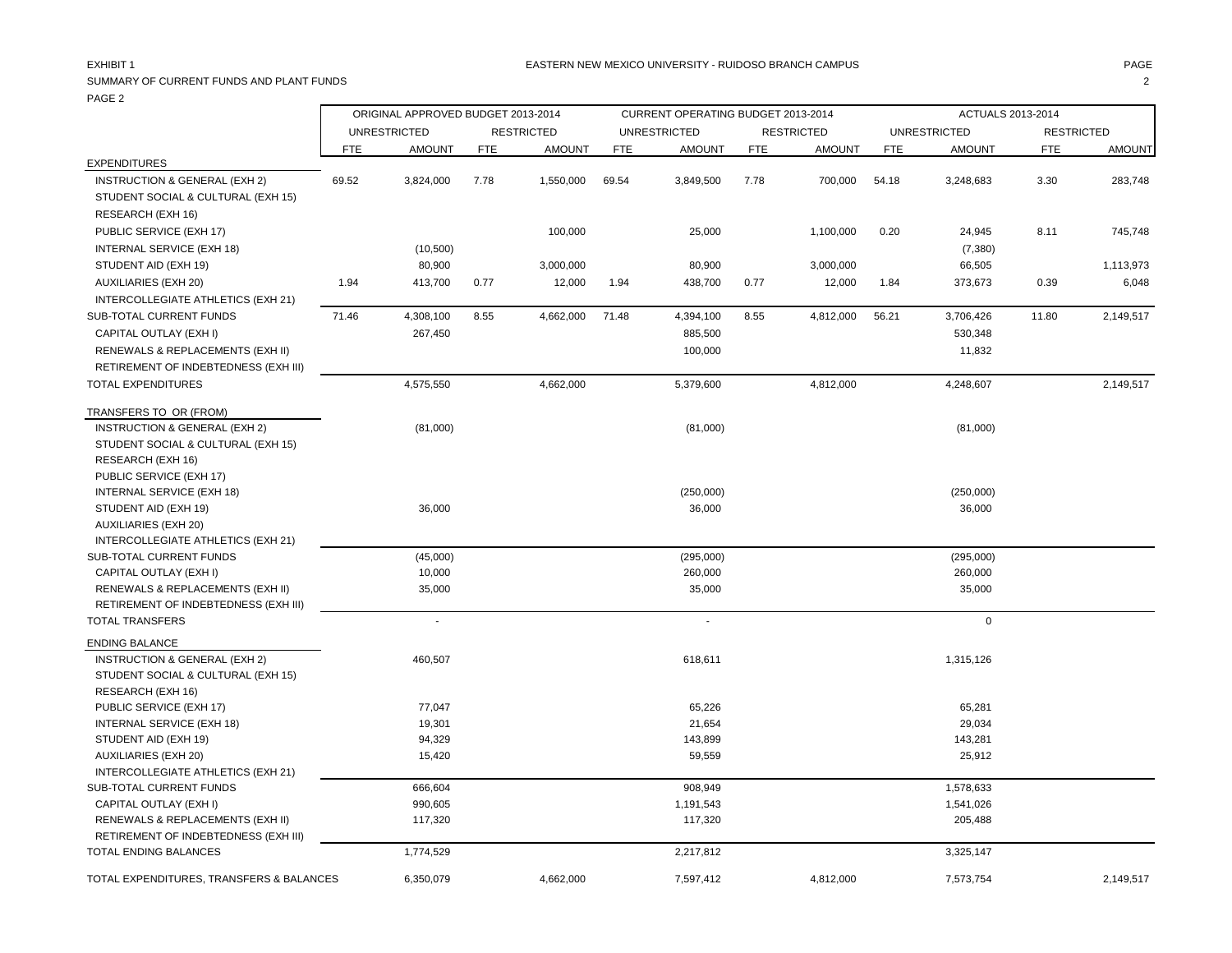EXHIBIT 1

EASTERN NEW MEXICO UNIVERSITY - RUIDOSO BRANCH CAMPUS

SUMMARY OF CURRENT FUNDS AND PLANT FUNDS

PAGE 2

| | ORIGINAL APPROVED BUDGET 2013-2014 | | | | CURRENT OPERATING BUDGET 2013-2014 | | | | ACTUALS 2013-2014 | | | |
|---|---|---|---|---|---|---|---|---|---|---|---|---|
| | UNRESTRICTED | | RESTRICTED | | UNRESTRICTED | | RESTRICTED | | UNRESTRICTED | | RESTRICTED | |
| | FTE | AMOUNT | FTE | AMOUNT | FTE | AMOUNT | FTE | AMOUNT | FTE | AMOUNT | FTE | AMOUNT |
| EXPENDITURES | | | | | | | | | | | | |
| INSTRUCTION & GENERAL (EXH 2) | 69.52 | 3,824,000 | 7.78 | 1,550,000 | 69.54 | 3,849,500 | 7.78 | 700,000 | 54.18 | 3,248,683 | 3.30 | 283,748 |
| STUDENT SOCIAL & CULTURAL (EXH 15) | | | | | | | | | | | | |
| RESEARCH (EXH 16) | | | | | | | | | | | | |
| PUBLIC SERVICE (EXH 17) | | | | 100,000 | | 25,000 | | 1,100,000 | 0.20 | 24,945 | 8.11 | 745,748 |
| INTERNAL SERVICE (EXH 18) | | (10,500) | | | | | | | | (7,380) | | |
| STUDENT AID (EXH 19) | | 80,900 | | 3,000,000 | | 80,900 | | 3,000,000 | | 66,505 | | 1,113,973 |
| AUXILIARIES (EXH 20) | 1.94 | 413,700 | 0.77 | 12,000 | 1.94 | 438,700 | 0.77 | 12,000 | 1.84 | 373,673 | 0.39 | 6,048 |
| INTERCOLLEGIATE ATHLETICS (EXH 21) | | | | | | | | | | | | |
| SUB-TOTAL CURRENT FUNDS | 71.46 | 4,308,100 | 8.55 | 4,662,000 | 71.48 | 4,394,100 | 8.55 | 4,812,000 | 56.21 | 3,706,426 | 11.80 | 2,149,517 |
| CAPITAL OUTLAY (EXH I) | | 267,450 | | | | 885,500 | | | | 530,348 | | |
| RENEWALS & REPLACEMENTS (EXH II) | | | | | | 100,000 | | | | 11,832 | | |
| RETIREMENT OF INDEBTEDNESS (EXH III) | | | | | | | | | | | | |
| TOTAL EXPENDITURES | | 4,575,550 | | 4,662,000 | | 5,379,600 | | 4,812,000 | | 4,248,607 | | 2,149,517 |
| TRANSFERS TO OR (FROM) | | | | | | | | | | | | |
| INSTRUCTION & GENERAL (EXH 2) | | (81,000) | | | | (81,000) | | | | (81,000) | | |
| STUDENT SOCIAL & CULTURAL (EXH 15) | | | | | | | | | | | | |
| RESEARCH (EXH 16) | | | | | | | | | | | | |
| PUBLIC SERVICE (EXH 17) | | | | | | | | | | | | |
| INTERNAL SERVICE (EXH 18) | | | | | | (250,000) | | | | (250,000) | | |
| STUDENT AID (EXH 19) | | 36,000 | | | | 36,000 | | | | 36,000 | | |
| AUXILIARIES (EXH 20) | | | | | | | | | | | | |
| INTERCOLLEGIATE ATHLETICS (EXH 21) | | | | | | | | | | | | |
| SUB-TOTAL CURRENT FUNDS | | (45,000) | | | | (295,000) | | | | (295,000) | | |
| CAPITAL OUTLAY (EXH I) | | 10,000 | | | | 260,000 | | | | 260,000 | | |
| RENEWALS & REPLACEMENTS (EXH II) | | 35,000 | | | | 35,000 | | | | 35,000 | | |
| RETIREMENT OF INDEBTEDNESS (EXH III) | | | | | | | | | | | | |
| TOTAL TRANSFERS | | - | | | | - | | | | 0 | | |
| ENDING BALANCE | | | | | | | | | | | | |
| INSTRUCTION & GENERAL (EXH 2) | | 460,507 | | | | 618,611 | | | | 1,315,126 | | |
| STUDENT SOCIAL & CULTURAL (EXH 15) | | | | | | | | | | | | |
| RESEARCH (EXH 16) | | | | | | | | | | | | |
| PUBLIC SERVICE (EXH 17) | | 77,047 | | | | 65,226 | | | | 65,281 | | |
| INTERNAL SERVICE (EXH 18) | | 19,301 | | | | 21,654 | | | | 29,034 | | |
| STUDENT AID (EXH 19) | | 94,329 | | | | 143,899 | | | | 143,281 | | |
| AUXILIARIES (EXH 20) | | 15,420 | | | | 59,559 | | | | 25,912 | | |
| INTERCOLLEGIATE ATHLETICS (EXH 21) | | | | | | | | | | | | |
| SUB-TOTAL CURRENT FUNDS | | 666,604 | | | | 908,949 | | | | 1,578,633 | | |
| CAPITAL OUTLAY (EXH I) | | 990,605 | | | | 1,191,543 | | | | 1,541,026 | | |
| RENEWALS & REPLACEMENTS (EXH II) | | 117,320 | | | | 117,320 | | | | 205,488 | | |
| RETIREMENT OF INDEBTEDNESS (EXH III) | | | | | | | | | | | | |
| TOTAL ENDING BALANCES | | 1,774,529 | | | | 2,217,812 | | | | 3,325,147 | | |
| TOTAL EXPENDITURES, TRANSFERS & BALANCES | | 6,350,079 | | 4,662,000 | | 7,597,412 | | 4,812,000 | | 7,573,754 | | 2,149,517 |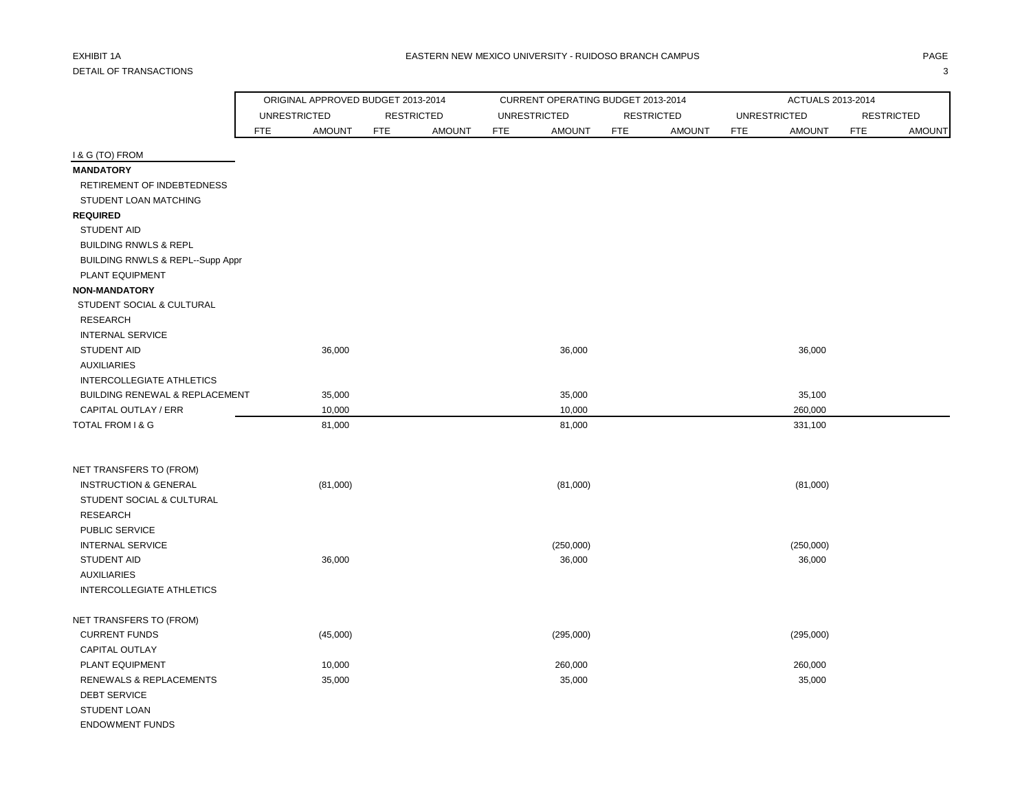EXHIBIT 1A

DETAIL OF TRANSACTIONS

EASTERN NEW MEXICO UNIVERSITY - RUIDOSO BRANCH CAMPUS

| | ORIGINAL APPROVED BUDGET 2013-2014 | | | | CURRENT OPERATING BUDGET 2013-2014 | | | | ACTUALS 2013-2014 | | | |
|---|---|---|---|---|---|---|---|---|---|---|---|---|
| | UNRESTRICTED | | RESTRICTED | | UNRESTRICTED | | RESTRICTED | | UNRESTRICTED | | RESTRICTED | |
| | FTE | AMOUNT | FTE | AMOUNT | FTE | AMOUNT | FTE | AMOUNT | FTE | AMOUNT | FTE | AMOUNT |
| I & G (TO) FROM | | | | | | | | | | | | |
| **MANDATORY** | | | | | | | | | | | | |
| RETIREMENT OF INDEBTEDNESS | | | | | | | | | | | | |
| STUDENT LOAN MATCHING | | | | | | | | | | | | |
| **REQUIRED** | | | | | | | | | | | | |
| STUDENT AID | | | | | | | | | | | | |
| BUILDING RNWLS & REPL | | | | | | | | | | | | |
| BUILDING RNWLS & REPL--Supp Appr | | | | | | | | | | | | |
| PLANT EQUIPMENT | | | | | | | | | | | | |
| **NON-MANDATORY** | | | | | | | | | | | | |
| STUDENT SOCIAL & CULTURAL | | | | | | | | | | | | |
| RESEARCH | | | | | | | | | | | | |
| INTERNAL SERVICE | | | | | | | | | | | | |
| STUDENT AID | | 36,000 | | | | 36,000 | | | | 36,000 | | |
| AUXILIARIES | | | | | | | | | | | | |
| INTERCOLLEGIATE ATHLETICS | | | | | | | | | | | | |
| BUILDING RENEWAL & REPLACEMENT | | 35,000 | | | | 35,000 | | | | 35,100 | | |
| CAPITAL OUTLAY / ERR | | 10,000 | | | | 10,000 | | | | 260,000 | | |
| TOTAL FROM I & G | | 81,000 | | | | 81,000 | | | | 331,100 | | |
| | | | | | | | | | | | | |
| NET TRANSFERS TO (FROM) | | | | | | | | | | | | |
| INSTRUCTION & GENERAL | | (81,000) | | | | (81,000) | | | | (81,000) | | |
| STUDENT SOCIAL & CULTURAL | | | | | | | | | | | | |
| RESEARCH | | | | | | | | | | | | |
| PUBLIC SERVICE | | | | | | | | | | | | |
| INTERNAL SERVICE | | | | | | (250,000) | | | | (250,000) | | |
| STUDENT AID | | 36,000 | | | | 36,000 | | | | 36,000 | | |
| AUXILIARIES | | | | | | | | | | | | |
| INTERCOLLEGIATE ATHLETICS | | | | | | | | | | | | |
| | | | | | | | | | | | | |
| NET TRANSFERS TO (FROM) | | | | | | | | | | | | |
| CURRENT FUNDS | | (45,000) | | | | (295,000) | | | | (295,000) | | |
| CAPITAL OUTLAY | | | | | | | | | | | | |
| PLANT EQUIPMENT | | 10,000 | | | | 260,000 | | | | 260,000 | | |
| RENEWALS & REPLACEMENTS | | 35,000 | | | | 35,000 | | | | 35,000 | | |
| DEBT SERVICE | | | | | | | | | | | | |
| STUDENT LOAN | | | | | | | | | | | | |
| ENDOWMENT FUNDS | | | | | | | | | | | | |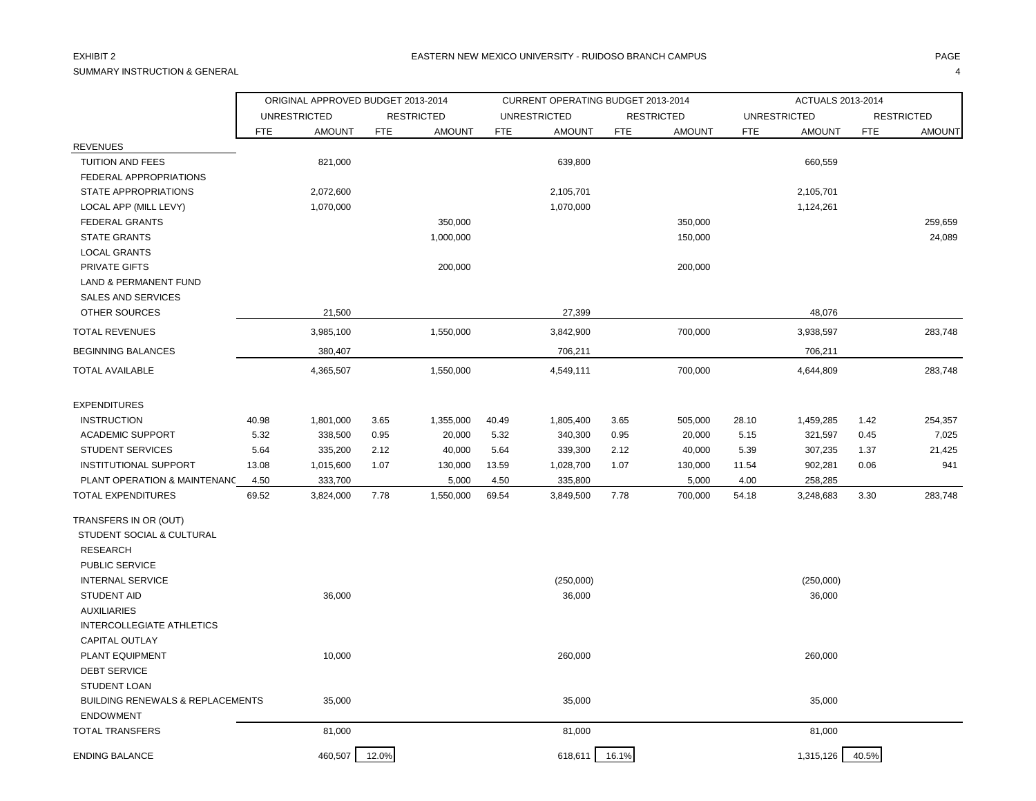EXHIBIT 2

EASTERN NEW MEXICO UNIVERSITY - RUIDOSO BRANCH CAMPUS

SUMMARY INSTRUCTION & GENERAL

| | ORIGINAL APPROVED BUDGET 2013-2014 | | | | CURRENT OPERATING BUDGET 2013-2014 | | | | ACTUALS 2013-2014 | | | |
|---|---|---|---|---|---|---|---|---|---|---|---|---|
| | UNRESTRICTED | | RESTRICTED | | UNRESTRICTED | | RESTRICTED | | UNRESTRICTED | | RESTRICTED | |
| | FTE | AMOUNT | FTE | AMOUNT | FTE | AMOUNT | FTE | AMOUNT | FTE | AMOUNT | FTE | AMOUNT |
| REVENUES | | | | | | | | | | | | |
| TUITION AND FEES | | 821,000 | | | | 639,800 | | | | 660,559 | | |
| FEDERAL APPROPRIATIONS | | | | | | | | | | | | |
| STATE APPROPRIATIONS | | 2,072,600 | | | | 2,105,701 | | | | 2,105,701 | | |
| LOCAL APP (MILL LEVY) | | 1,070,000 | | | | 1,070,000 | | | | 1,124,261 | | |
| FEDERAL GRANTS | | | | 350,000 | | | | 350,000 | | | | 259,659 |
| STATE GRANTS | | | | 1,000,000 | | | | 150,000 | | | | 24,089 |
| LOCAL GRANTS | | | | | | | | | | | | |
| PRIVATE GIFTS | | | | 200,000 | | | | 200,000 | | | | |
| LAND & PERMANENT FUND | | | | | | | | | | | | |
| SALES AND SERVICES | | | | | | | | | | | | |
| OTHER SOURCES | | 21,500 | | | | 27,399 | | | | 48,076 | | |
| TOTAL REVENUES | | 3,985,100 | | 1,550,000 | | 3,842,900 | | 700,000 | | 3,938,597 | | 283,748 |
| BEGINNING BALANCES | | 380,407 | | | | 706,211 | | | | 706,211 | | |
| TOTAL AVAILABLE | | 4,365,507 | | 1,550,000 | | 4,549,111 | | 700,000 | | 4,644,809 | | 283,748 |
| EXPENDITURES | | | | | | | | | | | | |
| INSTRUCTION | 40.98 | 1,801,000 | 3.65 | 1,355,000 | 40.49 | 1,805,400 | 3.65 | 505,000 | 28.10 | 1,459,285 | 1.42 | 254,357 |
| ACADEMIC SUPPORT | 5.32 | 338,500 | 0.95 | 20,000 | 5.32 | 340,300 | 0.95 | 20,000 | 5.15 | 321,597 | 0.45 | 7,025 |
| STUDENT SERVICES | 5.64 | 335,200 | 2.12 | 40,000 | 5.64 | 339,300 | 2.12 | 40,000 | 5.39 | 307,235 | 1.37 | 21,425 |
| INSTITUTIONAL SUPPORT | 13.08 | 1,015,600 | 1.07 | 130,000 | 13.59 | 1,028,700 | 1.07 | 130,000 | 11.54 | 902,281 | 0.06 | 941 |
| PLANT OPERATION & MAINTENANC | 4.50 | 333,700 | | 5,000 | 4.50 | 335,800 | | 5,000 | 4.00 | 258,285 | | |
| TOTAL EXPENDITURES | 69.52 | 3,824,000 | 7.78 | 1,550,000 | 69.54 | 3,849,500 | 7.78 | 700,000 | 54.18 | 3,248,683 | 3.30 | 283,748 |
| TRANSFERS IN OR (OUT) | | | | | | | | | | | | |
| STUDENT SOCIAL & CULTURAL | | | | | | | | | | | | |
| RESEARCH | | | | | | | | | | | | |
| PUBLIC SERVICE | | | | | | | | | | | | |
| INTERNAL SERVICE | | | | | | (250,000) | | | | (250,000) | | |
| STUDENT AID | | 36,000 | | | | 36,000 | | | | 36,000 | | |
| AUXILIARIES | | | | | | | | | | | | |
| INTERCOLLEGIATE ATHLETICS | | | | | | | | | | | | |
| CAPITAL OUTLAY | | | | | | | | | | | | |
| PLANT EQUIPMENT | | 10,000 | | | | 260,000 | | | | 260,000 | | |
| DEBT SERVICE | | | | | | | | | | | | |
| STUDENT LOAN | | | | | | | | | | | | |
| BUILDING RENEWALS & REPLACEMENTS | | 35,000 | | | | 35,000 | | | | 35,000 | | |
| ENDOWMENT | | | | | | | | | | | | |
| TOTAL TRANSFERS | | 81,000 | | | | 81,000 | | | | 81,000 | | |
| ENDING BALANCE | | 460,507 | 12.0% | | | 618,611 | 16.1% | | | 1,315,126 | 40.5% | |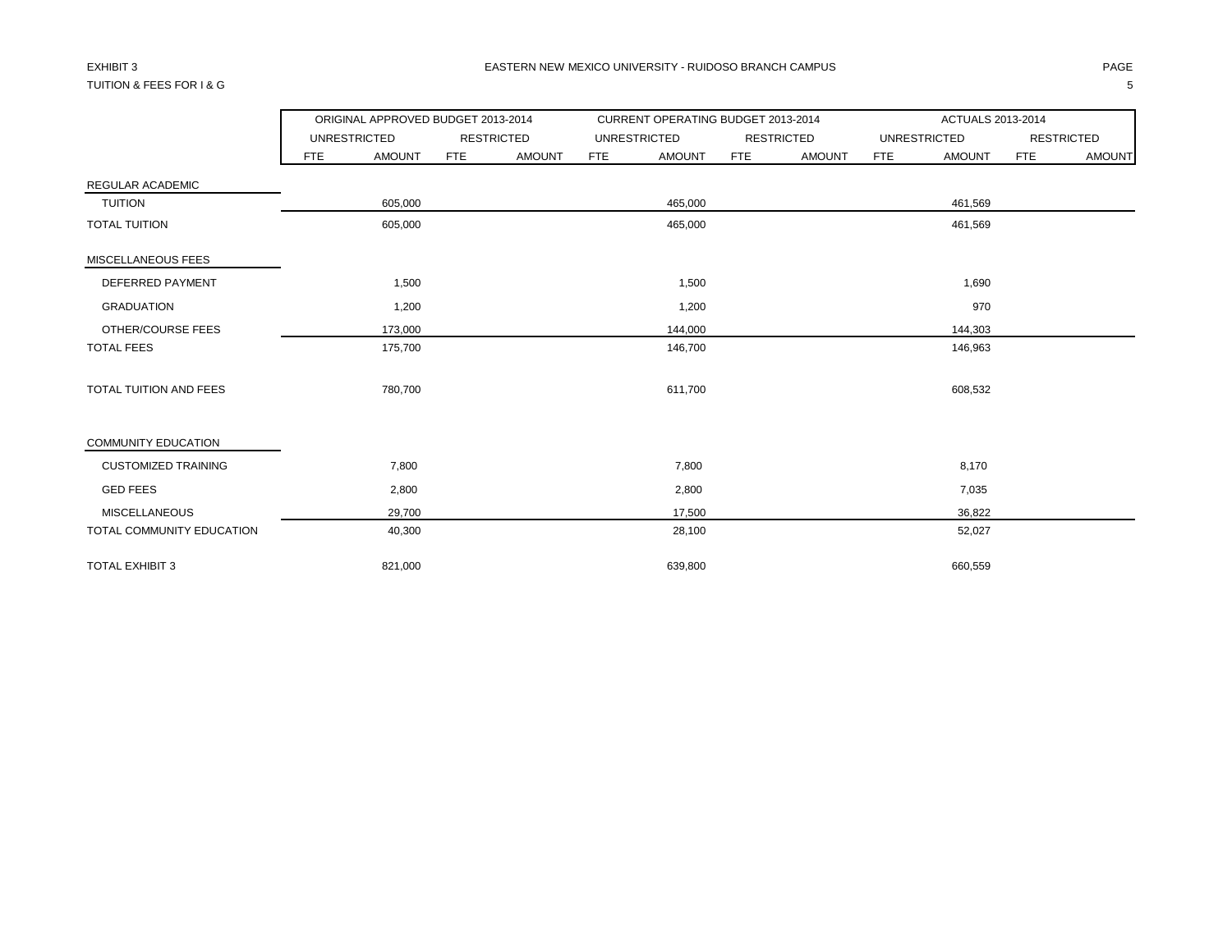EXHIBIT 3

TUITION & FEES FOR I & G

EASTERN NEW MEXICO UNIVERSITY - RUIDOSO BRANCH CAMPUS

| | ORIGINAL APPROVED BUDGET 2013-2014 | | | | CURRENT OPERATING BUDGET 2013-2014 | | | | ACTUALS 2013-2014 | | | |
|---|---|---|---|---|---|---|---|---|---|---|---|---|
| | UNRESTRICTED | | RESTRICTED | | UNRESTRICTED | | RESTRICTED | | UNRESTRICTED | | RESTRICTED | |
| | FTE | AMOUNT | FTE | AMOUNT | FTE | AMOUNT | FTE | AMOUNT | FTE | AMOUNT | FTE | AMOUNT |
| REGULAR ACADEMIC | | | | | | | | | | | | |
| TUITION | | 605,000 | | | | 465,000 | | | | 461,569 | | |
| TOTAL TUITION | | 605,000 | | | | 465,000 | | | | 461,569 | | |
| MISCELLANEOUS FEES | | | | | | | | | | | | |
| DEFERRED PAYMENT | | 1,500 | | | | 1,500 | | | | 1,690 | | |
| GRADUATION | | 1,200 | | | | 1,200 | | | | 970 | | |
| OTHER/COURSE FEES | | 173,000 | | | | 144,000 | | | | 144,303 | | |
| TOTAL FEES | | 175,700 | | | | 146,700 | | | | 146,963 | | |
| TOTAL TUITION AND FEES | | 780,700 | | | | 611,700 | | | | 608,532 | | |
| COMMUNITY EDUCATION | | | | | | | | | | | | |
| CUSTOMIZED TRAINING | | 7,800 | | | | 7,800 | | | | 8,170 | | |
| GED FEES | | 2,800 | | | | 2,800 | | | | 7,035 | | |
| MISCELLANEOUS | | 29,700 | | | | 17,500 | | | | 36,822 | | |
| TOTAL COMMUNITY EDUCATION | | 40,300 | | | | 28,100 | | | | 52,027 | | |
| TOTAL EXHIBIT 3 | | 821,000 | | | | 639,800 | | | | 660,559 | | |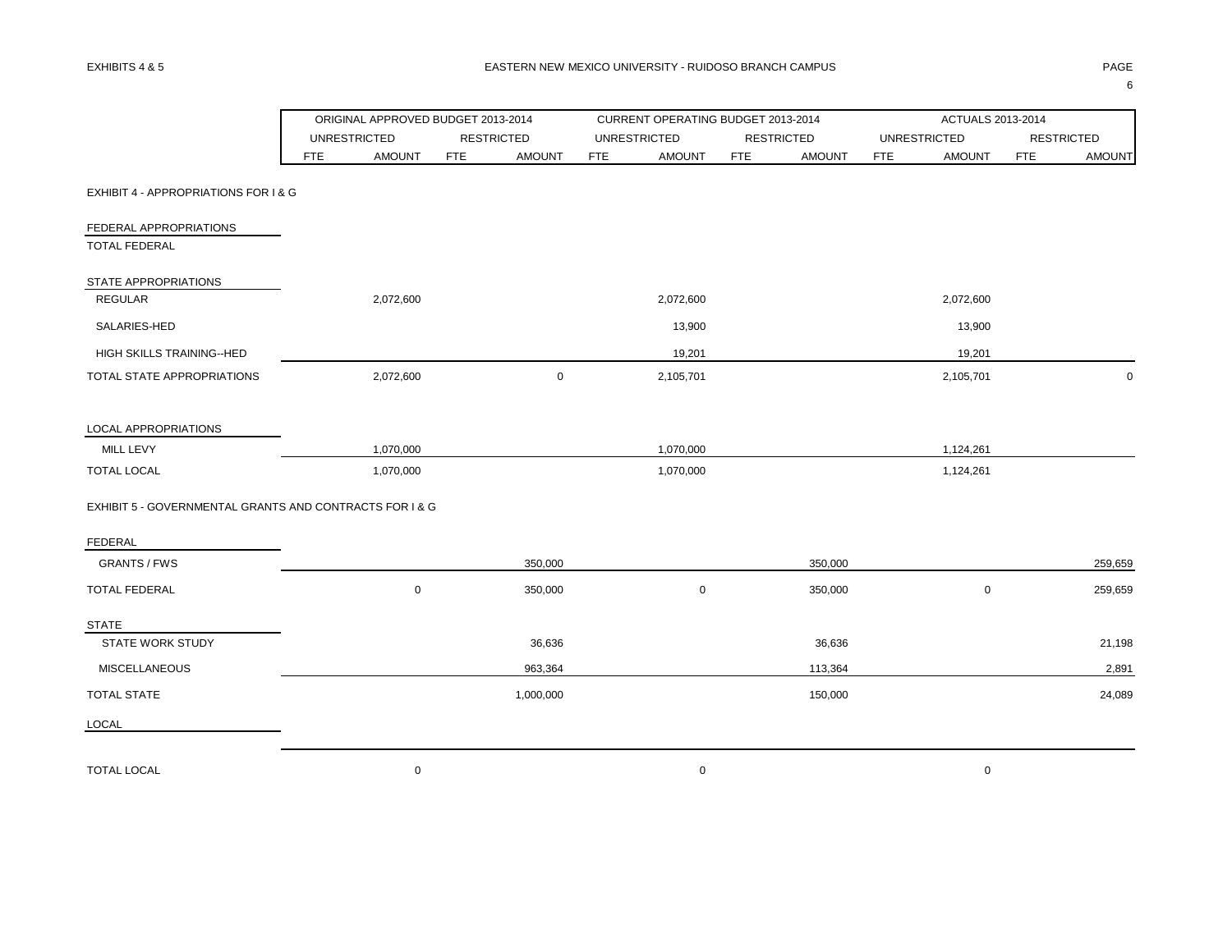EXHIBITS 4 & 5

EASTERN NEW MEXICO UNIVERSITY - RUIDOSO BRANCH CAMPUS

| | ORIGINAL APPROVED BUDGET 2013-2014 | | | | CURRENT OPERATING BUDGET 2013-2014 | | | | ACTUALS 2013-2014 | | | |
|---|---|---|---|---|---|---|---|---|---|---|---|---|
| | UNRESTRICTED | | RESTRICTED | | UNRESTRICTED | | RESTRICTED | | UNRESTRICTED | | RESTRICTED | |
| | FTE | AMOUNT | FTE | AMOUNT | FTE | AMOUNT | FTE | AMOUNT | FTE | AMOUNT | FTE | AMOUNT |
| **EXHIBIT 4 - APPROPRIATIONS FOR I & G** | | | | | | | | | | | | |
| FEDERAL APPROPRIATIONS | | | | | | | | | | | | |
| TOTAL FEDERAL | | | | | | | | | | | | |
| STATE APPROPRIATIONS | | | | | | | | | | | | |
| REGULAR | | 2,072,600 | | | | 2,072,600 | | | | 2,072,600 | | |
| SALARIES-HED | | | | | | 13,900 | | | | 13,900 | | |
| HIGH SKILLS TRAINING--HED | | | | | | 19,201 | | | | 19,201 | | |
| TOTAL STATE APPROPRIATIONS | | 2,072,600 | | 0 | | 2,105,701 | | | | 2,105,701 | | 0 |
| LOCAL APPROPRIATIONS | | | | | | | | | | | | |
| MILL LEVY | | 1,070,000 | | | | 1,070,000 | | | | 1,124,261 | | |
| TOTAL LOCAL | | 1,070,000 | | | | 1,070,000 | | | | 1,124,261 | | |
| **EXHIBIT 5 - GOVERNMENTAL GRANTS AND CONTRACTS FOR I & G** | | | | | | | | | | | | |
| FEDERAL | | | | | | | | | | | | |
| GRANTS / FWS | | | | 350,000 | | | | 350,000 | | | | 259,659 |
| TOTAL FEDERAL | | 0 | | 350,000 | | 0 | | 350,000 | | 0 | | 259,659 |
| STATE | | | | | | | | | | | | |
| STATE WORK STUDY | | | | 36,636 | | | | 36,636 | | | | 21,198 |
| MISCELLANEOUS | | | | 963,364 | | | | 113,364 | | | | 2,891 |
| TOTAL STATE | | | | 1,000,000 | | | | 150,000 | | | | 24,089 |
| LOCAL | | | | | | | | | | | | |
| TOTAL LOCAL | | 0 | | | | 0 | | | | 0 | | |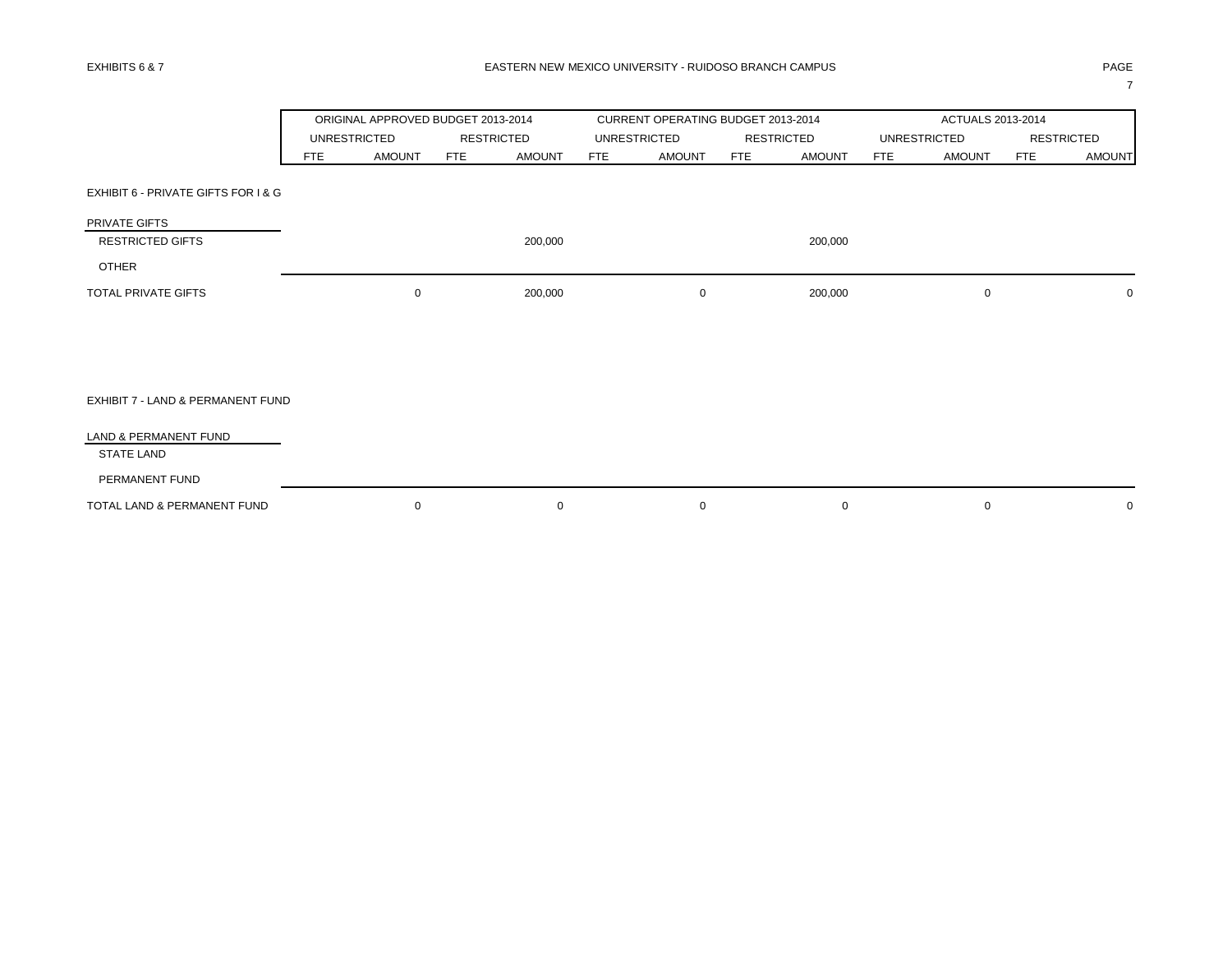EXHIBITS 6 & 7

EASTERN NEW MEXICO UNIVERSITY - RUIDOSO BRANCH CAMPUS

| | ORIGINAL APPROVED BUDGET 2013-2014 | | | | CURRENT OPERATING BUDGET 2013-2014 | | | | ACTUALS 2013-2014 | | | |
|---|---|---|---|---|---|---|---|---|---|---|---|---|
| | UNRESTRICTED | | RESTRICTED | | UNRESTRICTED | | RESTRICTED | | UNRESTRICTED | | RESTRICTED | |
| | FTE | AMOUNT | FTE | AMOUNT | FTE | AMOUNT | FTE | AMOUNT | FTE | AMOUNT | FTE | AMOUNT |
| EXHIBIT 6 - PRIVATE GIFTS FOR I & G | | | | | | | | | | | | |
| PRIVATE GIFTS | | | | | | | | | | | | |
| RESTRICTED GIFTS | | | | 200,000 | | | | 200,000 | | | | |
| OTHER | | | | | | | | | | | | |
| TOTAL PRIVATE GIFTS | | 0 | | 200,000 | | 0 | | 200,000 | | 0 | | 0 |
| EXHIBIT 7 - LAND & PERMANENT FUND | | | | | | | | | | | | |
| LAND & PERMANENT FUND | | | | | | | | | | | | |
| STATE LAND | | | | | | | | | | | | |
| PERMANENT FUND | | | | | | | | | | | | |
| TOTAL LAND & PERMANENT FUND | | 0 | | 0 | | 0 | | 0 | | 0 | | 0 |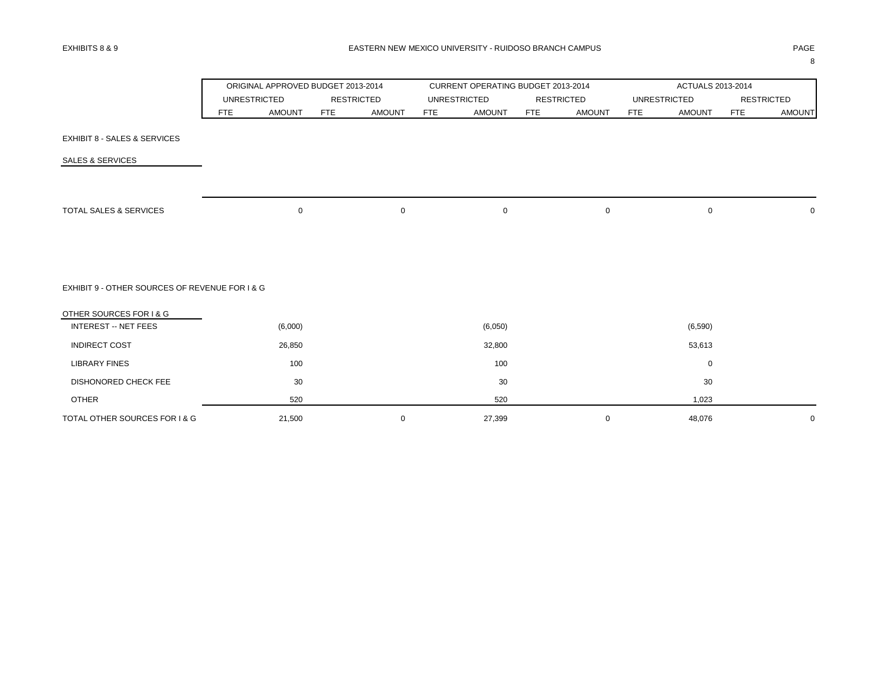EXHIBITS 8 & 9

EASTERN NEW MEXICO UNIVERSITY - RUIDOSO BRANCH CAMPUS

| | ORIGINAL APPROVED BUDGET 2013-2014 | | | | CURRENT OPERATING BUDGET 2013-2014 | | | | ACTUALS 2013-2014 | | | |
|---|---|---|---|---|---|---|---|---|---|---|---|---|
| | UNRESTRICTED | | RESTRICTED | | UNRESTRICTED | | RESTRICTED | | UNRESTRICTED | | RESTRICTED | |
| | FTE | AMOUNT | FTE | AMOUNT | FTE | AMOUNT | FTE | AMOUNT | FTE | AMOUNT | FTE | AMOUNT |
| **EXHIBIT 8 - SALES & SERVICES** | | | | | | | | | | | | |
| SALES & SERVICES | | | | | | | | | | | | |
| TOTAL SALES & SERVICES | | 0 | | 0 | | 0 | | 0 | | 0 | | 0 |
| **EXHIBIT 9 - OTHER SOURCES OF REVENUE FOR I & G** | | | | | | | | | | | | |
| OTHER SOURCES FOR I & G | | | | | | | | | | | | |
| INTEREST -- NET FEES | | (6,000) | | | | (6,050) | | | | (6,590) | | |
| INDIRECT COST | | 26,850 | | | | 32,800 | | | | 53,613 | | |
| LIBRARY FINES | | 100 | | | | 100 | | | | 0 | | |
| DISHONORED CHECK FEE | | 30 | | | | 30 | | | | 30 | | |
| OTHER | | 520 | | | | 520 | | | | 1,023 | | |
| TOTAL OTHER SOURCES FOR I & G | | 21,500 | | 0 | | 27,399 | | 0 | | 48,076 | | 0 |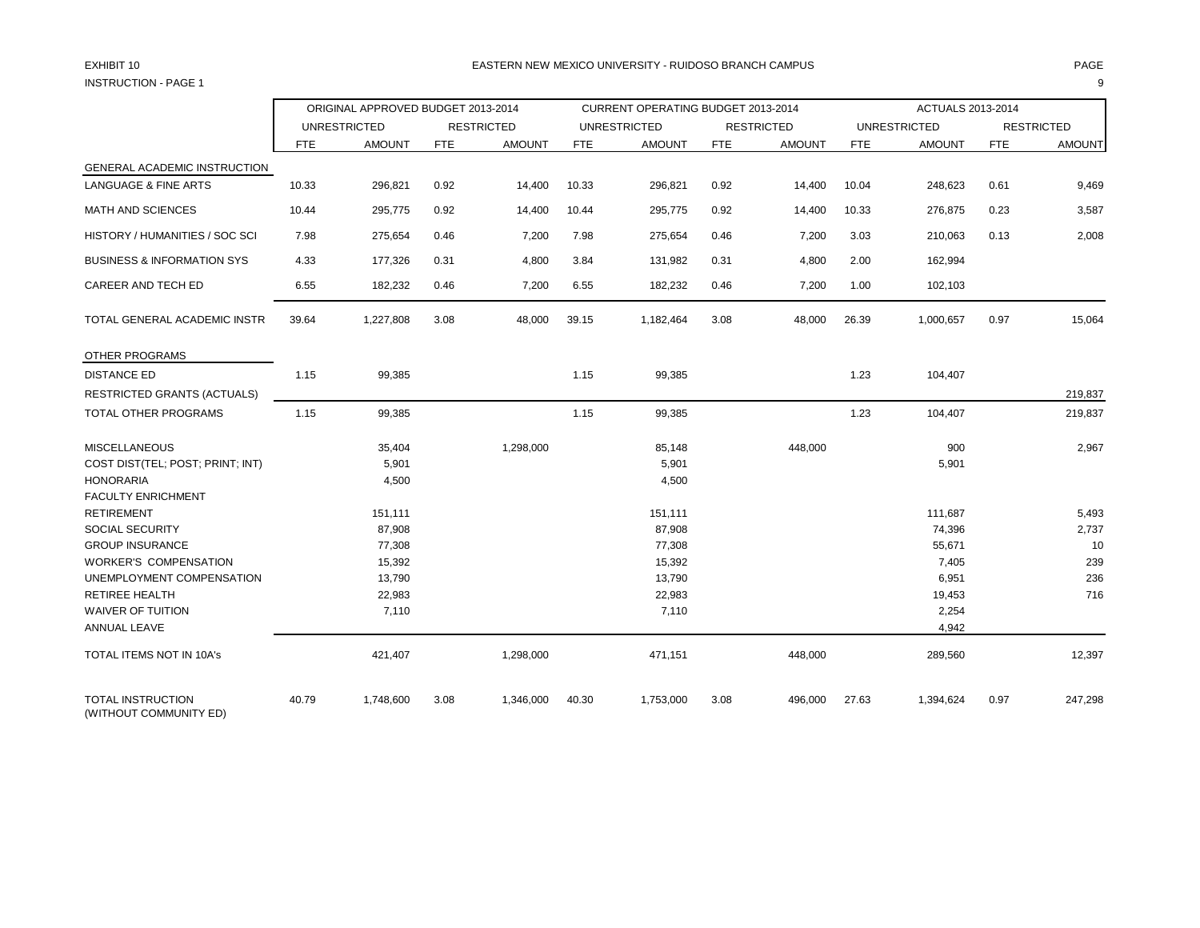EXHIBIT 10

INSTRUCTION - PAGE 1

EASTERN NEW MEXICO UNIVERSITY - RUIDOSO BRANCH CAMPUS

| | ORIGINAL APPROVED BUDGET 2013-2014 | | | | CURRENT OPERATING BUDGET 2013-2014 | | | | ACTUALS 2013-2014 | | | |
|---|---|---|---|---|---|---|---|---|---|---|---|---|
| | UNRESTRICTED | | RESTRICTED | | UNRESTRICTED | | RESTRICTED | | UNRESTRICTED | | RESTRICTED | |
| | FTE | AMOUNT | FTE | AMOUNT | FTE | AMOUNT | FTE | AMOUNT | FTE | AMOUNT | FTE | AMOUNT |
| **GENERAL ACADEMIC INSTRUCTION** | | | | | | | | | | | | |
| LANGUAGE & FINE ARTS | 10.33 | 296,821 | 0.92 | 14,400 | 10.33 | 296,821 | 0.92 | 14,400 | 10.04 | 248,623 | 0.61 | 9,469 |
| MATH AND SCIENCES | 10.44 | 295,775 | 0.92 | 14,400 | 10.44 | 295,775 | 0.92 | 14,400 | 10.33 | 276,875 | 0.23 | 3,587 |
| HISTORY / HUMANITIES / SOC SCI | 7.98 | 275,654 | 0.46 | 7,200 | 7.98 | 275,654 | 0.46 | 7,200 | 3.03 | 210,063 | 0.13 | 2,008 |
| BUSINESS & INFORMATION SYS | 4.33 | 177,326 | 0.31 | 4,800 | 3.84 | 131,982 | 0.31 | 4,800 | 2.00 | 162,994 | | |
| CAREER AND TECH ED | 6.55 | 182,232 | 0.46 | 7,200 | 6.55 | 182,232 | 0.46 | 7,200 | 1.00 | 102,103 | | |
| TOTAL GENERAL ACADEMIC INSTR | 39.64 | 1,227,808 | 3.08 | 48,000 | 39.15 | 1,182,464 | 3.08 | 48,000 | 26.39 | 1,000,657 | 0.97 | 15,064 |
| **OTHER PROGRAMS** | | | | | | | | | | | | |
| DISTANCE ED | 1.15 | 99,385 | | | 1.15 | 99,385 | | | 1.23 | 104,407 | | |
| RESTRICTED GRANTS (ACTUALS) | | | | | | | | | | | | 219,837 |
| TOTAL OTHER PROGRAMS | 1.15 | 99,385 | | | 1.15 | 99,385 | | | 1.23 | 104,407 | | 219,837 |
| MISCELLANEOUS | | 35,404 | | 1,298,000 | | 85,148 | | 448,000 | | 900 | | 2,967 |
| COST DIST(TEL; POST; PRINT; INT) | | 5,901 | | | | 5,901 | | | | 5,901 | | |
| HONORARIA | | 4,500 | | | | 4,500 | | | | | | |
| FACULTY ENRICHMENT | | | | | | | | | | | | |
| RETIREMENT | | 151,111 | | | | 151,111 | | | | 111,687 | | 5,493 |
| SOCIAL SECURITY | | 87,908 | | | | 87,908 | | | | 74,396 | | 2,737 |
| GROUP INSURANCE | | 77,308 | | | | 77,308 | | | | 55,671 | | 10 |
| WORKER'S COMPENSATION | | 15,392 | | | | 15,392 | | | | 7,405 | | 239 |
| UNEMPLOYMENT COMPENSATION | | 13,790 | | | | 13,790 | | | | 6,951 | | 236 |
| RETIREE HEALTH | | 22,983 | | | | 22,983 | | | | 19,453 | | 716 |
| WAIVER OF TUITION | | 7,110 | | | | 7,110 | | | | 2,254 | | |
| ANNUAL LEAVE | | | | | | | | | | 4,942 | | |
| TOTAL ITEMS NOT IN 10A's | | 421,407 | | 1,298,000 | | 471,151 | | 448,000 | | 289,560 | | 12,397 |
| TOTAL INSTRUCTION (WITHOUT COMMUNITY ED) | 40.79 | 1,748,600 | 3.08 | 1,346,000 | 40.30 | 1,753,000 | 3.08 | 496,000 | 27.63 | 1,394,624 | 0.97 | 247,298 |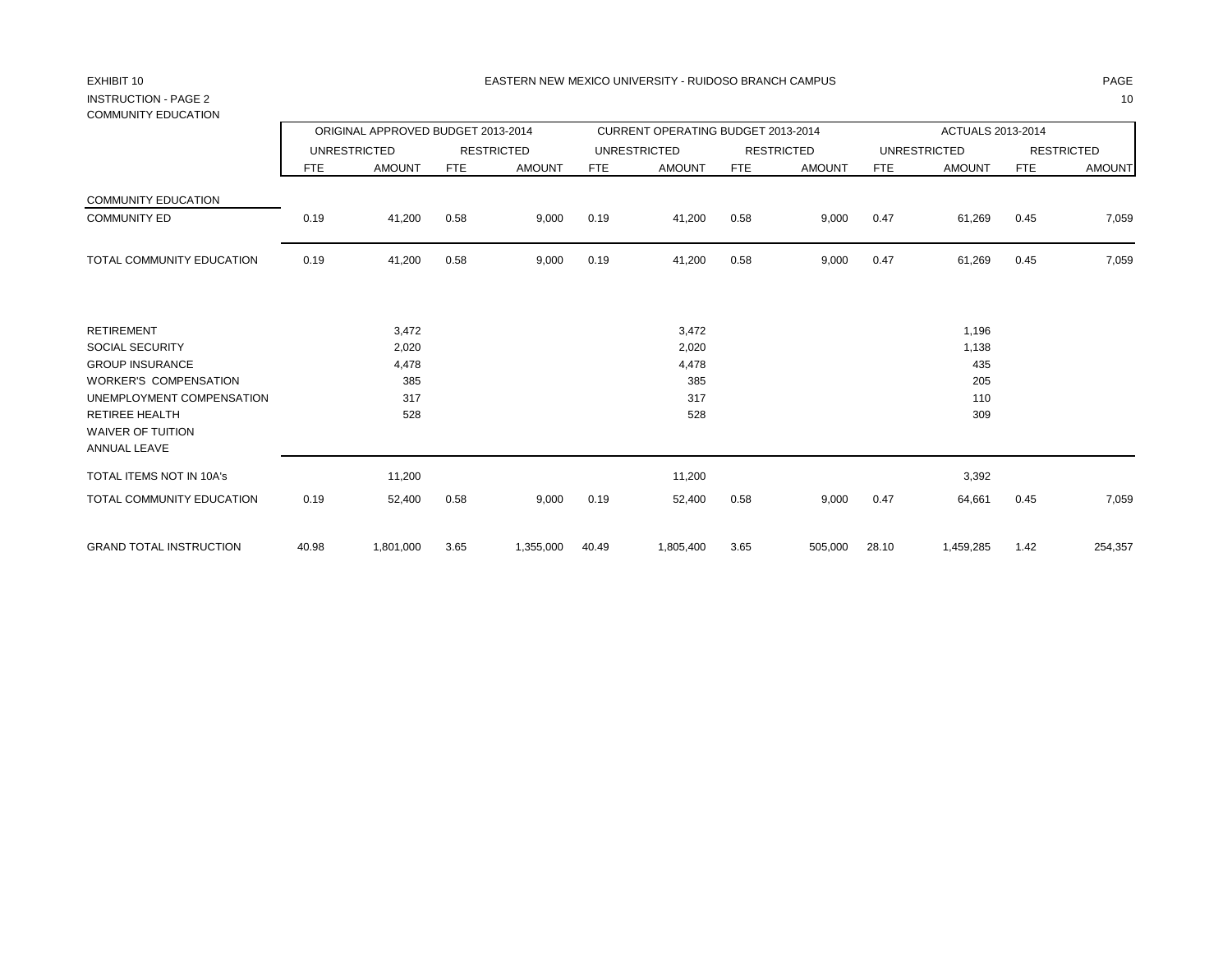EXHIBIT 10

EASTERN NEW MEXICO UNIVERSITY - RUIDOSO BRANCH CAMPUS

INSTRUCTION - PAGE 2

COMMUNITY EDUCATION

| | ORIGINAL APPROVED BUDGET 2013-2014 | | | | CURRENT OPERATING BUDGET 2013-2014 | | | | ACTUALS 2013-2014 | | | |
|---|---|---|---|---|---|---|---|---|---|---|---|---|
| | UNRESTRICTED | | RESTRICTED | | UNRESTRICTED | | RESTRICTED | | UNRESTRICTED | | RESTRICTED | |
| | FTE | AMOUNT | FTE | AMOUNT | FTE | AMOUNT | FTE | AMOUNT | FTE | AMOUNT | FTE | AMOUNT |
| COMMUNITY EDUCATION | | | | | | | | | | | | |
| COMMUNITY ED | 0.19 | 41,200 | 0.58 | 9,000 | 0.19 | 41,200 | 0.58 | 9,000 | 0.47 | 61,269 | 0.45 | 7,059 |
| TOTAL COMMUNITY EDUCATION | 0.19 | 41,200 | 0.58 | 9,000 | 0.19 | 41,200 | 0.58 | 9,000 | 0.47 | 61,269 | 0.45 | 7,059 |
| RETIREMENT | | 3,472 | | | | 3,472 | | | | 1,196 | | |
| SOCIAL SECURITY | | 2,020 | | | | 2,020 | | | | 1,138 | | |
| GROUP INSURANCE | | 4,478 | | | | 4,478 | | | | 435 | | |
| WORKER'S COMPENSATION | | 385 | | | | 385 | | | | 205 | | |
| UNEMPLOYMENT COMPENSATION | | 317 | | | | 317 | | | | 110 | | |
| RETIREE HEALTH | | 528 | | | | 528 | | | | 309 | | |
| WAIVER OF TUITION | | | | | | | | | | | | |
| ANNUAL LEAVE | | | | | | | | | | | | |
| TOTAL ITEMS NOT IN 10A's | | 11,200 | | | | 11,200 | | | | 3,392 | | |
| TOTAL COMMUNITY EDUCATION | 0.19 | 52,400 | 0.58 | 9,000 | 0.19 | 52,400 | 0.58 | 9,000 | 0.47 | 64,661 | 0.45 | 7,059 |
| GRAND TOTAL INSTRUCTION | 40.98 | 1,801,000 | 3.65 | 1,355,000 | 40.49 | 1,805,400 | 3.65 | 505,000 | 28.10 | 1,459,285 | 1.42 | 254,357 |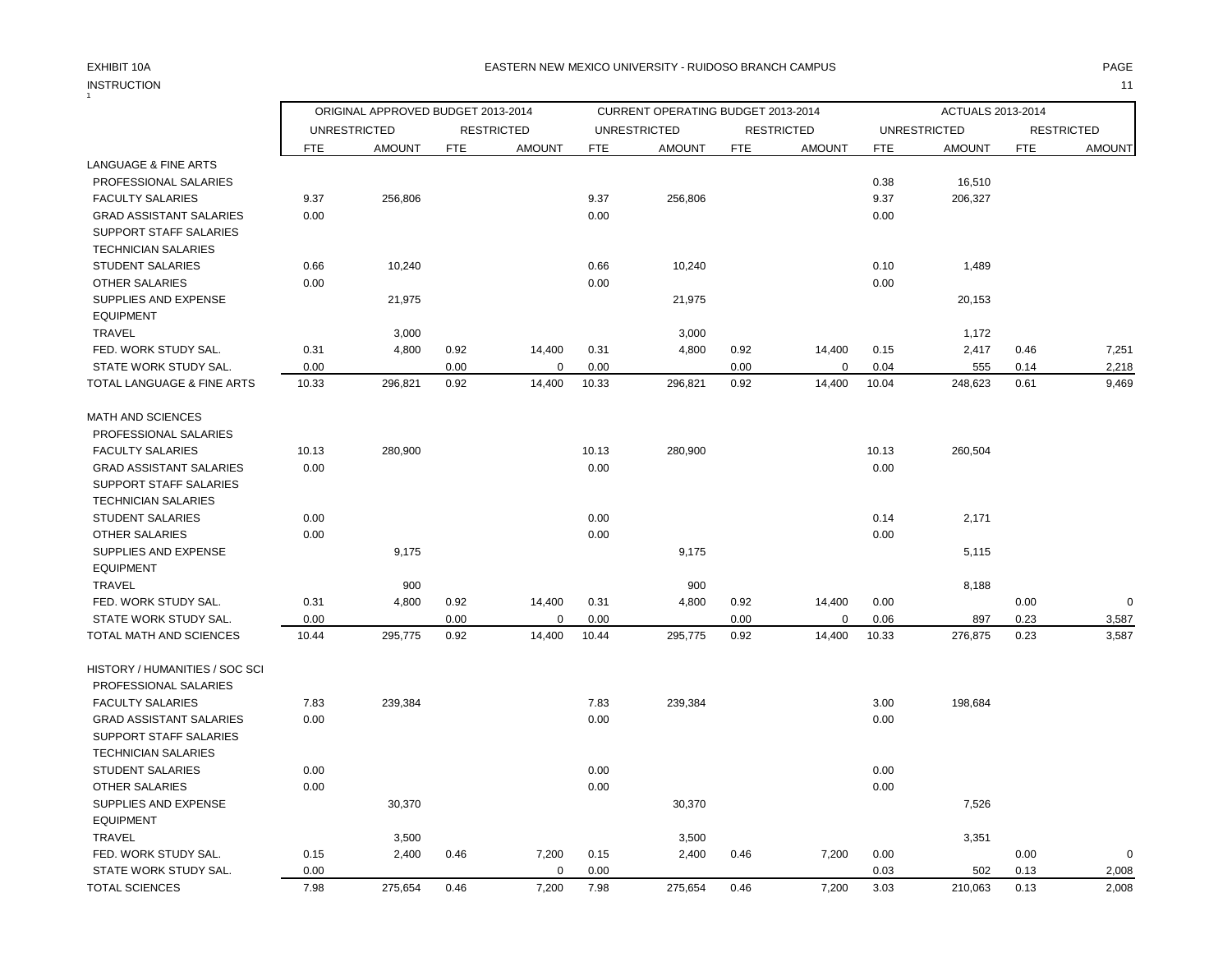EXHIBIT 10A

EASTERN NEW MEXICO UNIVERSITY - RUIDOSO BRANCH CAMPUS

INSTRUCTION

| | ORIGINAL APPROVED BUDGET 2013-2014 | | | | CURRENT OPERATING BUDGET 2013-2014 | | | | ACTUALS 2013-2014 | | | |
|---|---|---|---|---|---|---|---|---|---|---|---|---|
| | UNRESTRICTED | | RESTRICTED | | UNRESTRICTED | | RESTRICTED | | UNRESTRICTED | | RESTRICTED | |
| | FTE | AMOUNT | FTE | AMOUNT | FTE | AMOUNT | FTE | AMOUNT | FTE | AMOUNT | FTE | AMOUNT |
| LANGUAGE & FINE ARTS | | | | | | | | | | | | |
| PROFESSIONAL SALARIES | | | | | | | | | 0.38 | 16,510 | | |
| FACULTY SALARIES | 9.37 | 256,806 | | | 9.37 | 256,806 | | | 9.37 | 206,327 | | |
| GRAD ASSISTANT SALARIES | 0.00 | | | | 0.00 | | | | 0.00 | | | |
| SUPPORT STAFF SALARIES | | | | | | | | | | | | |
| TECHNICIAN SALARIES | | | | | | | | | | | | |
| STUDENT SALARIES | 0.66 | 10,240 | | | 0.66 | 10,240 | | | 0.10 | 1,489 | | |
| OTHER SALARIES | 0.00 | | | | 0.00 | | | | 0.00 | | | |
| SUPPLIES AND EXPENSE | | 21,975 | | | | 21,975 | | | | 20,153 | | |
| EQUIPMENT | | | | | | | | | | | | |
| TRAVEL | | 3,000 | | | | 3,000 | | | | 1,172 | | |
| FED. WORK STUDY SAL. | 0.31 | 4,800 | 0.92 | 14,400 | 0.31 | 4,800 | 0.92 | 14,400 | 0.15 | 2,417 | 0.46 | 7,251 |
| STATE WORK STUDY SAL. | 0.00 | | 0.00 | 0 | 0.00 | | 0.00 | 0 | 0.04 | 555 | 0.14 | 2,218 |
| TOTAL LANGUAGE & FINE ARTS | 10.33 | 296,821 | 0.92 | 14,400 | 10.33 | 296,821 | 0.92 | 14,400 | 10.04 | 248,623 | 0.61 | 9,469 |
| | | | | | | | | | | | | |
| MATH AND SCIENCES | | | | | | | | | | | | |
| PROFESSIONAL SALARIES | | | | | | | | | | | | |
| FACULTY SALARIES | 10.13 | 280,900 | | | 10.13 | 280,900 | | | 10.13 | 260,504 | | |
| GRAD ASSISTANT SALARIES | 0.00 | | | | 0.00 | | | | 0.00 | | | |
| SUPPORT STAFF SALARIES | | | | | | | | | | | | |
| TECHNICIAN SALARIES | | | | | | | | | | | | |
| STUDENT SALARIES | 0.00 | | | | 0.00 | | | | 0.14 | 2,171 | | |
| OTHER SALARIES | 0.00 | | | | 0.00 | | | | 0.00 | | | |
| SUPPLIES AND EXPENSE | | 9,175 | | | | 9,175 | | | | 5,115 | | |
| EQUIPMENT | | | | | | | | | | | | |
| TRAVEL | | 900 | | | | 900 | | | | 8,188 | | |
| FED. WORK STUDY SAL. | 0.31 | 4,800 | 0.92 | 14,400 | 0.31 | 4,800 | 0.92 | 14,400 | 0.00 | | 0.00 | 0 |
| STATE WORK STUDY SAL. | 0.00 | | 0.00 | 0 | 0.00 | | 0.00 | 0 | 0.06 | 897 | 0.23 | 3,587 |
| TOTAL MATH AND SCIENCES | 10.44 | 295,775 | 0.92 | 14,400 | 10.44 | 295,775 | 0.92 | 14,400 | 10.33 | 276,875 | 0.23 | 3,587 |
| | | | | | | | | | | | | |
| HISTORY / HUMANITIES / SOC SCI | | | | | | | | | | | | |
| PROFESSIONAL SALARIES | | | | | | | | | | | | |
| FACULTY SALARIES | 7.83 | 239,384 | | | 7.83 | 239,384 | | | 3.00 | 198,684 | | |
| GRAD ASSISTANT SALARIES | 0.00 | | | | 0.00 | | | | 0.00 | | | |
| SUPPORT STAFF SALARIES | | | | | | | | | | | | |
| TECHNICIAN SALARIES | | | | | | | | | | | | |
| STUDENT SALARIES | 0.00 | | | | 0.00 | | | | 0.00 | | | |
| OTHER SALARIES | 0.00 | | | | 0.00 | | | | 0.00 | | | |
| SUPPLIES AND EXPENSE | | 30,370 | | | | 30,370 | | | | 7,526 | | |
| EQUIPMENT | | | | | | | | | | | | |
| TRAVEL | | 3,500 | | | | 3,500 | | | | 3,351 | | |
| FED. WORK STUDY SAL. | 0.15 | 2,400 | 0.46 | 7,200 | 0.15 | 2,400 | 0.46 | 7,200 | 0.00 | | 0.00 | 0 |
| STATE WORK STUDY SAL. | 0.00 | | | 0 | 0.00 | | | | 0.03 | 502 | 0.13 | 2,008 |
| TOTAL SCIENCES | 7.98 | 275,654 | 0.46 | 7,200 | 7.98 | 275,654 | 0.46 | 7,200 | 3.03 | 210,063 | 0.13 | 2,008 |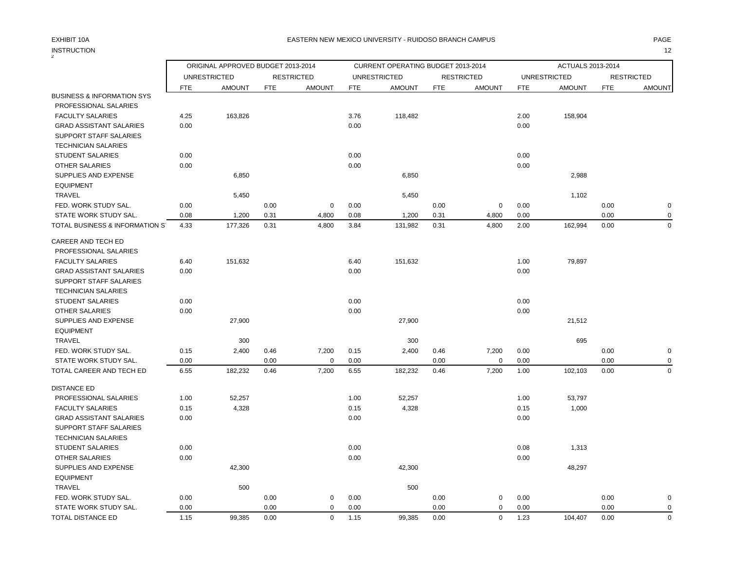EXHIBIT 10A

EASTERN NEW MEXICO UNIVERSITY - RUIDOSO BRANCH CAMPUS

INSTRUCTION

| | ORIGINAL APPROVED BUDGET 2013-2014 | | | | CURRENT OPERATING BUDGET 2013-2014 | | | | ACTUALS 2013-2014 | | | |
|---|---|---|---|---|---|---|---|---|---|---|---|---|
| | UNRESTRICTED | | RESTRICTED | | UNRESTRICTED | | RESTRICTED | | UNRESTRICTED | | RESTRICTED | |
| | FTE | AMOUNT | FTE | AMOUNT | FTE | AMOUNT | FTE | AMOUNT | FTE | AMOUNT | FTE | AMOUNT |
| BUSINESS & INFORMATION SYS | | | | | | | | | | | | |
| PROFESSIONAL SALARIES | | | | | | | | | | | | |
| FACULTY SALARIES | 4.25 | 163,826 | | | 3.76 | 118,482 | | | 2.00 | 158,904 | | |
| GRAD ASSISTANT SALARIES | 0.00 | | | | 0.00 | | | | 0.00 | | | |
| SUPPORT STAFF SALARIES | | | | | | | | | | | | |
| TECHNICIAN SALARIES | | | | | | | | | | | | |
| STUDENT SALARIES | 0.00 | | | | 0.00 | | | | 0.00 | | | |
| OTHER SALARIES | 0.00 | | | | 0.00 | | | | 0.00 | | | |
| SUPPLIES AND EXPENSE | | 6,850 | | | | 6,850 | | | | 2,988 | | |
| EQUIPMENT | | | | | | | | | | | | |
| TRAVEL | | 5,450 | | | | 5,450 | | | | 1,102 | | |
| FED. WORK STUDY SAL. | 0.00 | | 0.00 | 0 | 0.00 | | 0.00 | 0 | 0.00 | | 0.00 | 0 |
| STATE WORK STUDY SAL. | 0.08 | 1,200 | 0.31 | 4,800 | 0.08 | 1,200 | 0.31 | 4,800 | 0.00 | | 0.00 | 0 |
| TOTAL BUSINESS & INFORMATION SY | 4.33 | 177,326 | 0.31 | 4,800 | 3.84 | 131,982 | 0.31 | 4,800 | 2.00 | 162,994 | 0.00 | 0 |
| CAREER AND TECH ED | | | | | | | | | | | | |
| PROFESSIONAL SALARIES | | | | | | | | | | | | |
| FACULTY SALARIES | 6.40 | 151,632 | | | 6.40 | 151,632 | | | 1.00 | 79,897 | | |
| GRAD ASSISTANT SALARIES | 0.00 | | | | 0.00 | | | | 0.00 | | | |
| SUPPORT STAFF SALARIES | | | | | | | | | | | | |
| TECHNICIAN SALARIES | | | | | | | | | | | | |
| STUDENT SALARIES | 0.00 | | | | 0.00 | | | | 0.00 | | | |
| OTHER SALARIES | 0.00 | | | | 0.00 | | | | 0.00 | | | |
| SUPPLIES AND EXPENSE | | 27,900 | | | | 27,900 | | | | 21,512 | | |
| EQUIPMENT | | | | | | | | | | | | |
| TRAVEL | | 300 | | | | 300 | | | | 695 | | |
| FED. WORK STUDY SAL. | 0.15 | 2,400 | 0.46 | 7,200 | 0.15 | 2,400 | 0.46 | 7,200 | 0.00 | | 0.00 | 0 |
| STATE WORK STUDY SAL. | 0.00 | | 0.00 | 0 | 0.00 | | 0.00 | 0 | 0.00 | | 0.00 | 0 |
| TOTAL CAREER AND TECH ED | 6.55 | 182,232 | 0.46 | 7,200 | 6.55 | 182,232 | 0.46 | 7,200 | 1.00 | 102,103 | 0.00 | 0 |
| DISTANCE ED | | | | | | | | | | | | |
| PROFESSIONAL SALARIES | 1.00 | 52,257 | | | 1.00 | 52,257 | | | 1.00 | 53,797 | | |
| FACULTY SALARIES | 0.15 | 4,328 | | | 0.15 | 4,328 | | | 0.15 | 1,000 | | |
| GRAD ASSISTANT SALARIES | 0.00 | | | | 0.00 | | | | 0.00 | | | |
| SUPPORT STAFF SALARIES | | | | | | | | | | | | |
| TECHNICIAN SALARIES | | | | | | | | | | | | |
| STUDENT SALARIES | 0.00 | | | | 0.00 | | | | 0.08 | 1,313 | | |
| OTHER SALARIES | 0.00 | | | | 0.00 | | | | 0.00 | | | |
| SUPPLIES AND EXPENSE | | 42,300 | | | | 42,300 | | | | 48,297 | | |
| EQUIPMENT | | | | | | | | | | | | |
| TRAVEL | | 500 | | | | 500 | | | | | | |
| FED. WORK STUDY SAL. | 0.00 | | 0.00 | 0 | 0.00 | | 0.00 | 0 | 0.00 | | 0.00 | 0 |
| STATE WORK STUDY SAL. | 0.00 | | 0.00 | 0 | 0.00 | | 0.00 | 0 | 0.00 | | 0.00 | 0 |
| TOTAL DISTANCE ED | 1.15 | 99,385 | 0.00 | 0 | 1.15 | 99,385 | 0.00 | 0 | 1.23 | 104,407 | 0.00 | 0 |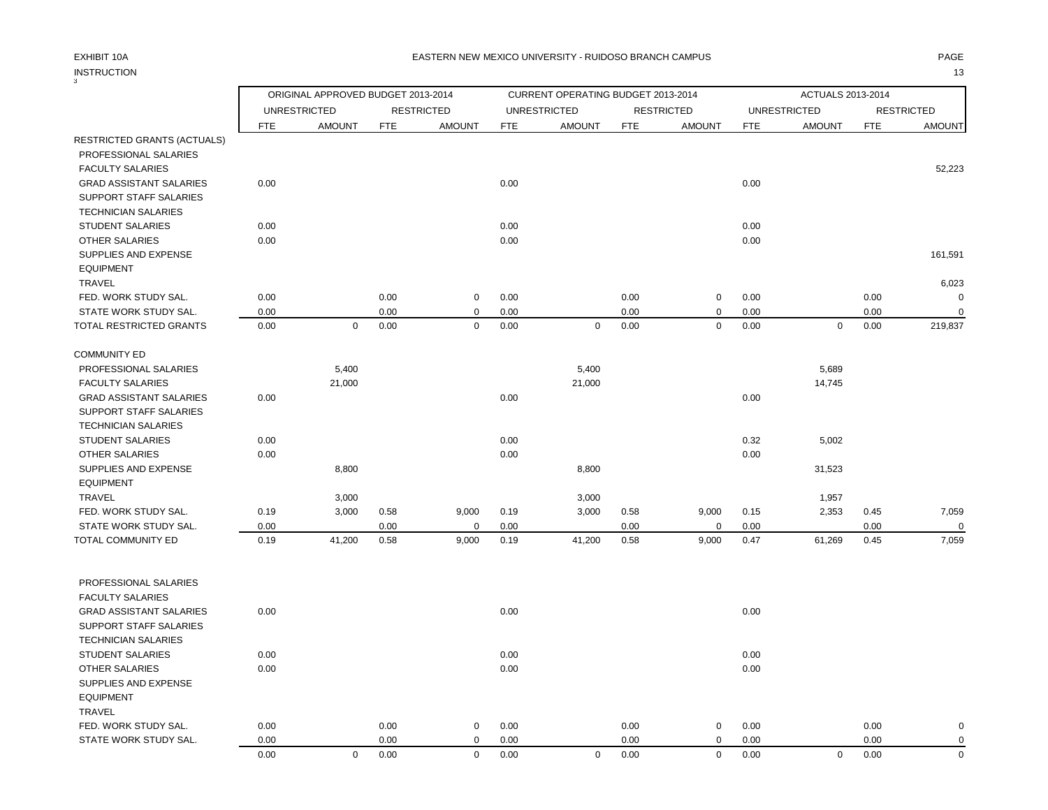EXHIBIT 10A

EASTERN NEW MEXICO UNIVERSITY - RUIDOSO BRANCH CAMPUS

INSTRUCTION

| | ORIGINAL APPROVED BUDGET 2013-2014 | | | | CURRENT OPERATING BUDGET 2013-2014 | | | | ACTUALS 2013-2014 | | | |
|---|---|---|---|---|---|---|---|---|---|---|---|---|
| | UNRESTRICTED | | RESTRICTED | | UNRESTRICTED | | RESTRICTED | | UNRESTRICTED | | RESTRICTED | |
| | FTE | AMOUNT | FTE | AMOUNT | FTE | AMOUNT | FTE | AMOUNT | FTE | AMOUNT | FTE | AMOUNT |
| RESTRICTED GRANTS (ACTUALS) | | | | | | | | | | | | |
| PROFESSIONAL SALARIES | | | | | | | | | | | | |
| FACULTY SALARIES | | | | | | | | | | | | 52,223 |
| GRAD ASSISTANT SALARIES | 0.00 | | | | 0.00 | | | | 0.00 | | | |
| SUPPORT STAFF SALARIES | | | | | | | | | | | | |
| TECHNICIAN SALARIES | | | | | | | | | | | | |
| STUDENT SALARIES | 0.00 | | | | 0.00 | | | | 0.00 | | | |
| OTHER SALARIES | 0.00 | | | | 0.00 | | | | 0.00 | | | |
| SUPPLIES AND EXPENSE | | | | | | | | | | | | 161,591 |
| EQUIPMENT | | | | | | | | | | | | |
| TRAVEL | | | | | | | | | | | | 6,023 |
| FED. WORK STUDY SAL. | 0.00 | | 0.00 | 0 | 0.00 | | 0.00 | 0 | 0.00 | | 0.00 | 0 |
| STATE WORK STUDY SAL. | 0.00 | | 0.00 | 0 | 0.00 | | 0.00 | 0 | 0.00 | | 0.00 | 0 |
| TOTAL RESTRICTED GRANTS | 0.00 | 0 | 0.00 | 0 | 0.00 | 0 | 0.00 | 0 | 0.00 | 0 | 0.00 | 219,837 |
| | | | | | | | | | | | | |
| COMMUNITY ED | | | | | | | | | | | | |
| PROFESSIONAL SALARIES | | 5,400 | | | | 5,400 | | | | 5,689 | | |
| FACULTY SALARIES | | 21,000 | | | | 21,000 | | | | 14,745 | | |
| GRAD ASSISTANT SALARIES | 0.00 | | | | 0.00 | | | | 0.00 | | | |
| SUPPORT STAFF SALARIES | | | | | | | | | | | | |
| TECHNICIAN SALARIES | | | | | | | | | | | | |
| STUDENT SALARIES | 0.00 | | | | 0.00 | | | | 0.32 | 5,002 | | |
| OTHER SALARIES | 0.00 | | | | 0.00 | | | | 0.00 | | | |
| SUPPLIES AND EXPENSE | | 8,800 | | | | 8,800 | | | | 31,523 | | |
| EQUIPMENT | | | | | | | | | | | | |
| TRAVEL | | 3,000 | | | | 3,000 | | | | 1,957 | | |
| FED. WORK STUDY SAL. | 0.19 | 3,000 | 0.58 | 9,000 | 0.19 | 3,000 | 0.58 | 9,000 | 0.15 | 2,353 | 0.45 | 7,059 |
| STATE WORK STUDY SAL. | 0.00 | | 0.00 | 0 | 0.00 | | 0.00 | 0 | 0.00 | | 0.00 | 0 |
| TOTAL COMMUNITY ED | 0.19 | 41,200 | 0.58 | 9,000 | 0.19 | 41,200 | 0.58 | 9,000 | 0.47 | 61,269 | 0.45 | 7,059 |
| | | | | | | | | | | | | |
| PROFESSIONAL SALARIES | | | | | | | | | | | | |
| FACULTY SALARIES | | | | | | | | | | | | |
| GRAD ASSISTANT SALARIES | 0.00 | | | | 0.00 | | | | 0.00 | | | |
| SUPPORT STAFF SALARIES | | | | | | | | | | | | |
| TECHNICIAN SALARIES | | | | | | | | | | | | |
| STUDENT SALARIES | 0.00 | | | | 0.00 | | | | 0.00 | | | |
| OTHER SALARIES | 0.00 | | | | 0.00 | | | | 0.00 | | | |
| SUPPLIES AND EXPENSE | | | | | | | | | | | | |
| EQUIPMENT | | | | | | | | | | | | |
| TRAVEL | | | | | | | | | | | | |
| FED. WORK STUDY SAL. | 0.00 | | 0.00 | 0 | 0.00 | | 0.00 | 0 | 0.00 | | 0.00 | 0 |
| STATE WORK STUDY SAL. | 0.00 | | 0.00 | 0 | 0.00 | | 0.00 | 0 | 0.00 | | 0.00 | 0 |
| | 0.00 | 0 | 0.00 | 0 | 0.00 | 0 | 0.00 | 0 | 0.00 | 0 | 0.00 | 0 |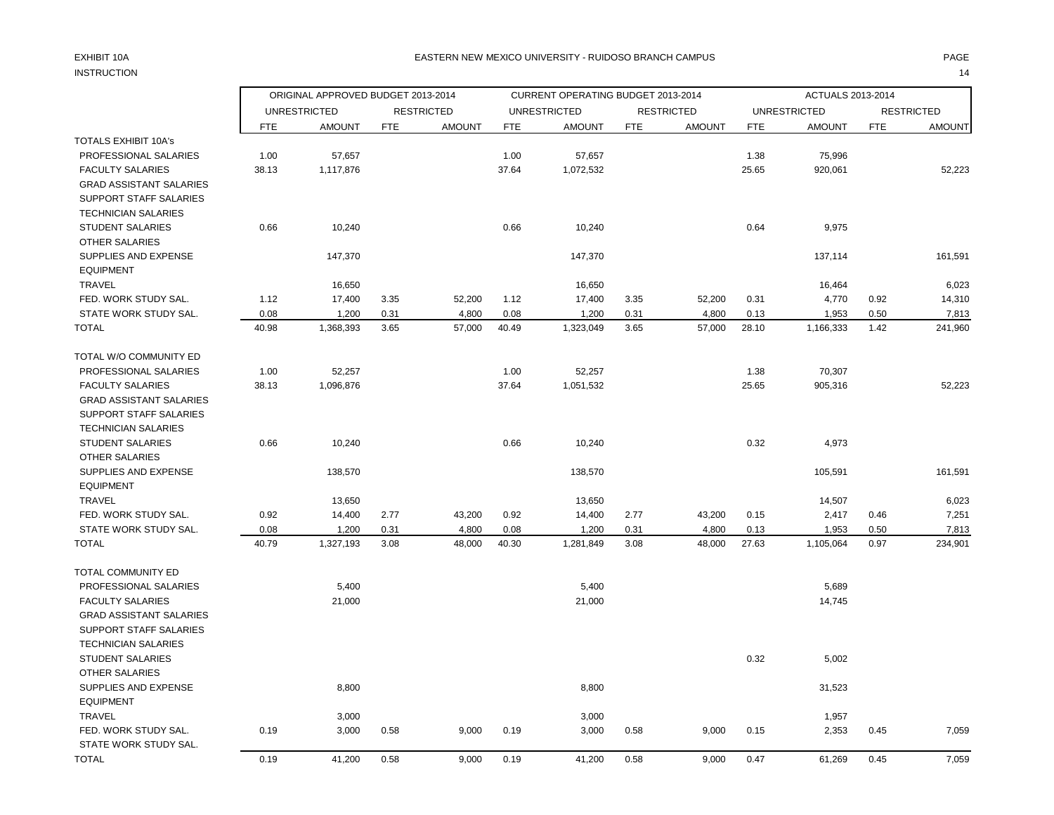EXHIBIT 10A

INSTRUCTION

EASTERN NEW MEXICO UNIVERSITY - RUIDOSO BRANCH CAMPUS

| | ORIGINAL APPROVED BUDGET 2013-2014 | | | | CURRENT OPERATING BUDGET 2013-2014 | | | | ACTUALS 2013-2014 | | | |
|---|---|---|---|---|---|---|---|---|---|---|---|---|
| | UNRESTRICTED | | RESTRICTED | | UNRESTRICTED | | RESTRICTED | | UNRESTRICTED | | RESTRICTED | |
| | FTE | AMOUNT | FTE | AMOUNT | FTE | AMOUNT | FTE | AMOUNT | FTE | AMOUNT | FTE | AMOUNT |
| TOTALS EXHIBIT 10A's | | | | | | | | | | | | |
| PROFESSIONAL SALARIES | 1.00 | 57,657 | | | 1.00 | 57,657 | | | 1.38 | 75,996 | | |
| FACULTY SALARIES | 38.13 | 1,117,876 | | | 37.64 | 1,072,532 | | | 25.65 | 920,061 | | 52,223 |
| GRAD ASSISTANT SALARIES | | | | | | | | | | | | |
| SUPPORT STAFF SALARIES | | | | | | | | | | | | |
| TECHNICIAN SALARIES | | | | | | | | | | | | |
| STUDENT SALARIES | 0.66 | 10,240 | | | 0.66 | 10,240 | | | 0.64 | 9,975 | | |
| OTHER SALARIES | | | | | | | | | | | | |
| SUPPLIES AND EXPENSE | | 147,370 | | | | 147,370 | | | | 137,114 | | 161,591 |
| EQUIPMENT | | | | | | | | | | | | |
| TRAVEL | | 16,650 | | | | 16,650 | | | | 16,464 | | 6,023 |
| FED. WORK STUDY SAL. | 1.12 | 17,400 | 3.35 | 52,200 | 1.12 | 17,400 | 3.35 | 52,200 | 0.31 | 4,770 | 0.92 | 14,310 |
| STATE WORK STUDY SAL. | 0.08 | 1,200 | 0.31 | 4,800 | 0.08 | 1,200 | 0.31 | 4,800 | 0.13 | 1,953 | 0.50 | 7,813 |
| TOTAL | 40.98 | 1,368,393 | 3.65 | 57,000 | 40.49 | 1,323,049 | 3.65 | 57,000 | 28.10 | 1,166,333 | 1.42 | 241,960 |
| TOTAL W/O COMMUNITY ED | | | | | | | | | | | | |
| PROFESSIONAL SALARIES | 1.00 | 52,257 | | | 1.00 | 52,257 | | | 1.38 | 70,307 | | |
| FACULTY SALARIES | 38.13 | 1,096,876 | | | 37.64 | 1,051,532 | | | 25.65 | 905,316 | | 52,223 |
| GRAD ASSISTANT SALARIES | | | | | | | | | | | | |
| SUPPORT STAFF SALARIES | | | | | | | | | | | | |
| TECHNICIAN SALARIES | | | | | | | | | | | | |
| STUDENT SALARIES | 0.66 | 10,240 | | | 0.66 | 10,240 | | | 0.32 | 4,973 | | |
| OTHER SALARIES | | | | | | | | | | | | |
| SUPPLIES AND EXPENSE | | 138,570 | | | | 138,570 | | | | 105,591 | | 161,591 |
| EQUIPMENT | | | | | | | | | | | | |
| TRAVEL | | 13,650 | | | | 13,650 | | | | 14,507 | | 6,023 |
| FED. WORK STUDY SAL. | 0.92 | 14,400 | 2.77 | 43,200 | 0.92 | 14,400 | 2.77 | 43,200 | 0.15 | 2,417 | 0.46 | 7,251 |
| STATE WORK STUDY SAL. | 0.08 | 1,200 | 0.31 | 4,800 | 0.08 | 1,200 | 0.31 | 4,800 | 0.13 | 1,953 | 0.50 | 7,813 |
| TOTAL | 40.79 | 1,327,193 | 3.08 | 48,000 | 40.30 | 1,281,849 | 3.08 | 48,000 | 27.63 | 1,105,064 | 0.97 | 234,901 |
| TOTAL COMMUNITY ED | | | | | | | | | | | | |
| PROFESSIONAL SALARIES | | 5,400 | | | | 5,400 | | | | 5,689 | | |
| FACULTY SALARIES | | 21,000 | | | | 21,000 | | | | 14,745 | | |
| GRAD ASSISTANT SALARIES | | | | | | | | | | | | |
| SUPPORT STAFF SALARIES | | | | | | | | | | | | |
| TECHNICIAN SALARIES | | | | | | | | | | | | |
| STUDENT SALARIES | | | | | | | | | 0.32 | 5,002 | | |
| OTHER SALARIES | | | | | | | | | | | | |
| SUPPLIES AND EXPENSE | | 8,800 | | | | 8,800 | | | | 31,523 | | |
| EQUIPMENT | | | | | | | | | | | | |
| TRAVEL | | 3,000 | | | | 3,000 | | | | 1,957 | | |
| FED. WORK STUDY SAL. | 0.19 | 3,000 | 0.58 | 9,000 | 0.19 | 3,000 | 0.58 | 9,000 | 0.15 | 2,353 | 0.45 | 7,059 |
| STATE WORK STUDY SAL. | | | | | | | | | | | | |
| TOTAL | 0.19 | 41,200 | 0.58 | 9,000 | 0.19 | 41,200 | 0.58 | 9,000 | 0.47 | 61,269 | 0.45 | 7,059 |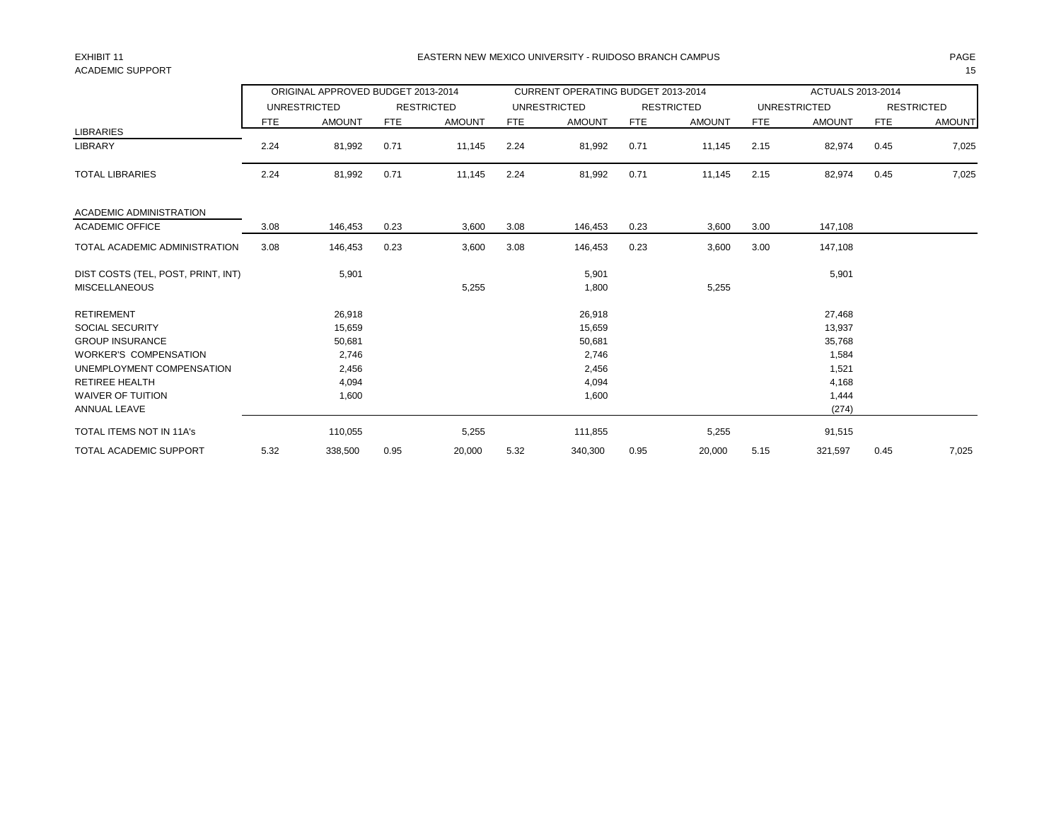EXHIBIT 11

ACADEMIC SUPPORT

EASTERN NEW MEXICO UNIVERSITY - RUIDOSO BRANCH CAMPUS

| | ORIGINAL APPROVED BUDGET 2013-2014 | | | | CURRENT OPERATING BUDGET 2013-2014 | | | | ACTUALS 2013-2014 | | | |
|---|---|---|---|---|---|---|---|---|---|---|---|---|
| | UNRESTRICTED | | RESTRICTED | | UNRESTRICTED | | RESTRICTED | | UNRESTRICTED | | RESTRICTED | |
| | FTE | AMOUNT | FTE | AMOUNT | FTE | AMOUNT | FTE | AMOUNT | FTE | AMOUNT | FTE | AMOUNT |
| LIBRARIES | | | | | | | | | | | | |
| LIBRARY | 2.24 | 81,992 | 0.71 | 11,145 | 2.24 | 81,992 | 0.71 | 11,145 | 2.15 | 82,974 | 0.45 | 7,025 |
| TOTAL LIBRARIES | 2.24 | 81,992 | 0.71 | 11,145 | 2.24 | 81,992 | 0.71 | 11,145 | 2.15 | 82,974 | 0.45 | 7,025 |
| ACADEMIC ADMINISTRATION | | | | | | | | | | | | |
| ACADEMIC OFFICE | 3.08 | 146,453 | 0.23 | 3,600 | 3.08 | 146,453 | 0.23 | 3,600 | 3.00 | 147,108 | | |
| TOTAL ACADEMIC ADMINISTRATION | 3.08 | 146,453 | 0.23 | 3,600 | 3.08 | 146,453 | 0.23 | 3,600 | 3.00 | 147,108 | | |
| DIST COSTS (TEL, POST, PRINT, INT) | | 5,901 | | | | 5,901 | | | | 5,901 | | |
| MISCELLANEOUS | | | | 5,255 | | 1,800 | | 5,255 | | | | |
| RETIREMENT | | 26,918 | | | | 26,918 | | | | 27,468 | | |
| SOCIAL SECURITY | | 15,659 | | | | 15,659 | | | | 13,937 | | |
| GROUP INSURANCE | | 50,681 | | | | 50,681 | | | | 35,768 | | |
| WORKER'S COMPENSATION | | 2,746 | | | | 2,746 | | | | 1,584 | | |
| UNEMPLOYMENT COMPENSATION | | 2,456 | | | | 2,456 | | | | 1,521 | | |
| RETIREE HEALTH | | 4,094 | | | | 4,094 | | | | 4,168 | | |
| WAIVER OF TUITION | | 1,600 | | | | 1,600 | | | | 1,444 | | |
| ANNUAL LEAVE | | | | | | | | | | (274) | | |
| TOTAL ITEMS NOT IN 11A's | | 110,055 | | 5,255 | | 111,855 | | 5,255 | | 91,515 | | |
| TOTAL ACADEMIC SUPPORT | 5.32 | 338,500 | 0.95 | 20,000 | 5.32 | 340,300 | 0.95 | 20,000 | 5.15 | 321,597 | 0.45 | 7,025 |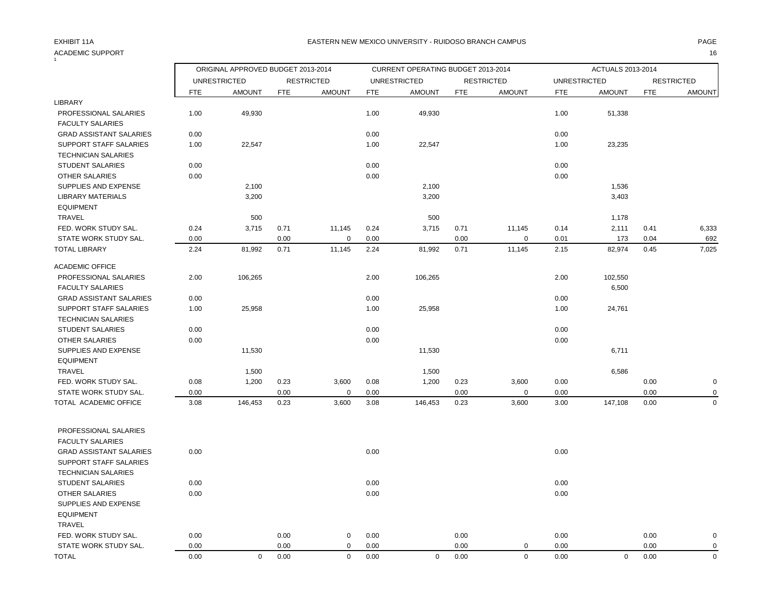EXHIBIT 11A

ACADEMIC SUPPORT

# EASTERN NEW MEXICO UNIVERSITY - RUIDOSO BRANCH CAMPUS

| | ORIGINAL APPROVED BUDGET 2013-2014 | | | | CURRENT OPERATING BUDGET 2013-2014 | | | | ACTUALS 2013-2014 | | | |
|---|---|---|---|---|---|---|---|---|---|---|---|---|
| | UNRESTRICTED | | RESTRICTED | | UNRESTRICTED | | RESTRICTED | | UNRESTRICTED | | RESTRICTED | |
| | FTE | AMOUNT | FTE | AMOUNT | FTE | AMOUNT | FTE | AMOUNT | FTE | AMOUNT | FTE | AMOUNT |
| LIBRARY | | | | | | | | | | | | |
| PROFESSIONAL SALARIES | 1.00 | 49,930 | | | 1.00 | 49,930 | | | 1.00 | 51,338 | | |
| FACULTY SALARIES | | | | | | | | | | | | |
| GRAD ASSISTANT SALARIES | 0.00 | | | | 0.00 | | | | 0.00 | | | |
| SUPPORT STAFF SALARIES | 1.00 | 22,547 | | | 1.00 | 22,547 | | | 1.00 | 23,235 | | |
| TECHNICIAN SALARIES | | | | | | | | | | | | |
| STUDENT SALARIES | 0.00 | | | | 0.00 | | | | 0.00 | | | |
| OTHER SALARIES | 0.00 | | | | 0.00 | | | | 0.00 | | | |
| SUPPLIES AND EXPENSE | | 2,100 | | | | 2,100 | | | | 1,536 | | |
| LIBRARY MATERIALS | | 3,200 | | | | 3,200 | | | | 3,403 | | |
| EQUIPMENT | | | | | | | | | | | | |
| TRAVEL | | 500 | | | | 500 | | | | 1,178 | | |
| FED. WORK STUDY SAL. | 0.24 | 3,715 | 0.71 | 11,145 | 0.24 | 3,715 | 0.71 | 11,145 | 0.14 | 2,111 | 0.41 | 6,333 |
| STATE WORK STUDY SAL. | 0.00 | | 0.00 | 0 | 0.00 | | 0.00 | 0 | 0.01 | 173 | 0.04 | 692 |
| TOTAL LIBRARY | 2.24 | 81,992 | 0.71 | 11,145 | 2.24 | 81,992 | 0.71 | 11,145 | 2.15 | 82,974 | 0.45 | 7,025 |
| ACADEMIC OFFICE | | | | | | | | | | | | |
| PROFESSIONAL SALARIES | 2.00 | 106,265 | | | 2.00 | 106,265 | | | 2.00 | 102,550 | | |
| FACULTY SALARIES | | | | | | | | | | 6,500 | | |
| GRAD ASSISTANT SALARIES | 0.00 | | | | 0.00 | | | | 0.00 | | | |
| SUPPORT STAFF SALARIES | 1.00 | 25,958 | | | 1.00 | 25,958 | | | 1.00 | 24,761 | | |
| TECHNICIAN SALARIES | | | | | | | | | | | | |
| STUDENT SALARIES | 0.00 | | | | 0.00 | | | | 0.00 | | | |
| OTHER SALARIES | 0.00 | | | | 0.00 | | | | 0.00 | | | |
| SUPPLIES AND EXPENSE | | 11,530 | | | | 11,530 | | | | 6,711 | | |
| EQUIPMENT | | | | | | | | | | | | |
| TRAVEL | | 1,500 | | | | 1,500 | | | | 6,586 | | |
| FED. WORK STUDY SAL. | 0.08 | 1,200 | 0.23 | 3,600 | 0.08 | 1,200 | 0.23 | 3,600 | 0.00 | | 0.00 | 0 |
| STATE WORK STUDY SAL. | 0.00 | | 0.00 | 0 | 0.00 | | 0.00 | 0 | 0.00 | | 0.00 | 0 |
| TOTAL ACADEMIC OFFICE | 3.08 | 146,453 | 0.23 | 3,600 | 3.08 | 146,453 | 0.23 | 3,600 | 3.00 | 147,108 | 0.00 | 0 |
| | | | | | | | | | | | | |
| PROFESSIONAL SALARIES | | | | | | | | | | | | |
| FACULTY SALARIES | | | | | | | | | | | | |
| GRAD ASSISTANT SALARIES | 0.00 | | | | 0.00 | | | | 0.00 | | | |
| SUPPORT STAFF SALARIES | | | | | | | | | | | | |
| TECHNICIAN SALARIES | | | | | | | | | | | | |
| STUDENT SALARIES | 0.00 | | | | 0.00 | | | | 0.00 | | | |
| OTHER SALARIES | 0.00 | | | | 0.00 | | | | 0.00 | | | |
| SUPPLIES AND EXPENSE | | | | | | | | | | | | |
| EQUIPMENT | | | | | | | | | | | | |
| TRAVEL | | | | | | | | | | | | |
| FED. WORK STUDY SAL. | 0.00 | | 0.00 | 0 | 0.00 | | 0.00 | | 0.00 | | 0.00 | 0 |
| STATE WORK STUDY SAL. | 0.00 | | 0.00 | 0 | 0.00 | | 0.00 | 0 | 0.00 | | 0.00 | 0 |
| TOTAL | 0.00 | 0 | 0.00 | 0 | 0.00 | 0 | 0.00 | 0 | 0.00 | 0 | 0.00 | 0 |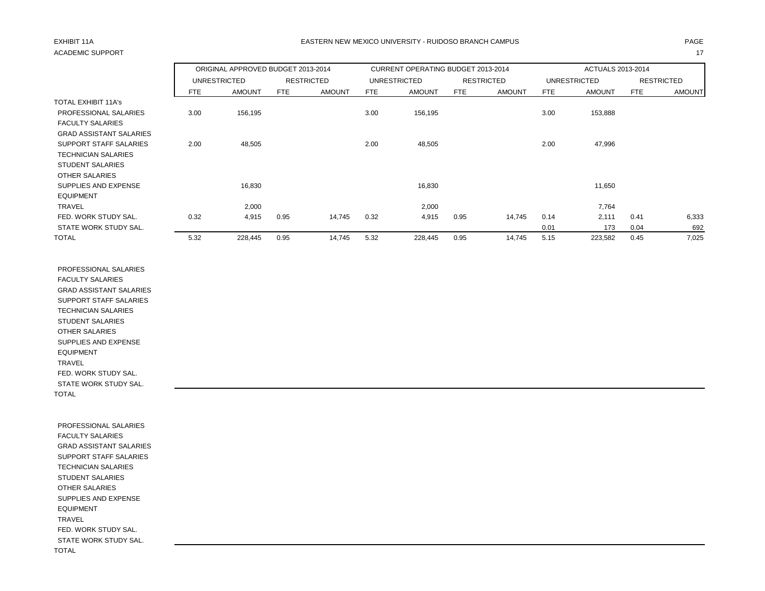EXHIBIT 11A

ACADEMIC SUPPORT

EASTERN NEW MEXICO UNIVERSITY - RUIDOSO BRANCH CAMPUS

| | ORIGINAL APPROVED BUDGET 2013-2014 | | | | CURRENT OPERATING BUDGET 2013-2014 | | | | ACTUALS 2013-2014 | | | |
|---|---|---|---|---|---|---|---|---|---|---|---|---|
| | UNRESTRICTED | | RESTRICTED | | UNRESTRICTED | | RESTRICTED | | UNRESTRICTED | | RESTRICTED | |
| | FTE | AMOUNT | FTE | AMOUNT | FTE | AMOUNT | FTE | AMOUNT | FTE | AMOUNT | FTE | AMOUNT |
| TOTAL EXHIBIT 11A's | | | | | | | | | | | | |
| PROFESSIONAL SALARIES | 3.00 | 156,195 | | | 3.00 | 156,195 | | | 3.00 | 153,888 | | |
| FACULTY SALARIES | | | | | | | | | | | | |
| GRAD ASSISTANT SALARIES | | | | | | | | | | | | |
| SUPPORT STAFF SALARIES | 2.00 | 48,505 | | | 2.00 | 48,505 | | | 2.00 | 47,996 | | |
| TECHNICIAN SALARIES | | | | | | | | | | | | |
| STUDENT SALARIES | | | | | | | | | | | | |
| OTHER SALARIES | | | | | | | | | | | | |
| SUPPLIES AND EXPENSE | | 16,830 | | | | 16,830 | | | | 11,650 | | |
| EQUIPMENT | | | | | | | | | | | | |
| TRAVEL | | 2,000 | | | | 2,000 | | | | 7,764 | | |
| FED. WORK STUDY SAL. | 0.32 | 4,915 | 0.95 | 14,745 | 0.32 | 4,915 | 0.95 | 14,745 | 0.14 | 2,111 | 0.41 | 6,333 |
| STATE WORK STUDY SAL. | | | | | | | | | 0.01 | 173 | 0.04 | 692 |
| TOTAL | 5.32 | 228,445 | 0.95 | 14,745 | 5.32 | 228,445 | 0.95 | 14,745 | 5.15 | 223,582 | 0.45 | 7,025 |

| | | | | | | | | | | | | |
|---|---|---|---|---|---|---|---|---|---|---|---|---|
| PROFESSIONAL SALARIES | | | | | | | | | | | | |
| FACULTY SALARIES | | | | | | | | | | | | |
| GRAD ASSISTANT SALARIES | | | | | | | | | | | | |
| SUPPORT STAFF SALARIES | | | | | | | | | | | | |
| TECHNICIAN SALARIES | | | | | | | | | | | | |
| STUDENT SALARIES | | | | | | | | | | | | |
| OTHER SALARIES | | | | | | | | | | | | |
| SUPPLIES AND EXPENSE | | | | | | | | | | | | |
| EQUIPMENT | | | | | | | | | | | | |
| TRAVEL | | | | | | | | | | | | |
| FED. WORK STUDY SAL. | | | | | | | | | | | | |
| STATE WORK STUDY SAL. | | | | | | | | | | | | |
| TOTAL | | | | | | | | | | | | |

| | | | | | | | | | | | | |
|---|---|---|---|---|---|---|---|---|---|---|---|---|
| PROFESSIONAL SALARIES | | | | | | | | | | | | |
| FACULTY SALARIES | | | | | | | | | | | | |
| GRAD ASSISTANT SALARIES | | | | | | | | | | | | |
| SUPPORT STAFF SALARIES | | | | | | | | | | | | |
| TECHNICIAN SALARIES | | | | | | | | | | | | |
| STUDENT SALARIES | | | | | | | | | | | | |
| OTHER SALARIES | | | | | | | | | | | | |
| SUPPLIES AND EXPENSE | | | | | | | | | | | | |
| EQUIPMENT | | | | | | | | | | | | |
| TRAVEL | | | | | | | | | | | | |
| FED. WORK STUDY SAL. | | | | | | | | | | | | |
| STATE WORK STUDY SAL. | | | | | | | | | | | | |
| TOTAL | | | | | | | | | | | | |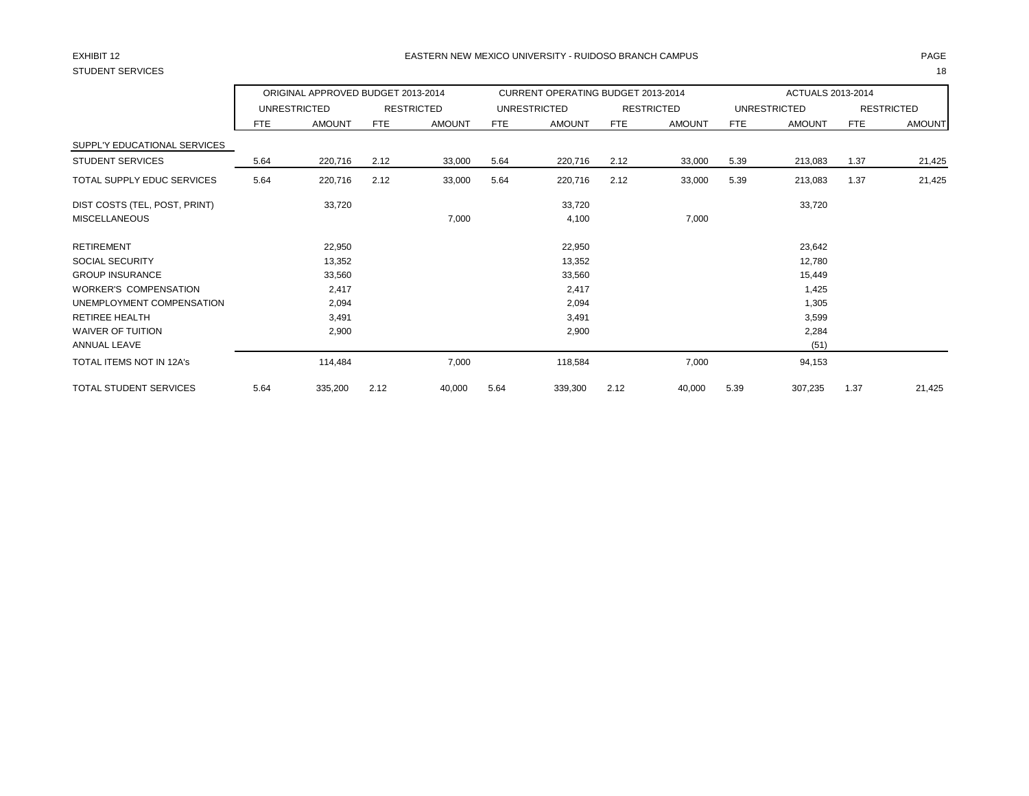EXHIBIT 12
STUDENT SERVICES

EASTERN NEW MEXICO UNIVERSITY - RUIDOSO BRANCH CAMPUS

| | ORIGINAL APPROVED BUDGET 2013-2014 | | | | CURRENT OPERATING BUDGET 2013-2014 | | | | ACTUALS 2013-2014 | | | |
|---|---|---|---|---|---|---|---|---|---|---|---|---|
| | UNRESTRICTED | | RESTRICTED | | UNRESTRICTED | | RESTRICTED | | UNRESTRICTED | | RESTRICTED | |
| | FTE | AMOUNT | FTE | AMOUNT | FTE | AMOUNT | FTE | AMOUNT | FTE | AMOUNT | FTE | AMOUNT |
| SUPPL'Y EDUCATIONAL SERVICES | | | | | | | | | | | | |
| STUDENT SERVICES | 5.64 | 220,716 | 2.12 | 33,000 | 5.64 | 220,716 | 2.12 | 33,000 | 5.39 | 213,083 | 1.37 | 21,425 |
| TOTAL SUPPLY EDUC SERVICES | 5.64 | 220,716 | 2.12 | 33,000 | 5.64 | 220,716 | 2.12 | 33,000 | 5.39 | 213,083 | 1.37 | 21,425 |
| DIST COSTS (TEL, POST, PRINT) | | 33,720 | | | | 33,720 | | | | 33,720 | | |
| MISCELLANEOUS | | | | 7,000 | | 4,100 | | 7,000 | | | | |
| RETIREMENT | | 22,950 | | | | 22,950 | | | | 23,642 | | |
| SOCIAL SECURITY | | 13,352 | | | | 13,352 | | | | 12,780 | | |
| GROUP INSURANCE | | 33,560 | | | | 33,560 | | | | 15,449 | | |
| WORKER'S COMPENSATION | | 2,417 | | | | 2,417 | | | | 1,425 | | |
| UNEMPLOYMENT COMPENSATION | | 2,094 | | | | 2,094 | | | | 1,305 | | |
| RETIREE HEALTH | | 3,491 | | | | 3,491 | | | | 3,599 | | |
| WAIVER OF TUITION | | 2,900 | | | | 2,900 | | | | 2,284 | | |
| ANNUAL LEAVE | | | | | | | | | | (51) | | |
| TOTAL ITEMS NOT IN 12A's | | 114,484 | | 7,000 | | 118,584 | | 7,000 | | 94,153 | | |
| TOTAL STUDENT SERVICES | 5.64 | 335,200 | 2.12 | 40,000 | 5.64 | 339,300 | 2.12 | 40,000 | 5.39 | 307,235 | 1.37 | 21,425 |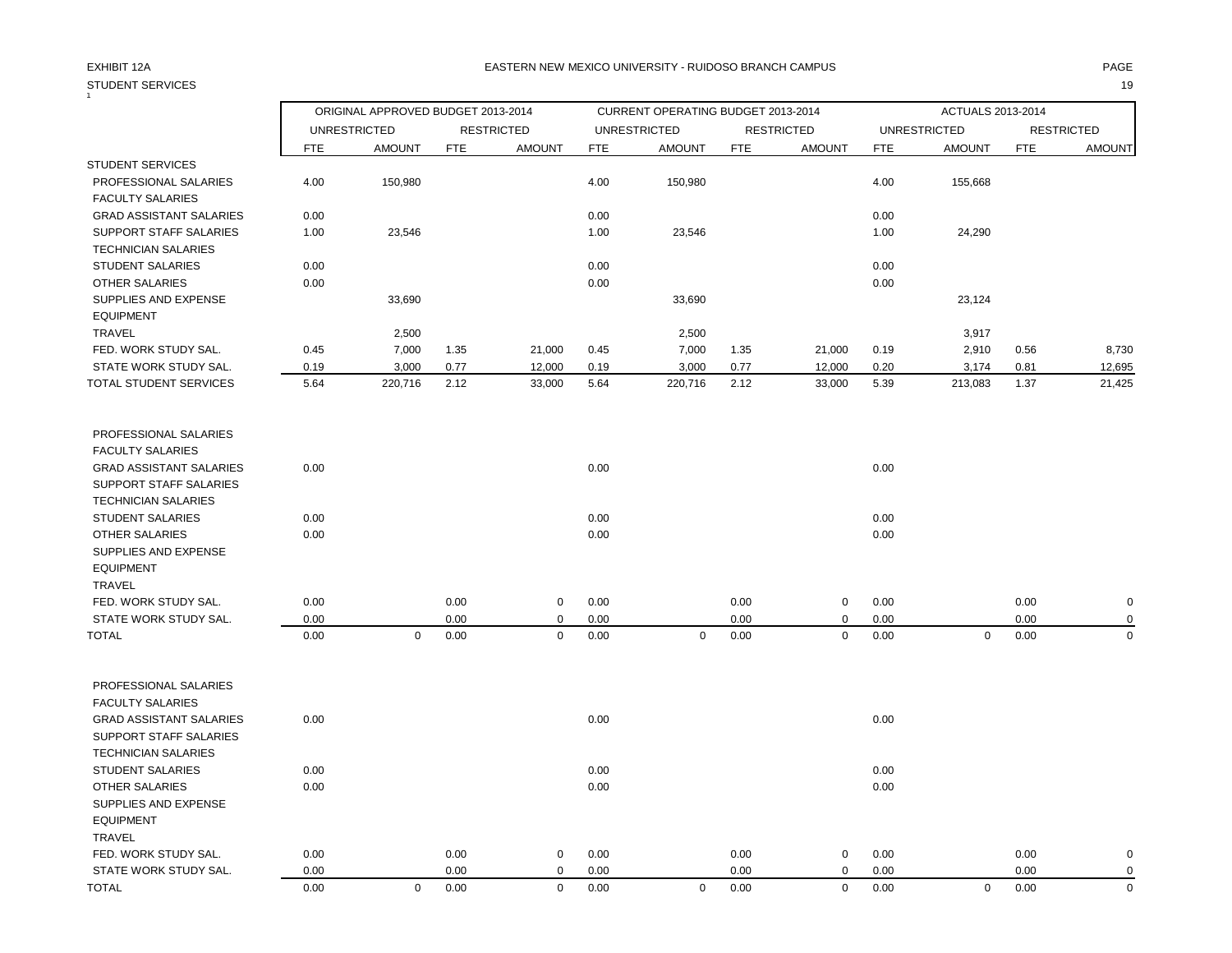EXHIBIT 12A

STUDENT SERVICES

EASTERN NEW MEXICO UNIVERSITY - RUIDOSO BRANCH CAMPUS

| | ORIGINAL APPROVED BUDGET 2013-2014 | | | | CURRENT OPERATING BUDGET 2013-2014 | | | | ACTUALS 2013-2014 | | | |
|---|---|---|---|---|---|---|---|---|---|---|---|---|
| | UNRESTRICTED | | RESTRICTED | | UNRESTRICTED | | RESTRICTED | | UNRESTRICTED | | RESTRICTED | |
| | FTE | AMOUNT | FTE | AMOUNT | FTE | AMOUNT | FTE | AMOUNT | FTE | AMOUNT | FTE | AMOUNT |
| STUDENT SERVICES | | | | | | | | | | | | |
| PROFESSIONAL SALARIES | 4.00 | 150,980 | | | 4.00 | 150,980 | | | 4.00 | 155,668 | | |
| FACULTY SALARIES | | | | | | | | | | | | |
| GRAD ASSISTANT SALARIES | 0.00 | | | | 0.00 | | | | 0.00 | | | |
| SUPPORT STAFF SALARIES | 1.00 | 23,546 | | | 1.00 | 23,546 | | | 1.00 | 24,290 | | |
| TECHNICIAN SALARIES | | | | | | | | | | | | |
| STUDENT SALARIES | 0.00 | | | | 0.00 | | | | 0.00 | | | |
| OTHER SALARIES | 0.00 | | | | 0.00 | | | | 0.00 | | | |
| SUPPLIES AND EXPENSE | | 33,690 | | | | 33,690 | | | | 23,124 | | |
| EQUIPMENT | | | | | | | | | | | | |
| TRAVEL | | 2,500 | | | | 2,500 | | | | 3,917 | | |
| FED. WORK STUDY SAL. | 0.45 | 7,000 | 1.35 | 21,000 | 0.45 | 7,000 | 1.35 | 21,000 | 0.19 | 2,910 | 0.56 | 8,730 |
| STATE WORK STUDY SAL. | 0.19 | 3,000 | 0.77 | 12,000 | 0.19 | 3,000 | 0.77 | 12,000 | 0.20 | 3,174 | 0.81 | 12,695 |
| TOTAL STUDENT SERVICES | 5.64 | 220,716 | 2.12 | 33,000 | 5.64 | 220,716 | 2.12 | 33,000 | 5.39 | 213,083 | 1.37 | 21,425 |
| | | | | | | | | | | | | |
| PROFESSIONAL SALARIES | | | | | | | | | | | | |
| FACULTY SALARIES | | | | | | | | | | | | |
| GRAD ASSISTANT SALARIES | 0.00 | | | | 0.00 | | | | 0.00 | | | |
| SUPPORT STAFF SALARIES | | | | | | | | | | | | |
| TECHNICIAN SALARIES | | | | | | | | | | | | |
| STUDENT SALARIES | 0.00 | | | | 0.00 | | | | 0.00 | | | |
| OTHER SALARIES | 0.00 | | | | 0.00 | | | | 0.00 | | | |
| SUPPLIES AND EXPENSE | | | | | | | | | | | | |
| EQUIPMENT | | | | | | | | | | | | |
| TRAVEL | | | | | | | | | | | | |
| FED. WORK STUDY SAL. | 0.00 | | 0.00 | 0 | 0.00 | | 0.00 | 0 | 0.00 | | 0.00 | 0 |
| STATE WORK STUDY SAL. | 0.00 | | 0.00 | 0 | 0.00 | | 0.00 | 0 | 0.00 | | 0.00 | 0 |
| TOTAL | 0.00 | 0 | 0.00 | 0 | 0.00 | 0 | 0.00 | 0 | 0.00 | 0 | 0.00 | 0 |
| | | | | | | | | | | | | |
| PROFESSIONAL SALARIES | | | | | | | | | | | | |
| FACULTY SALARIES | | | | | | | | | | | | |
| GRAD ASSISTANT SALARIES | 0.00 | | | | 0.00 | | | | 0.00 | | | |
| SUPPORT STAFF SALARIES | | | | | | | | | | | | |
| TECHNICIAN SALARIES | | | | | | | | | | | | |
| STUDENT SALARIES | 0.00 | | | | 0.00 | | | | 0.00 | | | |
| OTHER SALARIES | 0.00 | | | | 0.00 | | | | 0.00 | | | |
| SUPPLIES AND EXPENSE | | | | | | | | | | | | |
| EQUIPMENT | | | | | | | | | | | | |
| TRAVEL | | | | | | | | | | | | |
| FED. WORK STUDY SAL. | 0.00 | | 0.00 | 0 | 0.00 | | 0.00 | 0 | 0.00 | | 0.00 | 0 |
| STATE WORK STUDY SAL. | 0.00 | | 0.00 | 0 | 0.00 | | 0.00 | 0 | 0.00 | | 0.00 | 0 |
| TOTAL | 0.00 | 0 | 0.00 | 0 | 0.00 | 0 | 0.00 | 0 | 0.00 | 0 | 0.00 | 0 |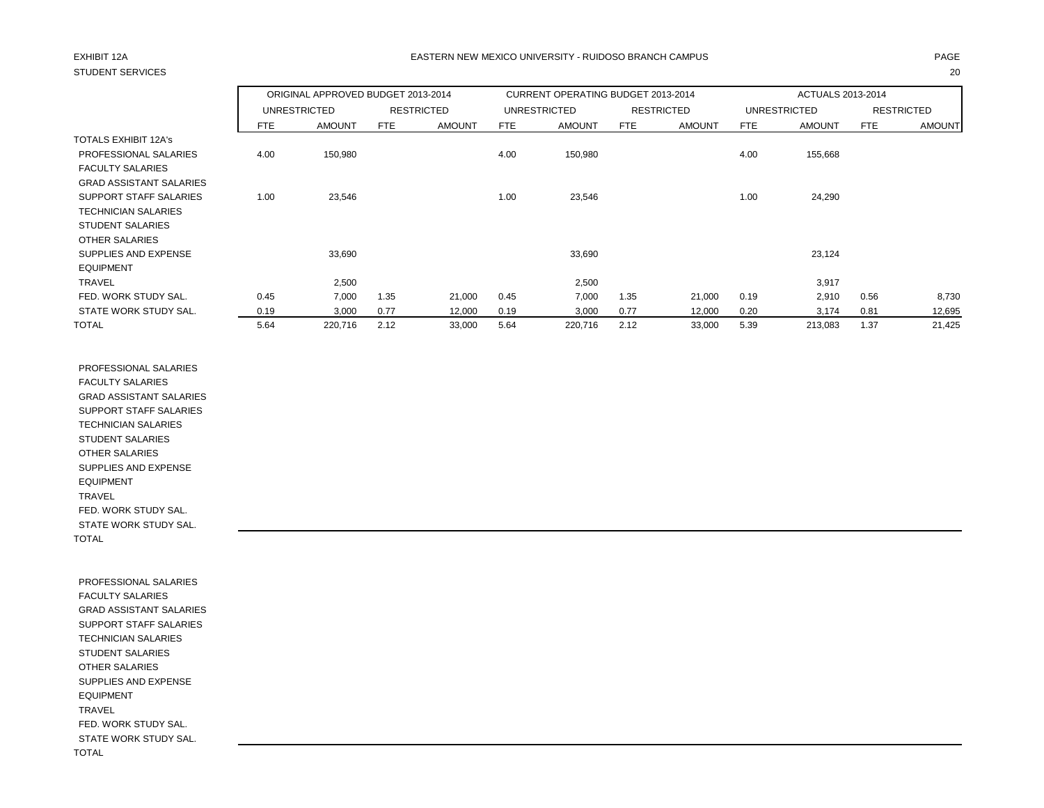EXHIBIT 12A

STUDENT SERVICES

EASTERN NEW MEXICO UNIVERSITY - RUIDOSO BRANCH CAMPUS

| | ORIGINAL APPROVED BUDGET 2013-2014 | | | | CURRENT OPERATING BUDGET 2013-2014 | | | | ACTUALS 2013-2014 | | | |
|---|---|---|---|---|---|---|---|---|---|---|---|---|
| | UNRESTRICTED | | RESTRICTED | | UNRESTRICTED | | RESTRICTED | | UNRESTRICTED | | RESTRICTED | |
| | FTE | AMOUNT | FTE | AMOUNT | FTE | AMOUNT | FTE | AMOUNT | FTE | AMOUNT | FTE | AMOUNT |
| TOTALS EXHIBIT 12A's | | | | | | | | | | | | |
| PROFESSIONAL SALARIES | 4.00 | 150,980 | | | 4.00 | 150,980 | | | 4.00 | 155,668 | | |
| FACULTY SALARIES | | | | | | | | | | | | |
| GRAD ASSISTANT SALARIES | | | | | | | | | | | | |
| SUPPORT STAFF SALARIES | 1.00 | 23,546 | | | 1.00 | 23,546 | | | 1.00 | 24,290 | | |
| TECHNICIAN SALARIES | | | | | | | | | | | | |
| STUDENT SALARIES | | | | | | | | | | | | |
| OTHER SALARIES | | | | | | | | | | | | |
| SUPPLIES AND EXPENSE | | 33,690 | | | | 33,690 | | | | 23,124 | | |
| EQUIPMENT | | | | | | | | | | | | |
| TRAVEL | | 2,500 | | | | 2,500 | | | | 3,917 | | |
| FED. WORK STUDY SAL. | 0.45 | 7,000 | 1.35 | 21,000 | 0.45 | 7,000 | 1.35 | 21,000 | 0.19 | 2,910 | 0.56 | 8,730 |
| STATE WORK STUDY SAL. | 0.19 | 3,000 | 0.77 | 12,000 | 0.19 | 3,000 | 0.77 | 12,000 | 0.20 | 3,174 | 0.81 | 12,695 |
| TOTAL | 5.64 | 220,716 | 2.12 | 33,000 | 5.64 | 220,716 | 2.12 | 33,000 | 5.39 | 213,083 | 1.37 | 21,425 |

| | | | | | | | | | | | | |
|---|---|---|---|---|---|---|---|---|---|---|---|---|
| PROFESSIONAL SALARIES | | | | | | | | | | | | |
| FACULTY SALARIES | | | | | | | | | | | | |
| GRAD ASSISTANT SALARIES | | | | | | | | | | | | |
| SUPPORT STAFF SALARIES | | | | | | | | | | | | |
| TECHNICIAN SALARIES | | | | | | | | | | | | |
| STUDENT SALARIES | | | | | | | | | | | | |
| OTHER SALARIES | | | | | | | | | | | | |
| SUPPLIES AND EXPENSE | | | | | | | | | | | | |
| EQUIPMENT | | | | | | | | | | | | |
| TRAVEL | | | | | | | | | | | | |
| FED. WORK STUDY SAL. | | | | | | | | | | | | |
| STATE WORK STUDY SAL. | | | | | | | | | | | | |
| TOTAL | | | | | | | | | | | | |

| | | | | | | | | | | | | |
|---|---|---|---|---|---|---|---|---|---|---|---|---|
| PROFESSIONAL SALARIES | | | | | | | | | | | | |
| FACULTY SALARIES | | | | | | | | | | | | |
| GRAD ASSISTANT SALARIES | | | | | | | | | | | | |
| SUPPORT STAFF SALARIES | | | | | | | | | | | | |
| TECHNICIAN SALARIES | | | | | | | | | | | | |
| STUDENT SALARIES | | | | | | | | | | | | |
| OTHER SALARIES | | | | | | | | | | | | |
| SUPPLIES AND EXPENSE | | | | | | | | | | | | |
| EQUIPMENT | | | | | | | | | | | | |
| TRAVEL | | | | | | | | | | | | |
| FED. WORK STUDY SAL. | | | | | | | | | | | | |
| STATE WORK STUDY SAL. | | | | | | | | | | | | |
| TOTAL | | | | | | | | | | | | |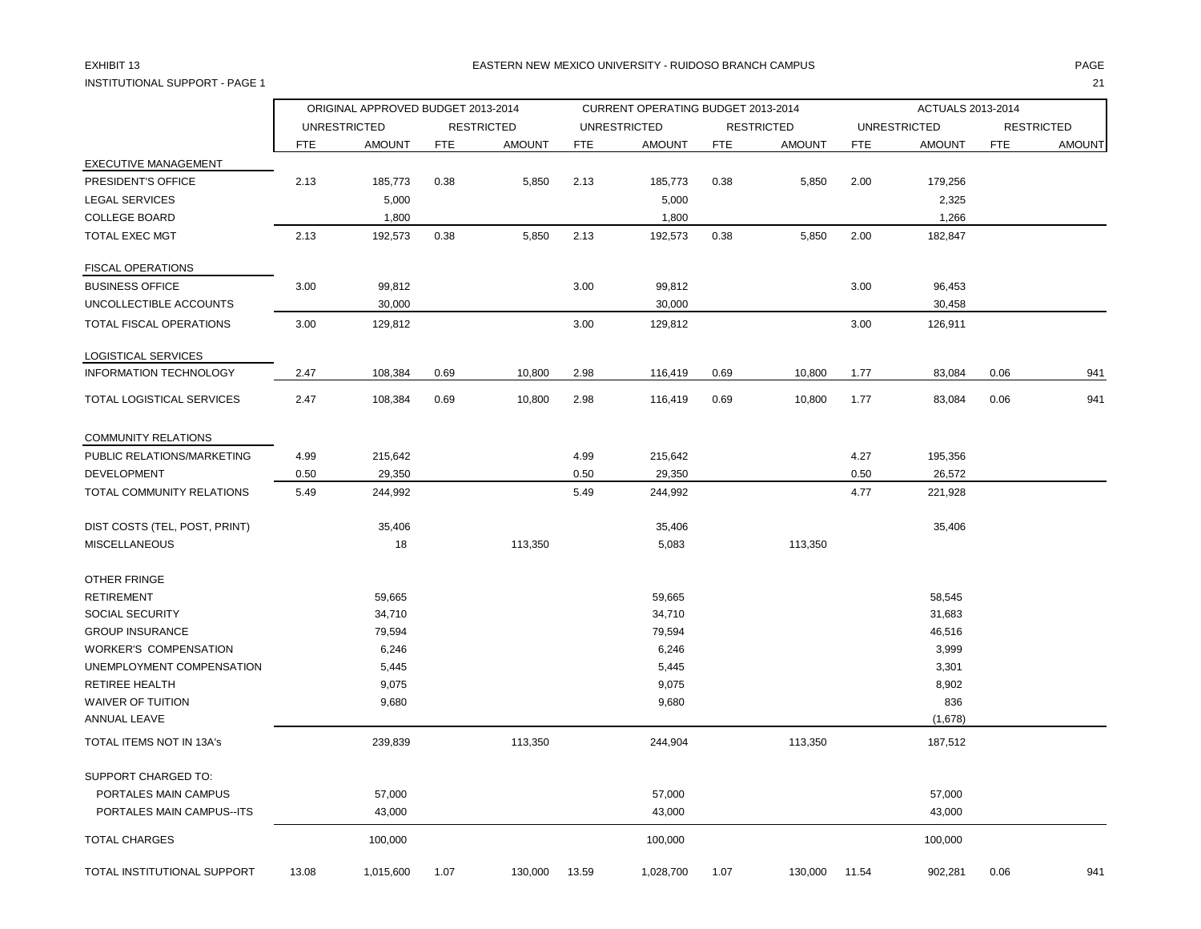EXHIBIT 13

EASTERN NEW MEXICO UNIVERSITY - RUIDOSO BRANCH CAMPUS

INSTITUTIONAL SUPPORT - PAGE 1

| | ORIGINAL APPROVED BUDGET 2013-2014 | | | | CURRENT OPERATING BUDGET 2013-2014 | | | | ACTUALS 2013-2014 | | | |
|---|---|---|---|---|---|---|---|---|---|---|---|---|
| | UNRESTRICTED | | RESTRICTED | | UNRESTRICTED | | RESTRICTED | | UNRESTRICTED | | RESTRICTED | |
| | FTE | AMOUNT | FTE | AMOUNT | FTE | AMOUNT | FTE | AMOUNT | FTE | AMOUNT | FTE | AMOUNT |
| EXECUTIVE MANAGEMENT | | | | | | | | | | | | |
| PRESIDENT'S OFFICE | 2.13 | 185,773 | 0.38 | 5,850 | 2.13 | 185,773 | 0.38 | 5,850 | 2.00 | 179,256 | | |
| LEGAL SERVICES | | 5,000 | | | | 5,000 | | | | 2,325 | | |
| COLLEGE BOARD | | 1,800 | | | | 1,800 | | | | 1,266 | | |
| TOTAL EXEC MGT | 2.13 | 192,573 | 0.38 | 5,850 | 2.13 | 192,573 | 0.38 | 5,850 | 2.00 | 182,847 | | |
| FISCAL OPERATIONS | | | | | | | | | | | | |
| BUSINESS OFFICE | 3.00 | 99,812 | | | 3.00 | 99,812 | | | 3.00 | 96,453 | | |
| UNCOLLECTIBLE ACCOUNTS | | 30,000 | | | | 30,000 | | | | 30,458 | | |
| TOTAL FISCAL OPERATIONS | 3.00 | 129,812 | | | 3.00 | 129,812 | | | 3.00 | 126,911 | | |
| LOGISTICAL SERVICES | | | | | | | | | | | | |
| INFORMATION TECHNOLOGY | 2.47 | 108,384 | 0.69 | 10,800 | 2.98 | 116,419 | 0.69 | 10,800 | 1.77 | 83,084 | 0.06 | 941 |
| TOTAL LOGISTICAL SERVICES | 2.47 | 108,384 | 0.69 | 10,800 | 2.98 | 116,419 | 0.69 | 10,800 | 1.77 | 83,084 | 0.06 | 941 |
| COMMUNITY RELATIONS | | | | | | | | | | | | |
| PUBLIC RELATIONS/MARKETING | 4.99 | 215,642 | | | 4.99 | 215,642 | | | 4.27 | 195,356 | | |
| DEVELOPMENT | 0.50 | 29,350 | | | 0.50 | 29,350 | | | 0.50 | 26,572 | | |
| TOTAL COMMUNITY RELATIONS | 5.49 | 244,992 | | | 5.49 | 244,992 | | | 4.77 | 221,928 | | |
| DIST COSTS (TEL, POST, PRINT) | | 35,406 | | | | 35,406 | | | | 35,406 | | |
| MISCELLANEOUS | | 18 | | 113,350 | | 5,083 | | 113,350 | | | | |
| OTHER FRINGE | | | | | | | | | | | | |
| RETIREMENT | | 59,665 | | | | 59,665 | | | | 58,545 | | |
| SOCIAL SECURITY | | 34,710 | | | | 34,710 | | | | 31,683 | | |
| GROUP INSURANCE | | 79,594 | | | | 79,594 | | | | 46,516 | | |
| WORKER'S COMPENSATION | | 6,246 | | | | 6,246 | | | | 3,999 | | |
| UNEMPLOYMENT COMPENSATION | | 5,445 | | | | 5,445 | | | | 3,301 | | |
| RETIREE HEALTH | | 9,075 | | | | 9,075 | | | | 8,902 | | |
| WAIVER OF TUITION | | 9,680 | | | | 9,680 | | | | 836 | | |
| ANNUAL LEAVE | | | | | | | | | | (1,678) | | |
| TOTAL ITEMS NOT IN 13A's | | 239,839 | | 113,350 | | 244,904 | | 113,350 | | 187,512 | | |
| SUPPORT CHARGED TO: | | | | | | | | | | | | |
| PORTALES MAIN CAMPUS | | 57,000 | | | | 57,000 | | | | 57,000 | | |
| PORTALES MAIN CAMPUS--ITS | | 43,000 | | | | 43,000 | | | | 43,000 | | |
| TOTAL CHARGES | | 100,000 | | | | 100,000 | | | | 100,000 | | |
| TOTAL INSTITUTIONAL SUPPORT | 13.08 | 1,015,600 | 1.07 | 130,000 | 13.59 | 1,028,700 | 1.07 | 130,000 | 11.54 | 902,281 | 0.06 | 941 |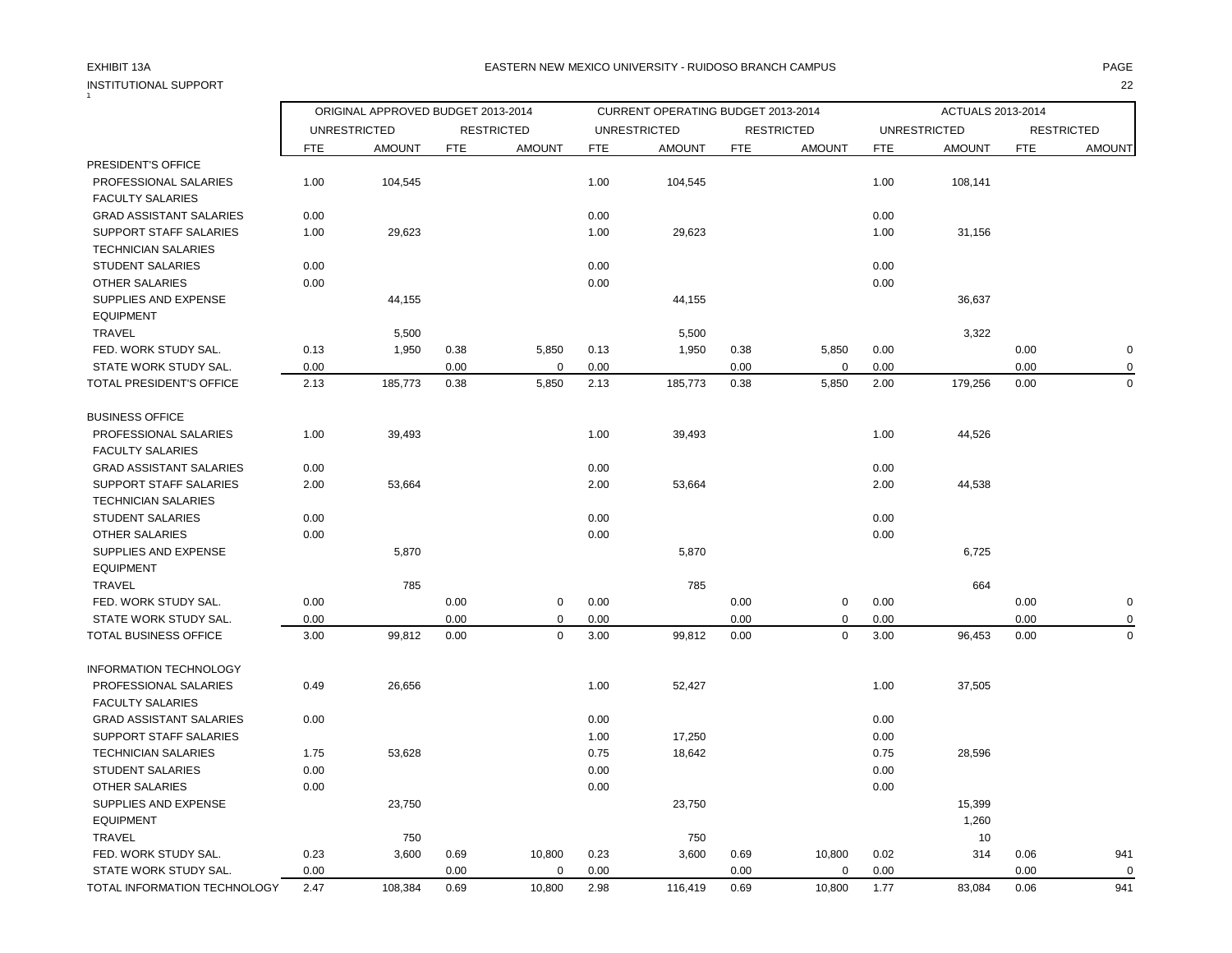EXHIBIT 13A

INSTITUTIONAL SUPPORT

EASTERN NEW MEXICO UNIVERSITY - RUIDOSO BRANCH CAMPUS

| | ORIGINAL APPROVED BUDGET 2013-2014 | | | | CURRENT OPERATING BUDGET 2013-2014 | | | | ACTUALS 2013-2014 | | | |
|---|---|---|---|---|---|---|---|---|---|---|---|---|
| | UNRESTRICTED | | RESTRICTED | | UNRESTRICTED | | RESTRICTED | | UNRESTRICTED | | RESTRICTED | |
| | FTE | AMOUNT | FTE | AMOUNT | FTE | AMOUNT | FTE | AMOUNT | FTE | AMOUNT | FTE | AMOUNT |
| PRESIDENT'S OFFICE | | | | | | | | | | | | |
| PROFESSIONAL SALARIES | 1.00 | 104,545 | | | 1.00 | 104,545 | | | 1.00 | 108,141 | | |
| FACULTY SALARIES | | | | | | | | | | | | |
| GRAD ASSISTANT SALARIES | 0.00 | | | | 0.00 | | | | 0.00 | | | |
| SUPPORT STAFF SALARIES | 1.00 | 29,623 | | | 1.00 | 29,623 | | | 1.00 | 31,156 | | |
| TECHNICIAN SALARIES | | | | | | | | | | | | |
| STUDENT SALARIES | 0.00 | | | | 0.00 | | | | 0.00 | | | |
| OTHER SALARIES | 0.00 | | | | 0.00 | | | | 0.00 | | | |
| SUPPLIES AND EXPENSE | | 44,155 | | | | 44,155 | | | | 36,637 | | |
| EQUIPMENT | | | | | | | | | | | | |
| TRAVEL | | 5,500 | | | | 5,500 | | | | 3,322 | | |
| FED. WORK STUDY SAL. | 0.13 | 1,950 | 0.38 | 5,850 | 0.13 | 1,950 | 0.38 | 5,850 | 0.00 | | 0.00 | 0 |
| STATE WORK STUDY SAL. | 0.00 | | 0.00 | 0 | 0.00 | | 0.00 | 0 | 0.00 | | 0.00 | 0 |
| TOTAL PRESIDENT'S OFFICE | 2.13 | 185,773 | 0.38 | 5,850 | 2.13 | 185,773 | 0.38 | 5,850 | 2.00 | 179,256 | 0.00 | 0 |
| BUSINESS OFFICE | | | | | | | | | | | | |
| PROFESSIONAL SALARIES | 1.00 | 39,493 | | | 1.00 | 39,493 | | | 1.00 | 44,526 | | |
| FACULTY SALARIES | | | | | | | | | | | | |
| GRAD ASSISTANT SALARIES | 0.00 | | | | 0.00 | | | | 0.00 | | | |
| SUPPORT STAFF SALARIES | 2.00 | 53,664 | | | 2.00 | 53,664 | | | 2.00 | 44,538 | | |
| TECHNICIAN SALARIES | | | | | | | | | | | | |
| STUDENT SALARIES | 0.00 | | | | 0.00 | | | | 0.00 | | | |
| OTHER SALARIES | 0.00 | | | | 0.00 | | | | 0.00 | | | |
| SUPPLIES AND EXPENSE | | 5,870 | | | | 5,870 | | | | 6,725 | | |
| EQUIPMENT | | | | | | | | | | | | |
| TRAVEL | | 785 | | | | 785 | | | | 664 | | |
| FED. WORK STUDY SAL. | 0.00 | | 0.00 | 0 | 0.00 | | 0.00 | 0 | 0.00 | | 0.00 | 0 |
| STATE WORK STUDY SAL. | 0.00 | | 0.00 | 0 | 0.00 | | 0.00 | 0 | 0.00 | | 0.00 | 0 |
| TOTAL BUSINESS OFFICE | 3.00 | 99,812 | 0.00 | 0 | 3.00 | 99,812 | 0.00 | 0 | 3.00 | 96,453 | 0.00 | 0 |
| INFORMATION TECHNOLOGY | | | | | | | | | | | | |
| PROFESSIONAL SALARIES | 0.49 | 26,656 | | | 1.00 | 52,427 | | | 1.00 | 37,505 | | |
| FACULTY SALARIES | | | | | | | | | | | | |
| GRAD ASSISTANT SALARIES | 0.00 | | | | 0.00 | | | | 0.00 | | | |
| SUPPORT STAFF SALARIES | | | | | 1.00 | 17,250 | | | 0.00 | | | |
| TECHNICIAN SALARIES | 1.75 | 53,628 | | | 0.75 | 18,642 | | | 0.75 | 28,596 | | |
| STUDENT SALARIES | 0.00 | | | | 0.00 | | | | 0.00 | | | |
| OTHER SALARIES | 0.00 | | | | 0.00 | | | | 0.00 | | | |
| SUPPLIES AND EXPENSE | | 23,750 | | | | 23,750 | | | | 15,399 | | |
| EQUIPMENT | | | | | | | | | | 1,260 | | |
| TRAVEL | | 750 | | | | 750 | | | | 10 | | |
| FED. WORK STUDY SAL. | 0.23 | 3,600 | 0.69 | 10,800 | 0.23 | 3,600 | 0.69 | 10,800 | 0.02 | 314 | 0.06 | 941 |
| STATE WORK STUDY SAL. | 0.00 | | 0.00 | 0 | 0.00 | | 0.00 | 0 | 0.00 | | 0.00 | 0 |
| TOTAL INFORMATION TECHNOLOGY | 2.47 | 108,384 | 0.69 | 10,800 | 2.98 | 116,419 | 0.69 | 10,800 | 1.77 | 83,084 | 0.06 | 941 |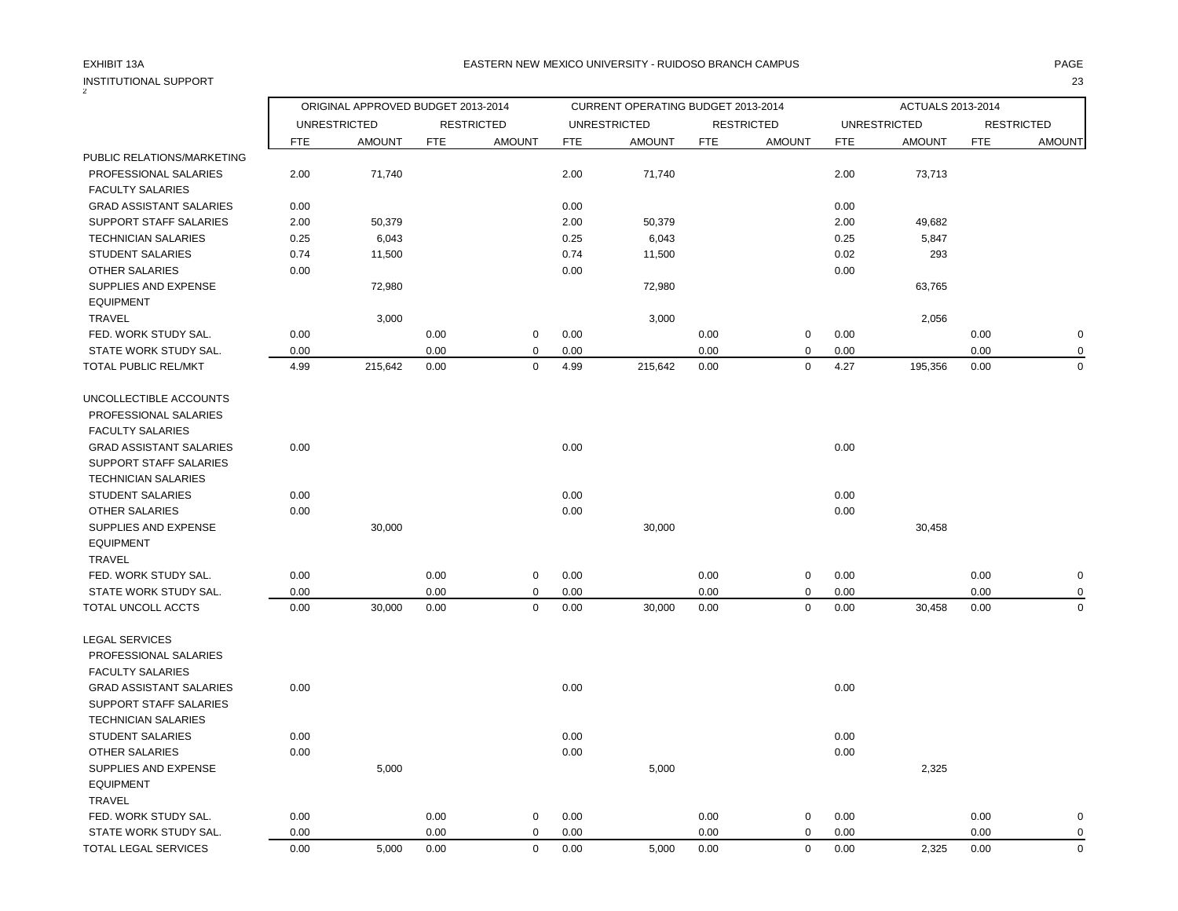EXHIBIT 13A

INSTITUTIONAL SUPPORT

EASTERN NEW MEXICO UNIVERSITY - RUIDOSO BRANCH CAMPUS

| | ORIGINAL APPROVED BUDGET 2013-2014 | | | | CURRENT OPERATING BUDGET 2013-2014 | | | | ACTUALS 2013-2014 | | | |
|---|---|---|---|---|---|---|---|---|---|---|---|---|
| | UNRESTRICTED | | RESTRICTED | | UNRESTRICTED | | RESTRICTED | | UNRESTRICTED | | RESTRICTED | |
| | FTE | AMOUNT | FTE | AMOUNT | FTE | AMOUNT | FTE | AMOUNT | FTE | AMOUNT | FTE | AMOUNT |
| PUBLIC RELATIONS/MARKETING | | | | | | | | | | | | |
| PROFESSIONAL SALARIES | 2.00 | 71,740 | | | 2.00 | 71,740 | | | 2.00 | 73,713 | | |
| FACULTY SALARIES | | | | | | | | | | | | |
| GRAD ASSISTANT SALARIES | 0.00 | | | | 0.00 | | | | 0.00 | | | |
| SUPPORT STAFF SALARIES | 2.00 | 50,379 | | | 2.00 | 50,379 | | | 2.00 | 49,682 | | |
| TECHNICIAN SALARIES | 0.25 | 6,043 | | | 0.25 | 6,043 | | | 0.25 | 5,847 | | |
| STUDENT SALARIES | 0.74 | 11,500 | | | 0.74 | 11,500 | | | 0.02 | 293 | | |
| OTHER SALARIES | 0.00 | | | | 0.00 | | | | 0.00 | | | |
| SUPPLIES AND EXPENSE | | 72,980 | | | | 72,980 | | | | 63,765 | | |
| EQUIPMENT | | | | | | | | | | | | |
| TRAVEL | | 3,000 | | | | 3,000 | | | | 2,056 | | |
| FED. WORK STUDY SAL. | 0.00 | | 0.00 | 0 | 0.00 | | 0.00 | 0 | 0.00 | | 0.00 | 0 |
| STATE WORK STUDY SAL. | 0.00 | | 0.00 | 0 | 0.00 | | 0.00 | 0 | 0.00 | | 0.00 | 0 |
| TOTAL PUBLIC REL/MKT | 4.99 | 215,642 | 0.00 | 0 | 4.99 | 215,642 | 0.00 | 0 | 4.27 | 195,356 | 0.00 | 0 |
| | | | | | | | | | | | | |
| UNCOLLECTIBLE ACCOUNTS | | | | | | | | | | | | |
| PROFESSIONAL SALARIES | | | | | | | | | | | | |
| FACULTY SALARIES | | | | | | | | | | | | |
| GRAD ASSISTANT SALARIES | 0.00 | | | | 0.00 | | | | 0.00 | | | |
| SUPPORT STAFF SALARIES | | | | | | | | | | | | |
| TECHNICIAN SALARIES | | | | | | | | | | | | |
| STUDENT SALARIES | 0.00 | | | | 0.00 | | | | 0.00 | | | |
| OTHER SALARIES | 0.00 | | | | 0.00 | | | | 0.00 | | | |
| SUPPLIES AND EXPENSE | | 30,000 | | | | 30,000 | | | | 30,458 | | |
| EQUIPMENT | | | | | | | | | | | | |
| TRAVEL | | | | | | | | | | | | |
| FED. WORK STUDY SAL. | 0.00 | | 0.00 | 0 | 0.00 | | 0.00 | 0 | 0.00 | | 0.00 | 0 |
| STATE WORK STUDY SAL. | 0.00 | | 0.00 | 0 | 0.00 | | 0.00 | 0 | 0.00 | | 0.00 | 0 |
| TOTAL UNCOLL ACCTS | 0.00 | 30,000 | 0.00 | 0 | 0.00 | 30,000 | 0.00 | 0 | 0.00 | 30,458 | 0.00 | 0 |
| | | | | | | | | | | | | |
| LEGAL SERVICES | | | | | | | | | | | | |
| PROFESSIONAL SALARIES | | | | | | | | | | | | |
| FACULTY SALARIES | | | | | | | | | | | | |
| GRAD ASSISTANT SALARIES | 0.00 | | | | 0.00 | | | | 0.00 | | | |
| SUPPORT STAFF SALARIES | | | | | | | | | | | | |
| TECHNICIAN SALARIES | | | | | | | | | | | | |
| STUDENT SALARIES | 0.00 | | | | 0.00 | | | | 0.00 | | | |
| OTHER SALARIES | 0.00 | | | | 0.00 | | | | 0.00 | | | |
| SUPPLIES AND EXPENSE | | 5,000 | | | | 5,000 | | | | 2,325 | | |
| EQUIPMENT | | | | | | | | | | | | |
| TRAVEL | | | | | | | | | | | | |
| FED. WORK STUDY SAL. | 0.00 | | 0.00 | 0 | 0.00 | | 0.00 | 0 | 0.00 | | 0.00 | 0 |
| STATE WORK STUDY SAL. | 0.00 | | 0.00 | 0 | 0.00 | | 0.00 | 0 | 0.00 | | 0.00 | 0 |
| TOTAL LEGAL SERVICES | 0.00 | 5,000 | 0.00 | 0 | 0.00 | 5,000 | 0.00 | 0 | 0.00 | 2,325 | 0.00 | 0 |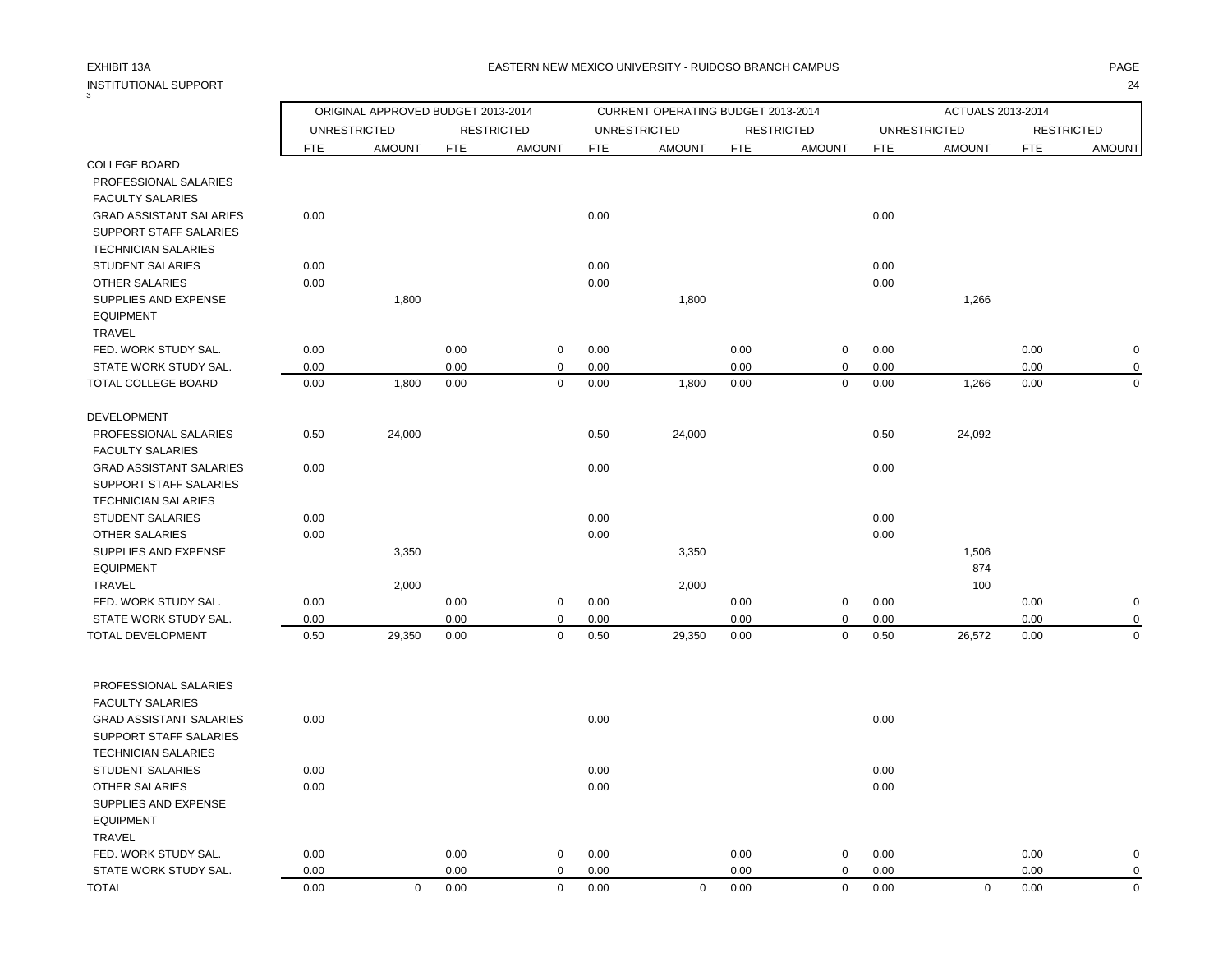EXHIBIT 13A

EASTERN NEW MEXICO UNIVERSITY - RUIDOSO BRANCH CAMPUS

INSTITUTIONAL SUPPORT

| | ORIGINAL APPROVED BUDGET 2013-2014 | | | | CURRENT OPERATING BUDGET 2013-2014 | | | | ACTUALS 2013-2014 | | | |
|---|---|---|---|---|---|---|---|---|---|---|---|---|
| | UNRESTRICTED | | RESTRICTED | | UNRESTRICTED | | RESTRICTED | | UNRESTRICTED | | RESTRICTED | |
| | FTE | AMOUNT | FTE | AMOUNT | FTE | AMOUNT | FTE | AMOUNT | FTE | AMOUNT | FTE | AMOUNT |
| COLLEGE BOARD | | | | | | | | | | | | |
| PROFESSIONAL SALARIES | | | | | | | | | | | | |
| FACULTY SALARIES | | | | | | | | | | | | |
| GRAD ASSISTANT SALARIES | 0.00 | | | | 0.00 | | | | 0.00 | | | |
| SUPPORT STAFF SALARIES | | | | | | | | | | | | |
| TECHNICIAN SALARIES | | | | | | | | | | | | |
| STUDENT SALARIES | 0.00 | | | | 0.00 | | | | 0.00 | | | |
| OTHER SALARIES | 0.00 | | | | 0.00 | | | | 0.00 | | | |
| SUPPLIES AND EXPENSE | | 1,800 | | | | 1,800 | | | | 1,266 | | |
| EQUIPMENT | | | | | | | | | | | | |
| TRAVEL | | | | | | | | | | | | |
| FED. WORK STUDY SAL. | 0.00 | | 0.00 | 0 | 0.00 | | 0.00 | 0 | 0.00 | | 0.00 | 0 |
| STATE WORK STUDY SAL. | 0.00 | | 0.00 | 0 | 0.00 | | 0.00 | 0 | 0.00 | | 0.00 | 0 |
| TOTAL COLLEGE BOARD | 0.00 | 1,800 | 0.00 | 0 | 0.00 | 1,800 | 0.00 | 0 | 0.00 | 1,266 | 0.00 | 0 |
| DEVELOPMENT | | | | | | | | | | | | |
| PROFESSIONAL SALARIES | 0.50 | 24,000 | | | 0.50 | 24,000 | | | 0.50 | 24,092 | | |
| FACULTY SALARIES | | | | | | | | | | | | |
| GRAD ASSISTANT SALARIES | 0.00 | | | | 0.00 | | | | 0.00 | | | |
| SUPPORT STAFF SALARIES | | | | | | | | | | | | |
| TECHNICIAN SALARIES | | | | | | | | | | | | |
| STUDENT SALARIES | 0.00 | | | | 0.00 | | | | 0.00 | | | |
| OTHER SALARIES | 0.00 | | | | 0.00 | | | | 0.00 | | | |
| SUPPLIES AND EXPENSE | | 3,350 | | | | 3,350 | | | | 1,506 | | |
| EQUIPMENT | | | | | | | | | | 874 | | |
| TRAVEL | | 2,000 | | | | 2,000 | | | | 100 | | |
| FED. WORK STUDY SAL. | 0.00 | | 0.00 | 0 | 0.00 | | 0.00 | 0 | 0.00 | | 0.00 | 0 |
| STATE WORK STUDY SAL. | 0.00 | | 0.00 | 0 | 0.00 | | 0.00 | 0 | 0.00 | | 0.00 | 0 |
| TOTAL DEVELOPMENT | 0.50 | 29,350 | 0.00 | 0 | 0.50 | 29,350 | 0.00 | 0 | 0.50 | 26,572 | 0.00 | 0 |
| | | | | | | | | | | | | |
| PROFESSIONAL SALARIES | | | | | | | | | | | | |
| FACULTY SALARIES | | | | | | | | | | | | |
| GRAD ASSISTANT SALARIES | 0.00 | | | | 0.00 | | | | 0.00 | | | |
| SUPPORT STAFF SALARIES | | | | | | | | | | | | |
| TECHNICIAN SALARIES | | | | | | | | | | | | |
| STUDENT SALARIES | 0.00 | | | | 0.00 | | | | 0.00 | | | |
| OTHER SALARIES | 0.00 | | | | 0.00 | | | | 0.00 | | | |
| SUPPLIES AND EXPENSE | | | | | | | | | | | | |
| EQUIPMENT | | | | | | | | | | | | |
| TRAVEL | | | | | | | | | | | | |
| FED. WORK STUDY SAL. | 0.00 | | 0.00 | 0 | 0.00 | | 0.00 | 0 | 0.00 | | 0.00 | 0 |
| STATE WORK STUDY SAL. | 0.00 | | 0.00 | 0 | 0.00 | | 0.00 | 0 | 0.00 | | 0.00 | 0 |
| TOTAL | 0.00 | 0 | 0.00 | 0 | 0.00 | 0 | 0.00 | 0 | 0.00 | 0 | 0.00 | 0 |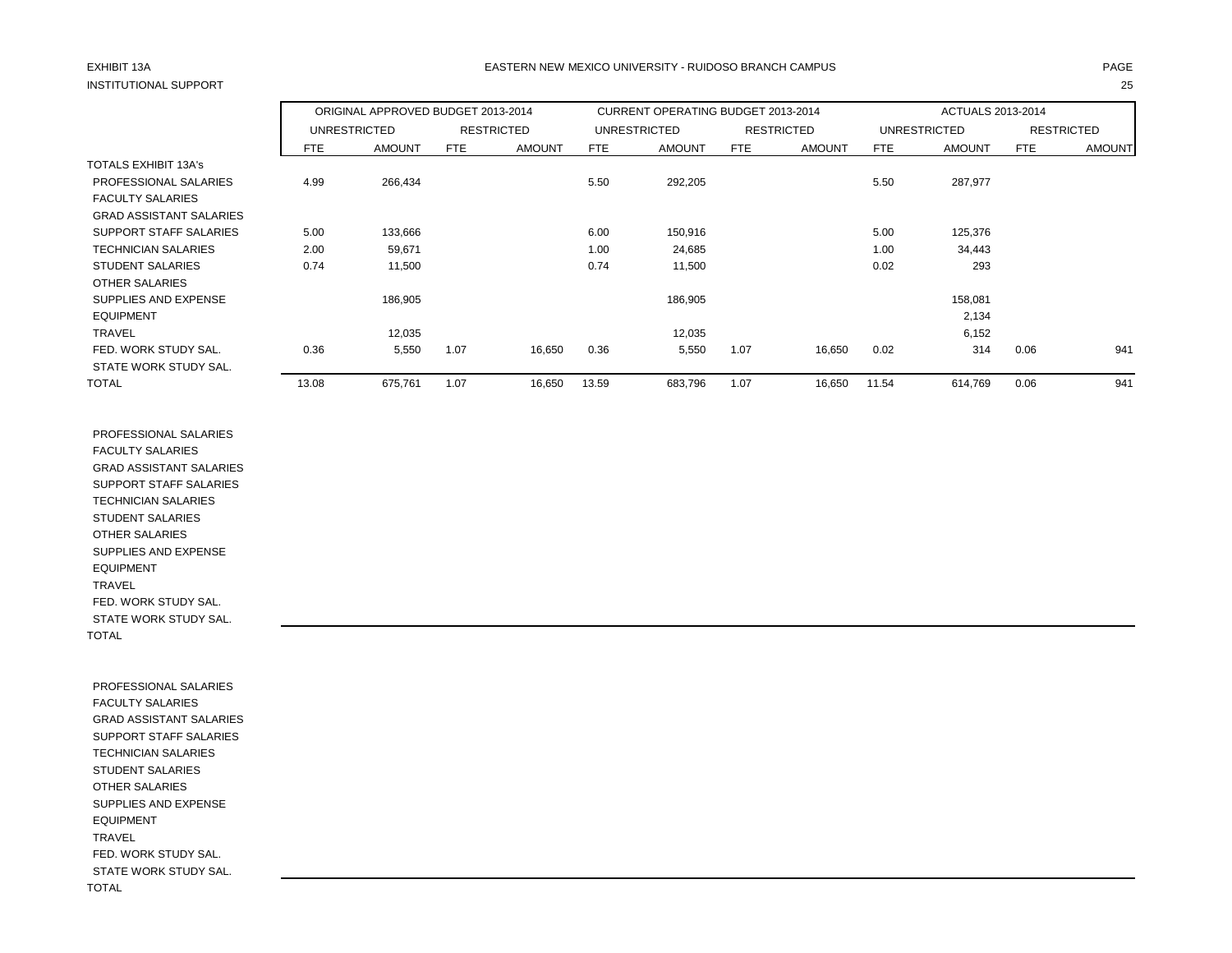EXHIBIT 13A

INSTITUTIONAL SUPPORT

EASTERN NEW MEXICO UNIVERSITY - RUIDOSO BRANCH CAMPUS

| | ORIGINAL APPROVED BUDGET 2013-2014 | | | | CURRENT OPERATING BUDGET 2013-2014 | | | | ACTUALS 2013-2014 | | | |
|---|---|---|---|---|---|---|---|---|---|---|---|---|
| | UNRESTRICTED | | RESTRICTED | | UNRESTRICTED | | RESTRICTED | | UNRESTRICTED | | RESTRICTED | |
| | FTE | AMOUNT | FTE | AMOUNT | FTE | AMOUNT | FTE | AMOUNT | FTE | AMOUNT | FTE | AMOUNT |
| TOTALS EXHIBIT 13A's | | | | | | | | | | | | |
| PROFESSIONAL SALARIES | 4.99 | 266,434 | | | 5.50 | 292,205 | | | 5.50 | 287,977 | | |
| FACULTY SALARIES | | | | | | | | | | | | |
| GRAD ASSISTANT SALARIES | | | | | | | | | | | | |
| SUPPORT STAFF SALARIES | 5.00 | 133,666 | | | 6.00 | 150,916 | | | 5.00 | 125,376 | | |
| TECHNICIAN SALARIES | 2.00 | 59,671 | | | 1.00 | 24,685 | | | 1.00 | 34,443 | | |
| STUDENT SALARIES | 0.74 | 11,500 | | | 0.74 | 11,500 | | | 0.02 | 293 | | |
| OTHER SALARIES | | | | | | | | | | | | |
| SUPPLIES AND EXPENSE | | 186,905 | | | | 186,905 | | | | 158,081 | | |
| EQUIPMENT | | | | | | | | | | 2,134 | | |
| TRAVEL | | 12,035 | | | | 12,035 | | | | 6,152 | | |
| FED. WORK STUDY SAL. | 0.36 | 5,550 | 1.07 | 16,650 | 0.36 | 5,550 | 1.07 | 16,650 | 0.02 | 314 | 0.06 | 941 |
| STATE WORK STUDY SAL. | | | | | | | | | | | | |
| TOTAL | 13.08 | 675,761 | 1.07 | 16,650 | 13.59 | 683,796 | 1.07 | 16,650 | 11.54 | 614,769 | 0.06 | 941 |

| | | | | | | | | | | | | |
|---|---|---|---|---|---|---|---|---|---|---|---|---|
| PROFESSIONAL SALARIES | | | | | | | | | | | | |
| FACULTY SALARIES | | | | | | | | | | | | |
| GRAD ASSISTANT SALARIES | | | | | | | | | | | | |
| SUPPORT STAFF SALARIES | | | | | | | | | | | | |
| TECHNICIAN SALARIES | | | | | | | | | | | | |
| STUDENT SALARIES | | | | | | | | | | | | |
| OTHER SALARIES | | | | | | | | | | | | |
| SUPPLIES AND EXPENSE | | | | | | | | | | | | |
| EQUIPMENT | | | | | | | | | | | | |
| TRAVEL | | | | | | | | | | | | |
| FED. WORK STUDY SAL. | | | | | | | | | | | | |
| STATE WORK STUDY SAL. | | | | | | | | | | | | |
| TOTAL | | | | | | | | | | | | |

| | | | | | | | | | | | | |
|---|---|---|---|---|---|---|---|---|---|---|---|---|
| PROFESSIONAL SALARIES | | | | | | | | | | | | |
| FACULTY SALARIES | | | | | | | | | | | | |
| GRAD ASSISTANT SALARIES | | | | | | | | | | | | |
| SUPPORT STAFF SALARIES | | | | | | | | | | | | |
| TECHNICIAN SALARIES | | | | | | | | | | | | |
| STUDENT SALARIES | | | | | | | | | | | | |
| OTHER SALARIES | | | | | | | | | | | | |
| SUPPLIES AND EXPENSE | | | | | | | | | | | | |
| EQUIPMENT | | | | | | | | | | | | |
| TRAVEL | | | | | | | | | | | | |
| FED. WORK STUDY SAL. | | | | | | | | | | | | |
| STATE WORK STUDY SAL. | | | | | | | | | | | | |
| TOTAL | | | | | | | | | | | | |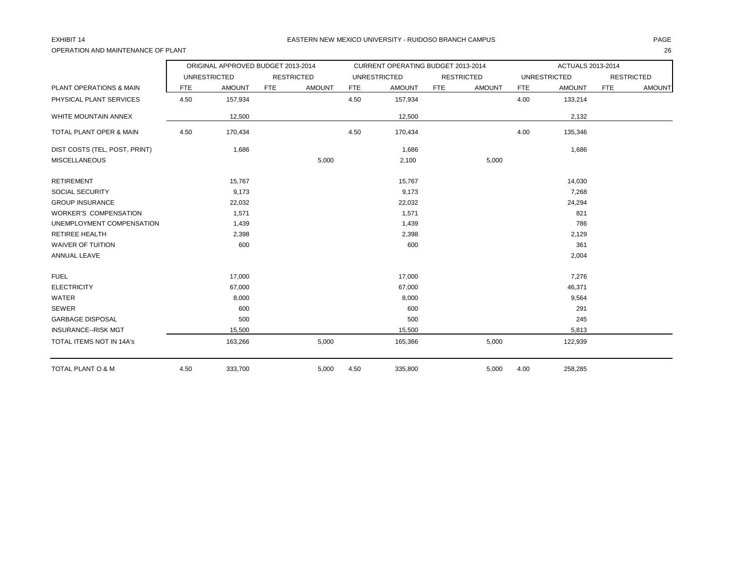EXHIBIT 14

EASTERN NEW MEXICO UNIVERSITY - RUIDOSO BRANCH CAMPUS

OPERATION AND MAINTENANCE OF PLANT

| | ORIGINAL APPROVED BUDGET 2013-2014 | | | | CURRENT OPERATING BUDGET 2013-2014 | | | | ACTUALS 2013-2014 | | | |
|---|---|---|---|---|---|---|---|---|---|---|---|---|
| | UNRESTRICTED | | RESTRICTED | | UNRESTRICTED | | RESTRICTED | | UNRESTRICTED | | RESTRICTED | |
| PLANT OPERATIONS & MAIN | FTE | AMOUNT | FTE | AMOUNT | FTE | AMOUNT | FTE | AMOUNT | FTE | AMOUNT | FTE | AMOUNT |
| PHYSICAL PLANT SERVICES | 4.50 | 157,934 | | | 4.50 | 157,934 | | | 4.00 | 133,214 | | |
| WHITE MOUNTAIN ANNEX | | 12,500 | | | | 12,500 | | | | 2,132 | | |
| TOTAL PLANT OPER & MAIN | 4.50 | 170,434 | | | 4.50 | 170,434 | | | 4.00 | 135,346 | | |
| DIST COSTS (TEL, POST, PRINT) | | 1,686 | | | | 1,686 | | | | 1,686 | | |
| MISCELLANEOUS | | | | 5,000 | | 2,100 | | 5,000 | | | | |
| RETIREMENT | | 15,767 | | | | 15,767 | | | | 14,030 | | |
| SOCIAL SECURITY | | 9,173 | | | | 9,173 | | | | 7,268 | | |
| GROUP INSURANCE | | 22,032 | | | | 22,032 | | | | 24,294 | | |
| WORKER'S COMPENSATION | | 1,571 | | | | 1,571 | | | | 821 | | |
| UNEMPLOYMENT COMPENSATION | | 1,439 | | | | 1,439 | | | | 786 | | |
| RETIREE HEALTH | | 2,398 | | | | 2,398 | | | | 2,129 | | |
| WAIVER OF TUITION | | 600 | | | | 600 | | | | 361 | | |
| ANNUAL LEAVE | | | | | | | | | | 2,004 | | |
| FUEL | | 17,000 | | | | 17,000 | | | | 7,276 | | |
| ELECTRICITY | | 67,000 | | | | 67,000 | | | | 46,371 | | |
| WATER | | 8,000 | | | | 8,000 | | | | 9,564 | | |
| SEWER | | 600 | | | | 600 | | | | 291 | | |
| GARBAGE DISPOSAL | | 500 | | | | 500 | | | | 245 | | |
| INSURANCE--RISK MGT | | 15,500 | | | | 15,500 | | | | 5,813 | | |
| TOTAL ITEMS NOT IN 14A's | | 163,266 | | 5,000 | | 165,366 | | 5,000 | | 122,939 | | |
| TOTAL PLANT O & M | 4.50 | 333,700 | | 5,000 | 4.50 | 335,800 | | 5,000 | 4.00 | 258,285 | | |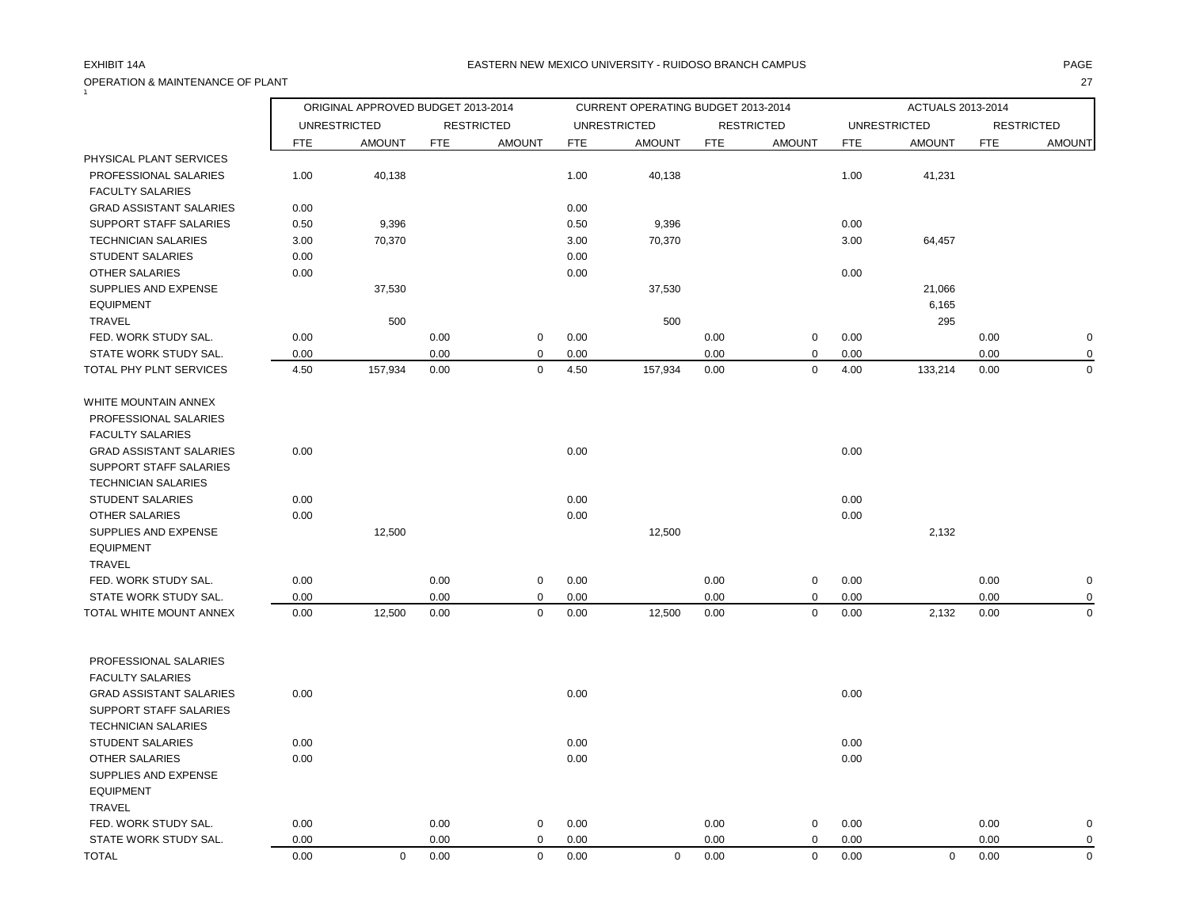EXHIBIT 14A

EASTERN NEW MEXICO UNIVERSITY - RUIDOSO BRANCH CAMPUS

OPERATION & MAINTENANCE OF PLANT

| | ORIGINAL APPROVED BUDGET 2013-2014 | | | | CURRENT OPERATING BUDGET 2013-2014 | | | | ACTUALS 2013-2014 | | | |
|---|---|---|---|---|---|---|---|---|---|---|---|---|
| | UNRESTRICTED | | RESTRICTED | | UNRESTRICTED | | RESTRICTED | | UNRESTRICTED | | RESTRICTED | |
| | FTE | AMOUNT | FTE | AMOUNT | FTE | AMOUNT | FTE | AMOUNT | FTE | AMOUNT | FTE | AMOUNT |
| PHYSICAL PLANT SERVICES | | | | | | | | | | | | |
| PROFESSIONAL SALARIES | 1.00 | 40,138 | | | 1.00 | 40,138 | | | 1.00 | 41,231 | | |
| FACULTY SALARIES | | | | | | | | | | | | |
| GRAD ASSISTANT SALARIES | 0.00 | | | | 0.00 | | | | | | | |
| SUPPORT STAFF SALARIES | 0.50 | 9,396 | | | 0.50 | 9,396 | | | 0.00 | | | |
| TECHNICIAN SALARIES | 3.00 | 70,370 | | | 3.00 | 70,370 | | | 3.00 | 64,457 | | |
| STUDENT SALARIES | 0.00 | | | | 0.00 | | | | | | | |
| OTHER SALARIES | 0.00 | | | | 0.00 | | | | 0.00 | | | |
| SUPPLIES AND EXPENSE | | 37,530 | | | | 37,530 | | | | 21,066 | | |
| EQUIPMENT | | | | | | | | | | 6,165 | | |
| TRAVEL | | 500 | | | | 500 | | | | 295 | | |
| FED. WORK STUDY SAL. | 0.00 | | 0.00 | 0 | 0.00 | | 0.00 | 0 | 0.00 | | 0.00 | 0 |
| STATE WORK STUDY SAL. | 0.00 | | 0.00 | 0 | 0.00 | | 0.00 | 0 | 0.00 | | 0.00 | 0 |
| TOTAL PHY PLNT SERVICES | 4.50 | 157,934 | 0.00 | 0 | 4.50 | 157,934 | 0.00 | 0 | 4.00 | 133,214 | 0.00 | 0 |
| WHITE MOUNTAIN ANNEX | | | | | | | | | | | | |
| PROFESSIONAL SALARIES | | | | | | | | | | | | |
| FACULTY SALARIES | | | | | | | | | | | | |
| GRAD ASSISTANT SALARIES | 0.00 | | | | 0.00 | | | | 0.00 | | | |
| SUPPORT STAFF SALARIES | | | | | | | | | | | | |
| TECHNICIAN SALARIES | | | | | | | | | | | | |
| STUDENT SALARIES | 0.00 | | | | 0.00 | | | | 0.00 | | | |
| OTHER SALARIES | 0.00 | | | | 0.00 | | | | 0.00 | | | |
| SUPPLIES AND EXPENSE | | 12,500 | | | | 12,500 | | | | 2,132 | | |
| EQUIPMENT | | | | | | | | | | | | |
| TRAVEL | | | | | | | | | | | | |
| FED. WORK STUDY SAL. | 0.00 | | 0.00 | 0 | 0.00 | | 0.00 | 0 | 0.00 | | 0.00 | 0 |
| STATE WORK STUDY SAL. | 0.00 | | 0.00 | 0 | 0.00 | | 0.00 | 0 | 0.00 | | 0.00 | 0 |
| TOTAL WHITE MOUNT ANNEX | 0.00 | 12,500 | 0.00 | 0 | 0.00 | 12,500 | 0.00 | 0 | 0.00 | 2,132 | 0.00 | 0 |
| PROFESSIONAL SALARIES | | | | | | | | | | | | |
| FACULTY SALARIES | | | | | | | | | | | | |
| GRAD ASSISTANT SALARIES | 0.00 | | | | 0.00 | | | | 0.00 | | | |
| SUPPORT STAFF SALARIES | | | | | | | | | | | | |
| TECHNICIAN SALARIES | | | | | | | | | | | | |
| STUDENT SALARIES | 0.00 | | | | 0.00 | | | | 0.00 | | | |
| OTHER SALARIES | 0.00 | | | | 0.00 | | | | 0.00 | | | |
| SUPPLIES AND EXPENSE | | | | | | | | | | | | |
| EQUIPMENT | | | | | | | | | | | | |
| TRAVEL | | | | | | | | | | | | |
| FED. WORK STUDY SAL. | 0.00 | | 0.00 | 0 | 0.00 | | 0.00 | 0 | 0.00 | | 0.00 | 0 |
| STATE WORK STUDY SAL. | 0.00 | | 0.00 | 0 | 0.00 | | 0.00 | 0 | 0.00 | | 0.00 | 0 |
| TOTAL | 0.00 | 0 | 0.00 | 0 | 0.00 | 0 | 0.00 | 0 | 0.00 | 0 | 0.00 | 0 |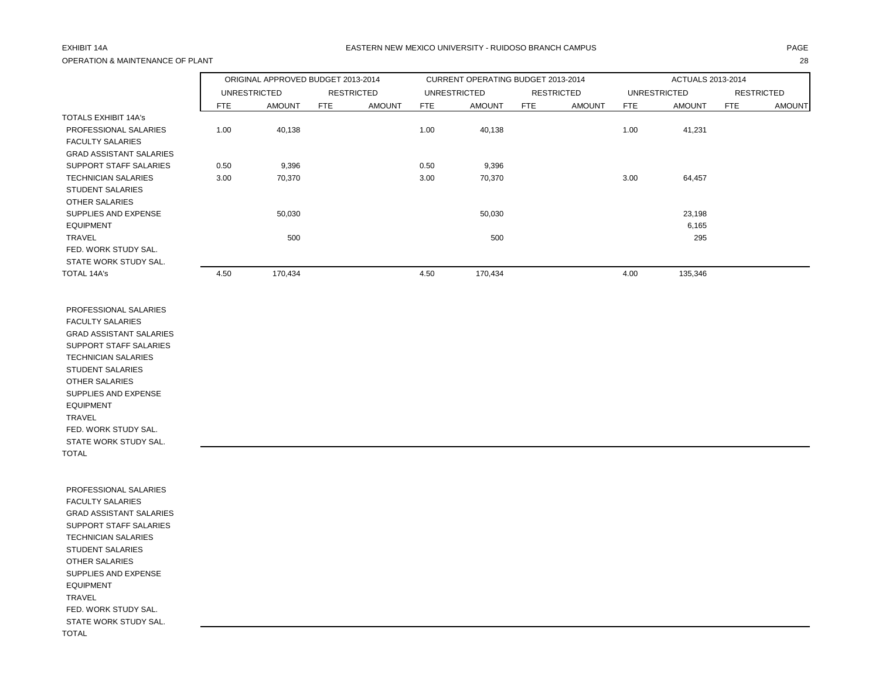EXHIBIT 14A

EASTERN NEW MEXICO UNIVERSITY - RUIDOSO BRANCH CAMPUS

OPERATION & MAINTENANCE OF PLANT

| | ORIGINAL APPROVED BUDGET 2013-2014 | | | | CURRENT OPERATING BUDGET 2013-2014 | | | | ACTUALS 2013-2014 | | | |
|---|---|---|---|---|---|---|---|---|---|---|---|---|
| | UNRESTRICTED | | RESTRICTED | | UNRESTRICTED | | RESTRICTED | | UNRESTRICTED | | RESTRICTED | |
| | FTE | AMOUNT | FTE | AMOUNT | FTE | AMOUNT | FTE | AMOUNT | FTE | AMOUNT | FTE | AMOUNT |
| TOTALS EXHIBIT 14A's | | | | | | | | | | | | |
| PROFESSIONAL SALARIES | 1.00 | 40,138 | | | 1.00 | 40,138 | | | 1.00 | 41,231 | | |
| FACULTY SALARIES | | | | | | | | | | | | |
| GRAD ASSISTANT SALARIES | | | | | | | | | | | | |
| SUPPORT STAFF SALARIES | 0.50 | 9,396 | | | 0.50 | 9,396 | | | | | | |
| TECHNICIAN SALARIES | 3.00 | 70,370 | | | 3.00 | 70,370 | | | 3.00 | 64,457 | | |
| STUDENT SALARIES | | | | | | | | | | | | |
| OTHER SALARIES | | | | | | | | | | | | |
| SUPPLIES AND EXPENSE | | 50,030 | | | | 50,030 | | | | 23,198 | | |
| EQUIPMENT | | | | | | | | | | 6,165 | | |
| TRAVEL | | 500 | | | | 500 | | | | 295 | | |
| FED. WORK STUDY SAL. | | | | | | | | | | | | |
| STATE WORK STUDY SAL. | | | | | | | | | | | | |
| TOTAL 14A's | 4.50 | 170,434 | | | 4.50 | 170,434 | | | 4.00 | 135,346 | | |

| | FTE | AMOUNT | FTE | AMOUNT | FTE | AMOUNT | FTE | AMOUNT | FTE | AMOUNT | FTE | AMOUNT |
|---|---|---|---|---|---|---|---|---|---|---|---|---|
| PROFESSIONAL SALARIES | | | | | | | | | | | | |
| FACULTY SALARIES | | | | | | | | | | | | |
| GRAD ASSISTANT SALARIES | | | | | | | | | | | | |
| SUPPORT STAFF SALARIES | | | | | | | | | | | | |
| TECHNICIAN SALARIES | | | | | | | | | | | | |
| STUDENT SALARIES | | | | | | | | | | | | |
| OTHER SALARIES | | | | | | | | | | | | |
| SUPPLIES AND EXPENSE | | | | | | | | | | | | |
| EQUIPMENT | | | | | | | | | | | | |
| TRAVEL | | | | | | | | | | | | |
| FED. WORK STUDY SAL. | | | | | | | | | | | | |
| STATE WORK STUDY SAL. | | | | | | | | | | | | |
| TOTAL | | | | | | | | | | | | |

| | FTE | AMOUNT | FTE | AMOUNT | FTE | AMOUNT | FTE | AMOUNT | FTE | AMOUNT | FTE | AMOUNT |
|---|---|---|---|---|---|---|---|---|---|---|---|---|
| PROFESSIONAL SALARIES | | | | | | | | | | | | |
| FACULTY SALARIES | | | | | | | | | | | | |
| GRAD ASSISTANT SALARIES | | | | | | | | | | | | |
| SUPPORT STAFF SALARIES | | | | | | | | | | | | |
| TECHNICIAN SALARIES | | | | | | | | | | | | |
| STUDENT SALARIES | | | | | | | | | | | | |
| OTHER SALARIES | | | | | | | | | | | | |
| SUPPLIES AND EXPENSE | | | | | | | | | | | | |
| EQUIPMENT | | | | | | | | | | | | |
| TRAVEL | | | | | | | | | | | | |
| FED. WORK STUDY SAL. | | | | | | | | | | | | |
| STATE WORK STUDY SAL. | | | | | | | | | | | | |
| TOTAL | | | | | | | | | | | | |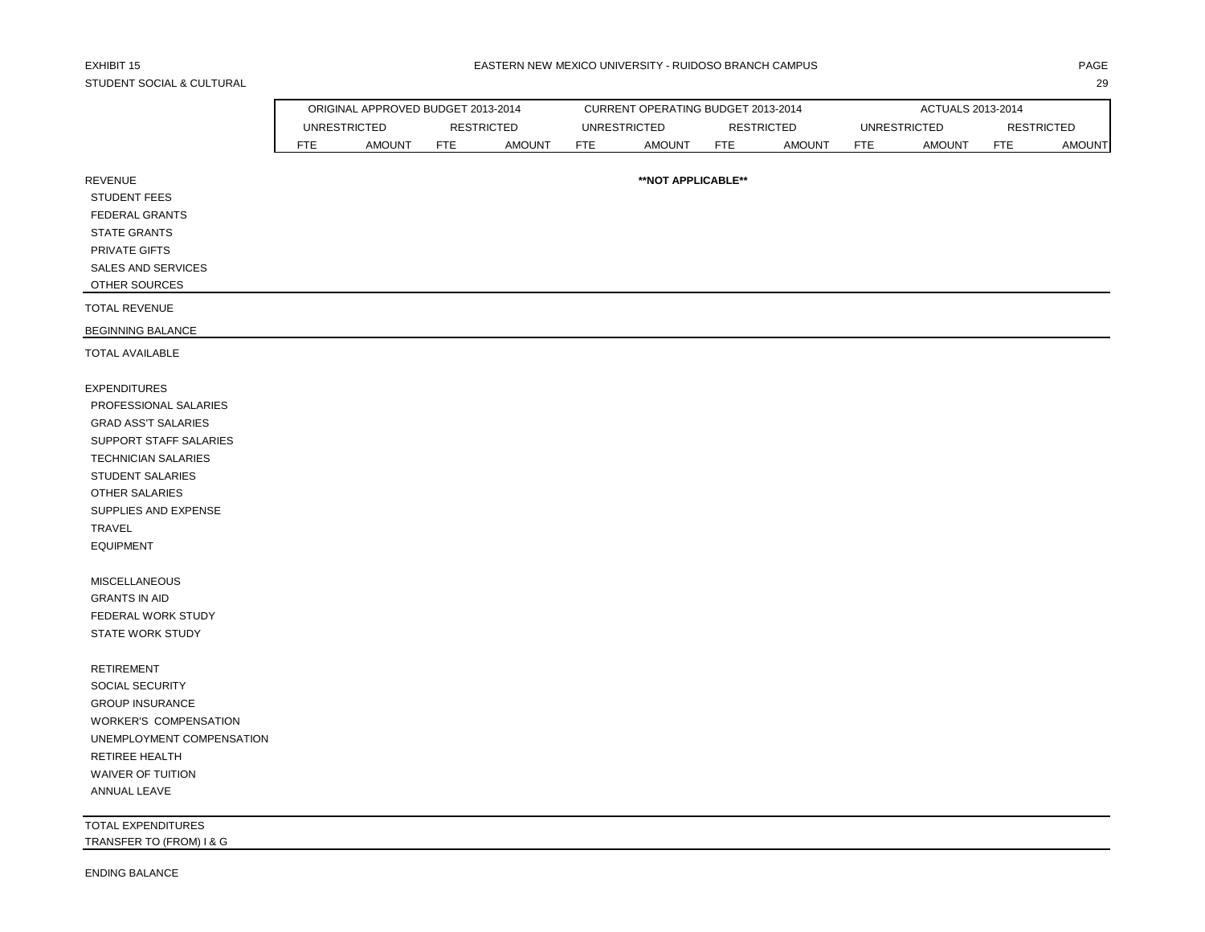EXHIBIT 15

EASTERN NEW MEXICO UNIVERSITY - RUIDOSO BRANCH CAMPUS

STUDENT SOCIAL & CULTURAL

| | ORIGINAL APPROVED BUDGET 2013-2014 | | | | CURRENT OPERATING BUDGET 2013-2014 | | | | ACTUALS 2013-2014 | | | |
|---|---|---|---|---|---|---|---|---|---|---|---|---|
| | UNRESTRICTED | | RESTRICTED | | UNRESTRICTED | | RESTRICTED | | UNRESTRICTED | | RESTRICTED | |
| | FTE | AMOUNT | FTE | AMOUNT | FTE | AMOUNT | FTE | AMOUNT | FTE | AMOUNT | FTE | AMOUNT |
| REVENUE | | | | | | **NOT APPLICABLE** | | | | | | |
| STUDENT FEES | | | | | | | | | | | | |
| FEDERAL GRANTS | | | | | | | | | | | | |
| STATE GRANTS | | | | | | | | | | | | |
| PRIVATE GIFTS | | | | | | | | | | | | |
| SALES AND SERVICES | | | | | | | | | | | | |
| OTHER SOURCES | | | | | | | | | | | | |
| TOTAL REVENUE | | | | | | | | | | | | |
| BEGINNING BALANCE | | | | | | | | | | | | |
| TOTAL AVAILABLE | | | | | | | | | | | | |
| EXPENDITURES | | | | | | | | | | | | |
| PROFESSIONAL SALARIES | | | | | | | | | | | | |
| GRAD ASS'T SALARIES | | | | | | | | | | | | |
| SUPPORT STAFF SALARIES | | | | | | | | | | | | |
| TECHNICIAN SALARIES | | | | | | | | | | | | |
| STUDENT SALARIES | | | | | | | | | | | | |
| OTHER SALARIES | | | | | | | | | | | | |
| SUPPLIES AND EXPENSE | | | | | | | | | | | | |
| TRAVEL | | | | | | | | | | | | |
| EQUIPMENT | | | | | | | | | | | | |
| MISCELLANEOUS | | | | | | | | | | | | |
| GRANTS IN AID | | | | | | | | | | | | |
| FEDERAL WORK STUDY | | | | | | | | | | | | |
| STATE WORK STUDY | | | | | | | | | | | | |
| RETIREMENT | | | | | | | | | | | | |
| SOCIAL SECURITY | | | | | | | | | | | | |
| GROUP INSURANCE | | | | | | | | | | | | |
| WORKER'S COMPENSATION | | | | | | | | | | | | |
| UNEMPLOYMENT COMPENSATION | | | | | | | | | | | | |
| RETIREE HEALTH | | | | | | | | | | | | |
| WAIVER OF TUITION | | | | | | | | | | | | |
| ANNUAL LEAVE | | | | | | | | | | | | |
| TOTAL EXPENDITURES | | | | | | | | | | | | |
| TRANSFER TO (FROM) I & G | | | | | | | | | | | | |
| ENDING BALANCE | | | | | | | | | | | | |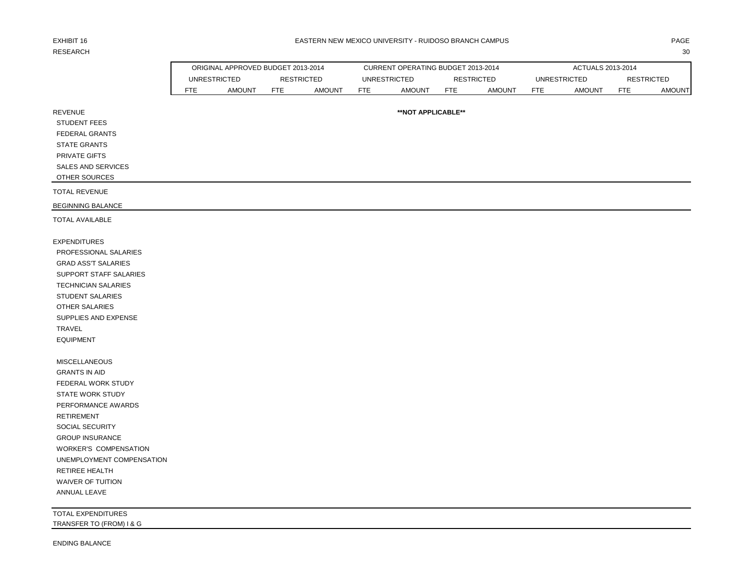EXHIBIT 16

EASTERN NEW MEXICO UNIVERSITY - RUIDOSO BRANCH CAMPUS

RESEARCH

| | ORIGINAL APPROVED BUDGET 2013-2014 | | | | CURRENT OPERATING BUDGET 2013-2014 | | | | ACTUALS 2013-2014 | | | |
|---|---|---|---|---|---|---|---|---|---|---|---|---|
| | UNRESTRICTED | | RESTRICTED | | UNRESTRICTED | | RESTRICTED | | UNRESTRICTED | | RESTRICTED | |
| | FTE | AMOUNT | FTE | AMOUNT | FTE | AMOUNT | FTE | AMOUNT | FTE | AMOUNT | FTE | AMOUNT |
| REVENUE | | | | | | **NOT APPLICABLE** | | | | | | |
| STUDENT FEES | | | | | | | | | | | | |
| FEDERAL GRANTS | | | | | | | | | | | | |
| STATE GRANTS | | | | | | | | | | | | |
| PRIVATE GIFTS | | | | | | | | | | | | |
| SALES AND SERVICES | | | | | | | | | | | | |
| OTHER SOURCES | | | | | | | | | | | | |
| TOTAL REVENUE | | | | | | | | | | | | |
| BEGINNING BALANCE | | | | | | | | | | | | |
| TOTAL AVAILABLE | | | | | | | | | | | | |
| EXPENDITURES | | | | | | | | | | | | |
| PROFESSIONAL SALARIES | | | | | | | | | | | | |
| GRAD ASS'T SALARIES | | | | | | | | | | | | |
| SUPPORT STAFF SALARIES | | | | | | | | | | | | |
| TECHNICIAN SALARIES | | | | | | | | | | | | |
| STUDENT SALARIES | | | | | | | | | | | | |
| OTHER SALARIES | | | | | | | | | | | | |
| SUPPLIES AND EXPENSE | | | | | | | | | | | | |
| TRAVEL | | | | | | | | | | | | |
| EQUIPMENT | | | | | | | | | | | | |
| MISCELLANEOUS | | | | | | | | | | | | |
| GRANTS IN AID | | | | | | | | | | | | |
| FEDERAL WORK STUDY | | | | | | | | | | | | |
| STATE WORK STUDY | | | | | | | | | | | | |
| PERFORMANCE AWARDS | | | | | | | | | | | | |
| RETIREMENT | | | | | | | | | | | | |
| SOCIAL SECURITY | | | | | | | | | | | | |
| GROUP INSURANCE | | | | | | | | | | | | |
| WORKER'S COMPENSATION | | | | | | | | | | | | |
| UNEMPLOYMENT COMPENSATION | | | | | | | | | | | | |
| RETIREE HEALTH | | | | | | | | | | | | |
| WAIVER OF TUITION | | | | | | | | | | | | |
| ANNUAL LEAVE | | | | | | | | | | | | |
| TOTAL EXPENDITURES | | | | | | | | | | | | |
| TRANSFER TO (FROM) I & G | | | | | | | | | | | | |
| ENDING BALANCE | | | | | | | | | | | | |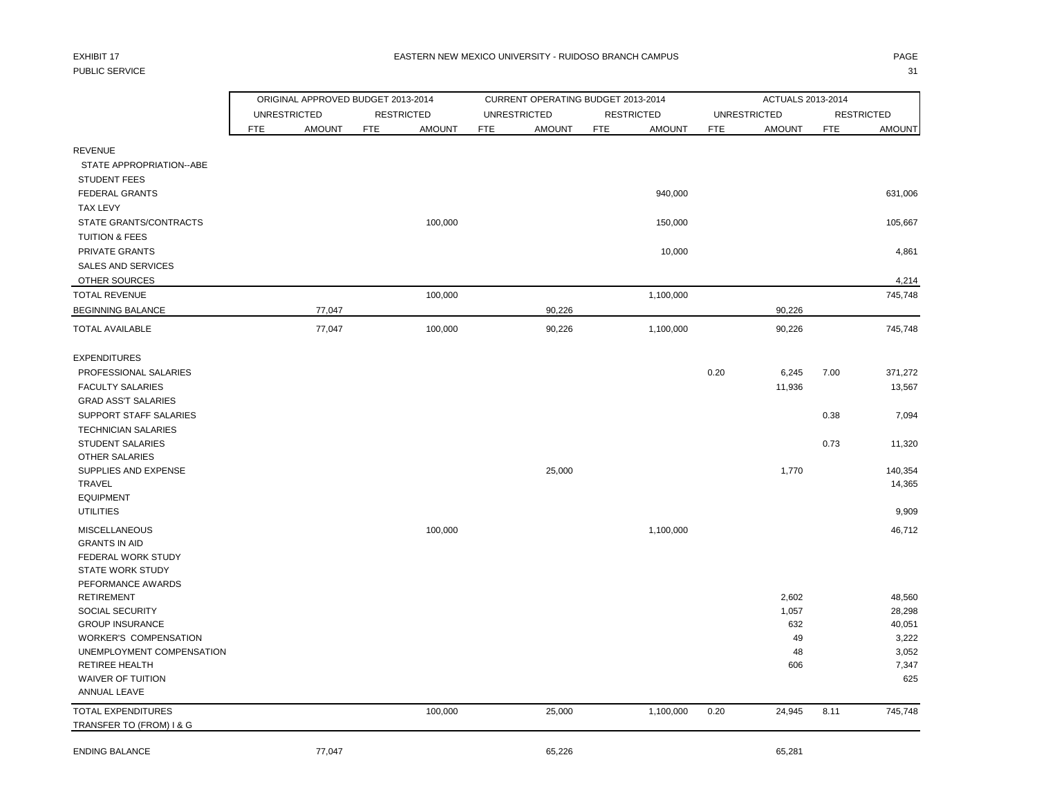EXHIBIT 17

PUBLIC SERVICE

# EASTERN NEW MEXICO UNIVERSITY - RUIDOSO BRANCH CAMPUS

| | ORIGINAL APPROVED BUDGET 2013-2014 | | | | CURRENT OPERATING BUDGET 2013-2014 | | | | ACTUALS 2013-2014 | | | |
|---|---|---|---|---|---|---|---|---|---|---|---|---|
| | UNRESTRICTED | | RESTRICTED | | UNRESTRICTED | | RESTRICTED | | UNRESTRICTED | | RESTRICTED | |
| | FTE | AMOUNT | FTE | AMOUNT | FTE | AMOUNT | FTE | AMOUNT | FTE | AMOUNT | FTE | AMOUNT |
| REVENUE | | | | | | | | | | | | |
| STATE APPROPRIATION--ABE | | | | | | | | | | | | |
| STUDENT FEES | | | | | | | | | | | | |
| FEDERAL GRANTS | | | | | | | | 940,000 | | | | 631,006 |
| TAX LEVY | | | | | | | | | | | | |
| STATE GRANTS/CONTRACTS | | | | 100,000 | | | | 150,000 | | | | 105,667 |
| TUITION & FEES | | | | | | | | | | | | |
| PRIVATE GRANTS | | | | | | | | 10,000 | | | | 4,861 |
| SALES AND SERVICES | | | | | | | | | | | | |
| OTHER SOURCES | | | | | | | | | | | | 4,214 |
| TOTAL REVENUE | | | | 100,000 | | | | 1,100,000 | | | | 745,748 |
| BEGINNING BALANCE | | 77,047 | | | | 90,226 | | | | 90,226 | | |
| TOTAL AVAILABLE | | 77,047 | | 100,000 | | 90,226 | | 1,100,000 | | 90,226 | | 745,748 |
| EXPENDITURES | | | | | | | | | | | | |
| PROFESSIONAL SALARIES | | | | | | | | | 0.20 | 6,245 | 7.00 | 371,272 |
| FACULTY SALARIES | | | | | | | | | | 11,936 | | 13,567 |
| GRAD ASS'T SALARIES | | | | | | | | | | | | |
| SUPPORT STAFF SALARIES | | | | | | | | | | | 0.38 | 7,094 |
| TECHNICIAN SALARIES | | | | | | | | | | | | |
| STUDENT SALARIES | | | | | | | | | | | 0.73 | 11,320 |
| OTHER SALARIES | | | | | | | | | | | | |
| SUPPLIES AND EXPENSE | | | | | | 25,000 | | | | 1,770 | | 140,354 |
| TRAVEL | | | | | | | | | | | | 14,365 |
| EQUIPMENT | | | | | | | | | | | | |
| UTILITIES | | | | | | | | | | | | 9,909 |
| MISCELLANEOUS | | | | 100,000 | | | | 1,100,000 | | | | 46,712 |
| GRANTS IN AID | | | | | | | | | | | | |
| FEDERAL WORK STUDY | | | | | | | | | | | | |
| STATE WORK STUDY | | | | | | | | | | | | |
| PEFORMANCE AWARDS | | | | | | | | | | | | |
| RETIREMENT | | | | | | | | | | 2,602 | | 48,560 |
| SOCIAL SECURITY | | | | | | | | | | 1,057 | | 28,298 |
| GROUP INSURANCE | | | | | | | | | | 632 | | 40,051 |
| WORKER'S COMPENSATION | | | | | | | | | | 49 | | 3,222 |
| UNEMPLOYMENT COMPENSATION | | | | | | | | | | 48 | | 3,052 |
| RETIREE HEALTH | | | | | | | | | | 606 | | 7,347 |
| WAIVER OF TUITION | | | | | | | | | | | | 625 |
| ANNUAL LEAVE | | | | | | | | | | | | |
| TOTAL EXPENDITURES | | | | 100,000 | | 25,000 | | 1,100,000 | 0.20 | 24,945 | 8.11 | 745,748 |
| TRANSFER TO (FROM) I & G | | | | | | | | | | | | |
| ENDING BALANCE | | 77,047 | | | | 65,226 | | | | 65,281 | | |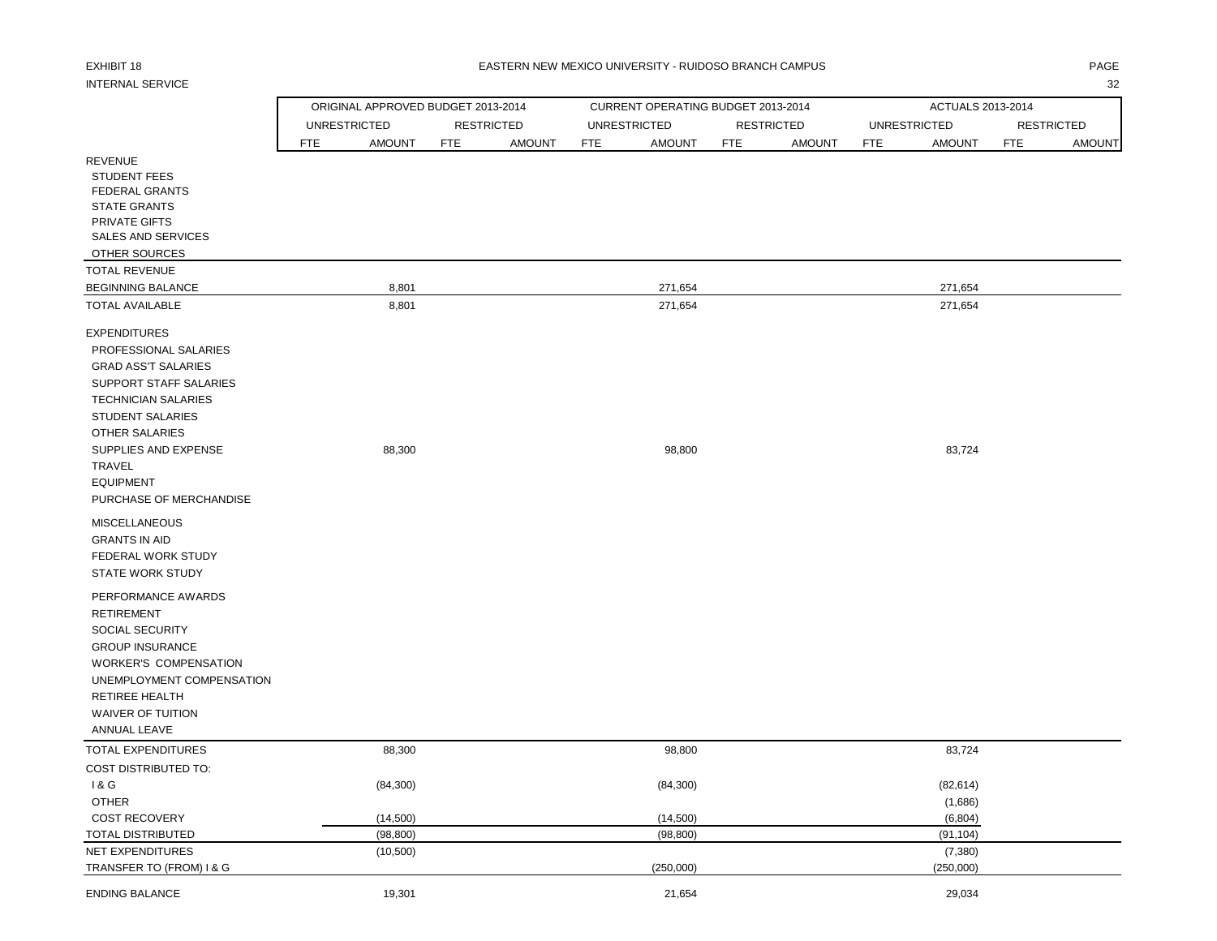EXHIBIT 18

INTERNAL SERVICE

EASTERN NEW MEXICO UNIVERSITY - RUIDOSO BRANCH CAMPUS

| | ORIGINAL APPROVED BUDGET 2013-2014 | | | | CURRENT OPERATING BUDGET 2013-2014 | | | | ACTUALS 2013-2014 | | | |
|---|---|---|---|---|---|---|---|---|---|---|---|---|
| | UNRESTRICTED | | RESTRICTED | | UNRESTRICTED | | RESTRICTED | | UNRESTRICTED | | RESTRICTED | |
| | FTE | AMOUNT | FTE | AMOUNT | FTE | AMOUNT | FTE | AMOUNT | FTE | AMOUNT | FTE | AMOUNT |
| REVENUE | | | | | | | | | | | | |
| STUDENT FEES | | | | | | | | | | | | |
| FEDERAL GRANTS | | | | | | | | | | | | |
| STATE GRANTS | | | | | | | | | | | | |
| PRIVATE GIFTS | | | | | | | | | | | | |
| SALES AND SERVICES | | | | | | | | | | | | |
| OTHER SOURCES | | | | | | | | | | | | |
| TOTAL REVENUE | | | | | | | | | | | | |
| BEGINNING BALANCE | | 8,801 | | | | 271,654 | | | | 271,654 | | |
| TOTAL AVAILABLE | | 8,801 | | | | 271,654 | | | | 271,654 | | |
| EXPENDITURES | | | | | | | | | | | | |
| PROFESSIONAL SALARIES | | | | | | | | | | | | |
| GRAD ASS'T SALARIES | | | | | | | | | | | | |
| SUPPORT STAFF SALARIES | | | | | | | | | | | | |
| TECHNICIAN SALARIES | | | | | | | | | | | | |
| STUDENT SALARIES | | | | | | | | | | | | |
| OTHER SALARIES | | | | | | | | | | | | |
| SUPPLIES AND EXPENSE | | 88,300 | | | | 98,800 | | | | 83,724 | | |
| TRAVEL | | | | | | | | | | | | |
| EQUIPMENT | | | | | | | | | | | | |
| PURCHASE OF MERCHANDISE | | | | | | | | | | | | |
| MISCELLANEOUS | | | | | | | | | | | | |
| GRANTS IN AID | | | | | | | | | | | | |
| FEDERAL WORK STUDY | | | | | | | | | | | | |
| STATE WORK STUDY | | | | | | | | | | | | |
| PERFORMANCE AWARDS | | | | | | | | | | | | |
| RETIREMENT | | | | | | | | | | | | |
| SOCIAL SECURITY | | | | | | | | | | | | |
| GROUP INSURANCE | | | | | | | | | | | | |
| WORKER'S COMPENSATION | | | | | | | | | | | | |
| UNEMPLOYMENT COMPENSATION | | | | | | | | | | | | |
| RETIREE HEALTH | | | | | | | | | | | | |
| WAIVER OF TUITION | | | | | | | | | | | | |
| ANNUAL LEAVE | | | | | | | | | | | | |
| TOTAL EXPENDITURES | | 88,300 | | | | 98,800 | | | | 83,724 | | |
| COST DISTRIBUTED TO: | | | | | | | | | | | | |
| I & G | | (84,300) | | | | (84,300) | | | | (82,614) | | |
| OTHER | | | | | | | | | | (1,686) | | |
| COST RECOVERY | | (14,500) | | | | (14,500) | | | | (6,804) | | |
| TOTAL DISTRIBUTED | | (98,800) | | | | (98,800) | | | | (91,104) | | |
| NET EXPENDITURES | | (10,500) | | | | | | | | (7,380) | | |
| TRANSFER TO (FROM) I & G | | | | | | (250,000) | | | | (250,000) | | |
| ENDING BALANCE | | 19,301 | | | | 21,654 | | | | 29,034 | | |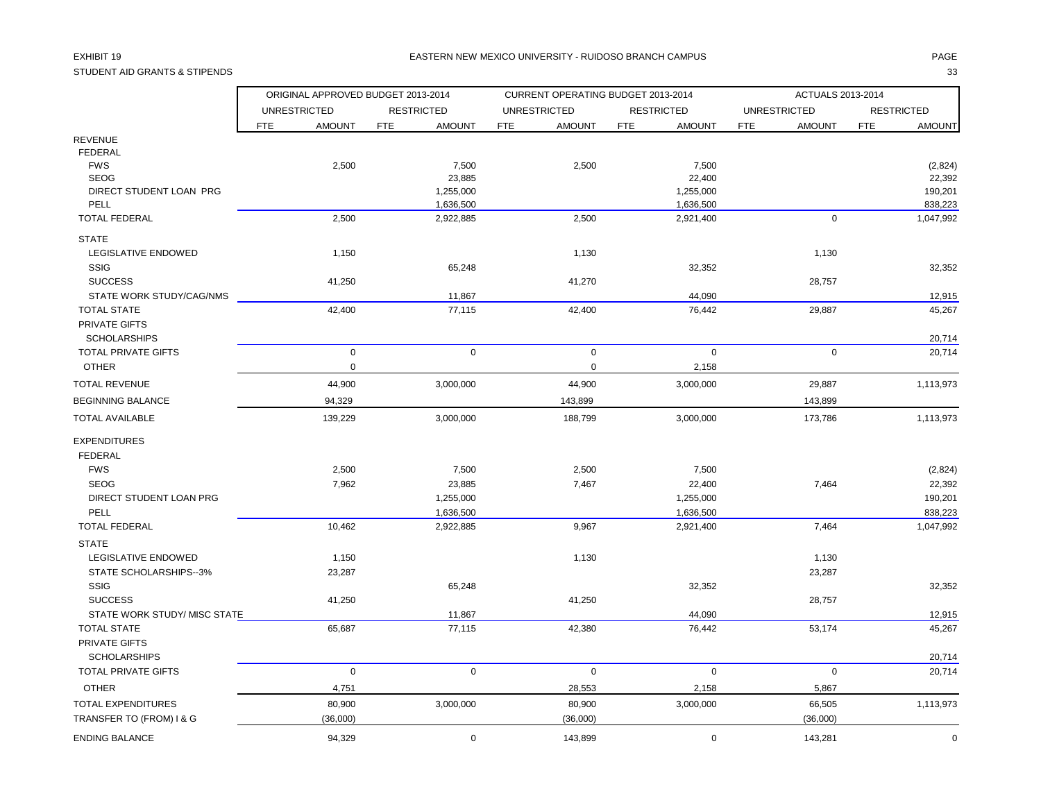EXHIBIT 19

EASTERN NEW MEXICO UNIVERSITY - RUIDOSO BRANCH CAMPUS

STUDENT AID GRANTS & STIPENDS

| | ORIGINAL APPROVED BUDGET 2013-2014 | | | | CURRENT OPERATING BUDGET 2013-2014 | | | | ACTUALS 2013-2014 | | | |
|---|---|---|---|---|---|---|---|---|---|---|---|---|
| | UNRESTRICTED | | RESTRICTED | | UNRESTRICTED | | RESTRICTED | | UNRESTRICTED | | RESTRICTED | |
| | FTE | AMOUNT | FTE | AMOUNT | FTE | AMOUNT | FTE | AMOUNT | FTE | AMOUNT | FTE | AMOUNT |
| REVENUE | | | | | | | | | | | | |
| FEDERAL | | | | | | | | | | | | |
| FWS | | 2,500 | | 7,500 | | 2,500 | | 7,500 | | | | (2,824) |
| SEOG | | | | 23,885 | | | | 22,400 | | | | 22,392 |
| DIRECT STUDENT LOAN PRG | | | | 1,255,000 | | | | 1,255,000 | | | | 190,201 |
| PELL | | | | 1,636,500 | | | | 1,636,500 | | | | 838,223 |
| TOTAL FEDERAL | | 2,500 | | 2,922,885 | | 2,500 | | 2,921,400 | | 0 | | 1,047,992 |
| STATE | | | | | | | | | | | | |
| LEGISLATIVE ENDOWED | | 1,150 | | | | 1,130 | | | | 1,130 | | |
| SSIG | | | | 65,248 | | | | 32,352 | | | | 32,352 |
| SUCCESS | | 41,250 | | | | 41,270 | | | | 28,757 | | |
| STATE WORK STUDY/CAG/NMS | | | | 11,867 | | | | 44,090 | | | | 12,915 |
| TOTAL STATE | | 42,400 | | 77,115 | | 42,400 | | 76,442 | | 29,887 | | 45,267 |
| PRIVATE GIFTS | | | | | | | | | | | | |
| SCHOLARSHIPS | | | | | | | | | | | | 20,714 |
| TOTAL PRIVATE GIFTS | | 0 | | 0 | | 0 | | 0 | | 0 | | 20,714 |
| OTHER | | 0 | | | | 0 | | 2,158 | | | | |
| TOTAL REVENUE | | 44,900 | | 3,000,000 | | 44,900 | | 3,000,000 | | 29,887 | | 1,113,973 |
| BEGINNING BALANCE | | 94,329 | | | | 143,899 | | | | 143,899 | | |
| TOTAL AVAILABLE | | 139,229 | | 3,000,000 | | 188,799 | | 3,000,000 | | 173,786 | | 1,113,973 |
| EXPENDITURES | | | | | | | | | | | | |
| FEDERAL | | | | | | | | | | | | |
| FWS | | 2,500 | | 7,500 | | 2,500 | | 7,500 | | | | (2,824) |
| SEOG | | 7,962 | | 23,885 | | 7,467 | | 22,400 | | 7,464 | | 22,392 |
| DIRECT STUDENT LOAN PRG | | | | 1,255,000 | | | | 1,255,000 | | | | 190,201 |
| PELL | | | | 1,636,500 | | | | 1,636,500 | | | | 838,223 |
| TOTAL FEDERAL | | 10,462 | | 2,922,885 | | 9,967 | | 2,921,400 | | 7,464 | | 1,047,992 |
| STATE | | | | | | | | | | | | |
| LEGISLATIVE ENDOWED | | 1,150 | | | | 1,130 | | | | 1,130 | | |
| STATE SCHOLARSHIPS--3% | | 23,287 | | | | | | | | 23,287 | | |
| SSIG | | | | 65,248 | | | | 32,352 | | | | 32,352 |
| SUCCESS | | 41,250 | | | | 41,250 | | | | 28,757 | | |
| STATE WORK STUDY/ MISC STATE | | | | 11,867 | | | | 44,090 | | | | 12,915 |
| TOTAL STATE | | 65,687 | | 77,115 | | 42,380 | | 76,442 | | 53,174 | | 45,267 |
| PRIVATE GIFTS | | | | | | | | | | | | |
| SCHOLARSHIPS | | | | | | | | | | | | 20,714 |
| TOTAL PRIVATE GIFTS | | 0 | | 0 | | 0 | | 0 | | 0 | | 20,714 |
| OTHER | | 4,751 | | | | 28,553 | | 2,158 | | 5,867 | | |
| TOTAL EXPENDITURES | | 80,900 | | 3,000,000 | | 80,900 | | 3,000,000 | | 66,505 | | 1,113,973 |
| TRANSFER TO (FROM) I & G | | (36,000) | | | | (36,000) | | | | (36,000) | | |
| ENDING BALANCE | | 94,329 | | 0 | | 143,899 | | 0 | | 143,281 | | 0 |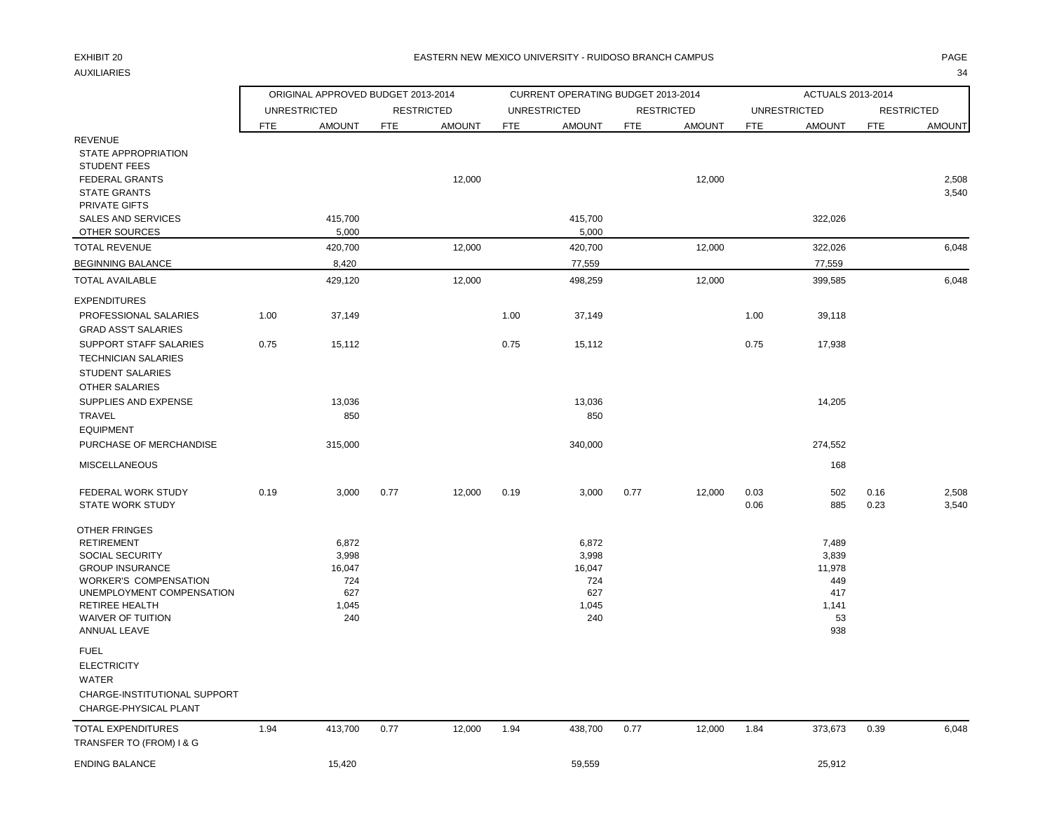EXHIBIT 20

AUXILIARIES

# EASTERN NEW MEXICO UNIVERSITY - RUIDOSO BRANCH CAMPUS

| | ORIGINAL APPROVED BUDGET 2013-2014 | | | | CURRENT OPERATING BUDGET 2013-2014 | | | | ACTUALS 2013-2014 | | | |
|---|---|---|---|---|---|---|---|---|---|---|---|---|
| | UNRESTRICTED | | RESTRICTED | | UNRESTRICTED | | RESTRICTED | | UNRESTRICTED | | RESTRICTED | |
| | FTE | AMOUNT | FTE | AMOUNT | FTE | AMOUNT | FTE | AMOUNT | FTE | AMOUNT | FTE | AMOUNT |
| REVENUE | | | | | | | | | | | | |
| STATE APPROPRIATION | | | | | | | | | | | | |
| STUDENT FEES | | | | | | | | | | | | |
| FEDERAL GRANTS | | | | 12,000 | | | | 12,000 | | | | 2,508 |
| STATE GRANTS | | | | | | | | | | | | 3,540 |
| PRIVATE GIFTS | | | | | | | | | | | | |
| SALES AND SERVICES | | 415,700 | | | | 415,700 | | | | 322,026 | | |
| OTHER SOURCES | | 5,000 | | | | 5,000 | | | | | | |
| TOTAL REVENUE | | 420,700 | | 12,000 | | 420,700 | | 12,000 | | 322,026 | | 6,048 |
| BEGINNING BALANCE | | 8,420 | | | | 77,559 | | | | 77,559 | | |
| TOTAL AVAILABLE | | 429,120 | | 12,000 | | 498,259 | | 12,000 | | 399,585 | | 6,048 |
| EXPENDITURES | | | | | | | | | | | | |
| PROFESSIONAL SALARIES | 1.00 | 37,149 | | | 1.00 | 37,149 | | | 1.00 | 39,118 | | |
| GRAD ASS'T SALARIES | | | | | | | | | | | | |
| SUPPORT STAFF SALARIES | 0.75 | 15,112 | | | 0.75 | 15,112 | | | 0.75 | 17,938 | | |
| TECHNICIAN SALARIES | | | | | | | | | | | | |
| STUDENT SALARIES | | | | | | | | | | | | |
| OTHER SALARIES | | | | | | | | | | | | |
| SUPPLIES AND EXPENSE | | 13,036 | | | | 13,036 | | | | 14,205 | | |
| TRAVEL | | 850 | | | | 850 | | | | | | |
| EQUIPMENT | | | | | | | | | | | | |
| PURCHASE OF MERCHANDISE | | 315,000 | | | | 340,000 | | | | 274,552 | | |
| MISCELLANEOUS | | | | | | | | | | 168 | | |
| FEDERAL WORK STUDY | 0.19 | 3,000 | 0.77 | 12,000 | 0.19 | 3,000 | 0.77 | 12,000 | 0.03 | 502 | 0.16 | 2,508 |
| STATE WORK STUDY | | | | | | | | | 0.06 | 885 | 0.23 | 3,540 |
| OTHER FRINGES | | | | | | | | | | | | |
| RETIREMENT | | 6,872 | | | | 6,872 | | | | 7,489 | | |
| SOCIAL SECURITY | | 3,998 | | | | 3,998 | | | | 3,839 | | |
| GROUP INSURANCE | | 16,047 | | | | 16,047 | | | | 11,978 | | |
| WORKER'S COMPENSATION | | 724 | | | | 724 | | | | 449 | | |
| UNEMPLOYMENT COMPENSATION | | 627 | | | | 627 | | | | 417 | | |
| RETIREE HEALTH | | 1,045 | | | | 1,045 | | | | 1,141 | | |
| WAIVER OF TUITION | | 240 | | | | 240 | | | | 53 | | |
| ANNUAL LEAVE | | | | | | | | | | 938 | | |
| FUEL | | | | | | | | | | | | |
| ELECTRICITY | | | | | | | | | | | | |
| WATER | | | | | | | | | | | | |
| CHARGE-INSTITUTIONAL SUPPORT | | | | | | | | | | | | |
| CHARGE-PHYSICAL PLANT | | | | | | | | | | | | |
| TOTAL EXPENDITURES | 1.94 | 413,700 | 0.77 | 12,000 | 1.94 | 438,700 | 0.77 | 12,000 | 1.84 | 373,673 | 0.39 | 6,048 |
| TRANSFER TO (FROM) I & G | | | | | | | | | | | | |
| ENDING BALANCE | | 15,420 | | | | 59,559 | | | | 25,912 | | |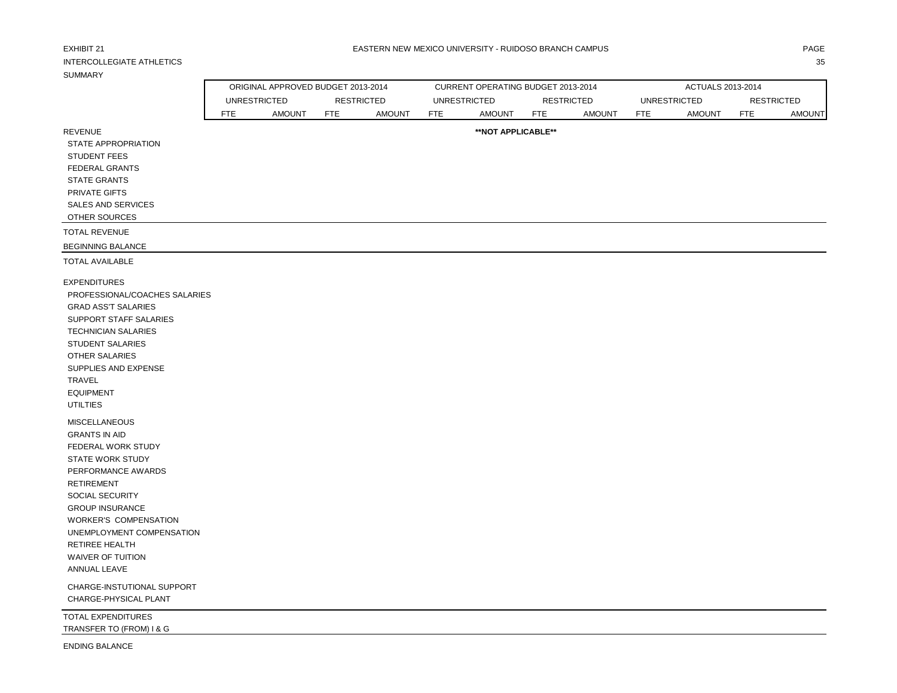EXHIBIT 21

EASTERN NEW MEXICO UNIVERSITY - RUIDOSO BRANCH CAMPUS

INTERCOLLEGIATE ATHLETICS

SUMMARY

| | ORIGINAL APPROVED BUDGET 2013-2014 | | | | CURRENT OPERATING BUDGET 2013-2014 | | | | ACTUALS 2013-2014 | | | |
|---|---|---|---|---|---|---|---|---|---|---|---|---|
| | UNRESTRICTED | | RESTRICTED | | UNRESTRICTED | | RESTRICTED | | UNRESTRICTED | | RESTRICTED | |
| | FTE | AMOUNT | FTE | AMOUNT | FTE | AMOUNT | FTE | AMOUNT | FTE | AMOUNT | FTE | AMOUNT |
| REVENUE | | | | | | **\*\*NOT APPLICABLE\*\*** | | | | | | |
| STATE APPROPRIATION | | | | | | | | | | | | |
| STUDENT FEES | | | | | | | | | | | | |
| FEDERAL GRANTS | | | | | | | | | | | | |
| STATE GRANTS | | | | | | | | | | | | |
| PRIVATE GIFTS | | | | | | | | | | | | |
| SALES AND SERVICES | | | | | | | | | | | | |
| OTHER SOURCES | | | | | | | | | | | | |
| TOTAL REVENUE | | | | | | | | | | | | |
| BEGINNING BALANCE | | | | | | | | | | | | |
| TOTAL AVAILABLE | | | | | | | | | | | | |
| EXPENDITURES | | | | | | | | | | | | |
| PROFESSIONAL/COACHES SALARIES | | | | | | | | | | | | |
| GRAD ASS'T SALARIES | | | | | | | | | | | | |
| SUPPORT STAFF SALARIES | | | | | | | | | | | | |
| TECHNICIAN SALARIES | | | | | | | | | | | | |
| STUDENT SALARIES | | | | | | | | | | | | |
| OTHER SALARIES | | | | | | | | | | | | |
| SUPPLIES AND EXPENSE | | | | | | | | | | | | |
| TRAVEL | | | | | | | | | | | | |
| EQUIPMENT | | | | | | | | | | | | |
| UTILTIES | | | | | | | | | | | | |
| MISCELLANEOUS | | | | | | | | | | | | |
| GRANTS IN AID | | | | | | | | | | | | |
| FEDERAL WORK STUDY | | | | | | | | | | | | |
| STATE WORK STUDY | | | | | | | | | | | | |
| PERFORMANCE AWARDS | | | | | | | | | | | | |
| RETIREMENT | | | | | | | | | | | | |
| SOCIAL SECURITY | | | | | | | | | | | | |
| GROUP INSURANCE | | | | | | | | | | | | |
| WORKER'S COMPENSATION | | | | | | | | | | | | |
| UNEMPLOYMENT COMPENSATION | | | | | | | | | | | | |
| RETIREE HEALTH | | | | | | | | | | | | |
| WAIVER OF TUITION | | | | | | | | | | | | |
| ANNUAL LEAVE | | | | | | | | | | | | |
| CHARGE-INSTUTIONAL SUPPORT | | | | | | | | | | | | |
| CHARGE-PHYSICAL PLANT | | | | | | | | | | | | |
| TOTAL EXPENDITURES | | | | | | | | | | | | |
| TRANSFER TO (FROM) I & G | | | | | | | | | | | | |
| ENDING BALANCE | | | | | | | | | | | | |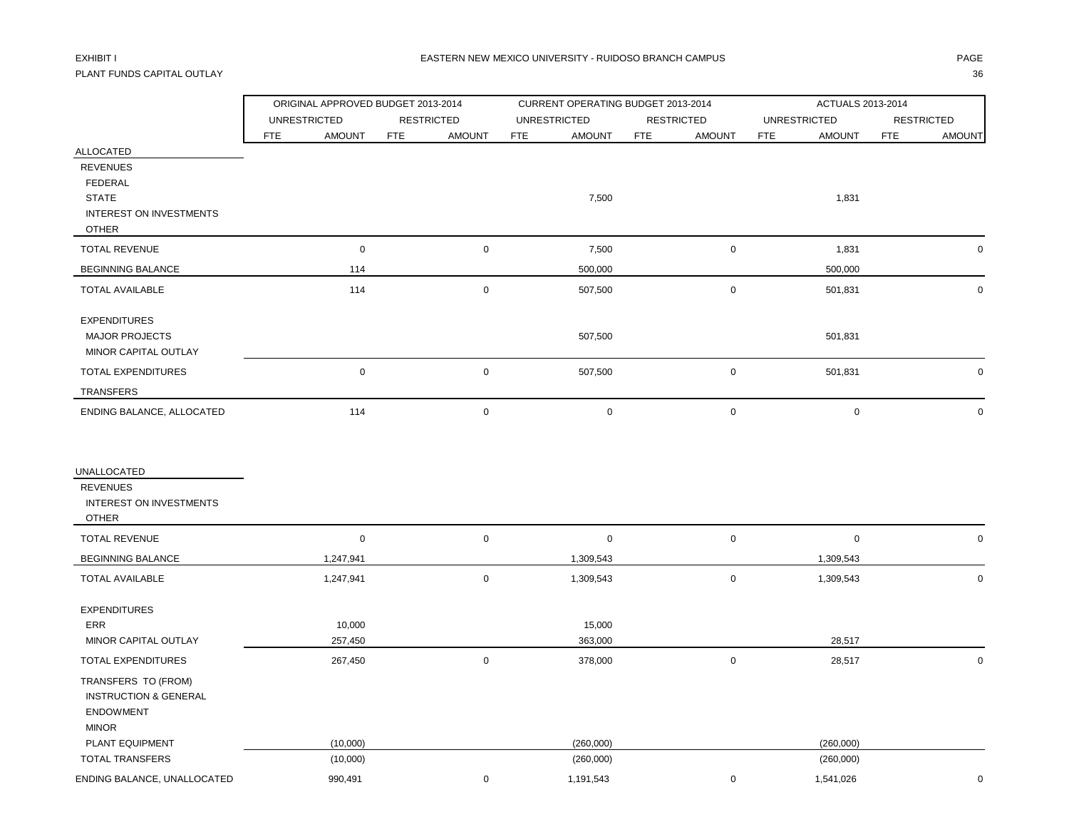EXHIBIT I

PLANT FUNDS CAPITAL OUTLAY

EASTERN NEW MEXICO UNIVERSITY - RUIDOSO BRANCH CAMPUS

| | ORIGINAL APPROVED BUDGET 2013-2014 | | | | CURRENT OPERATING BUDGET 2013-2014 | | | | ACTUALS 2013-2014 | | | |
|---|---|---|---|---|---|---|---|---|---|---|---|---|
| | UNRESTRICTED | | RESTRICTED | | UNRESTRICTED | | RESTRICTED | | UNRESTRICTED | | RESTRICTED | |
| | FTE | AMOUNT | FTE | AMOUNT | FTE | AMOUNT | FTE | AMOUNT | FTE | AMOUNT | FTE | AMOUNT |
| ALLOCATED | | | | | | | | | | | | |
| REVENUES | | | | | | | | | | | | |
| FEDERAL | | | | | | | | | | | | |
| STATE | | | | | | 7,500 | | | | 1,831 | | |
| INTEREST ON INVESTMENTS | | | | | | | | | | | | |
| OTHER | | | | | | | | | | | | |
| TOTAL REVENUE | | 0 | | 0 | | 7,500 | | 0 | | 1,831 | | 0 |
| BEGINNING BALANCE | | 114 | | | | 500,000 | | | | 500,000 | | |
| TOTAL AVAILABLE | | 114 | | 0 | | 507,500 | | 0 | | 501,831 | | 0 |
| EXPENDITURES | | | | | | | | | | | | |
| MAJOR PROJECTS | | | | | | 507,500 | | | | 501,831 | | |
| MINOR CAPITAL OUTLAY | | | | | | | | | | | | |
| TOTAL EXPENDITURES | | 0 | | 0 | | 507,500 | | 0 | | 501,831 | | 0 |
| TRANSFERS | | | | | | | | | | | | |
| ENDING BALANCE, ALLOCATED | | 114 | | 0 | | 0 | | 0 | | 0 | | 0 |
| UNALLOCATED | | | | | | | | | | | | |
| REVENUES | | | | | | | | | | | | |
| INTEREST ON INVESTMENTS | | | | | | | | | | | | |
| OTHER | | | | | | | | | | | | |
| TOTAL REVENUE | | 0 | | 0 | | 0 | | 0 | | 0 | | 0 |
| BEGINNING BALANCE | | 1,247,941 | | | | 1,309,543 | | | | 1,309,543 | | |
| TOTAL AVAILABLE | | 1,247,941 | | 0 | | 1,309,543 | | 0 | | 1,309,543 | | 0 |
| EXPENDITURES | | | | | | | | | | | | |
| ERR | | 10,000 | | | | 15,000 | | | | | | |
| MINOR CAPITAL OUTLAY | | 257,450 | | | | 363,000 | | | | 28,517 | | |
| TOTAL EXPENDITURES | | 267,450 | | 0 | | 378,000 | | 0 | | 28,517 | | 0 |
| TRANSFERS TO (FROM) | | | | | | | | | | | | |
| INSTRUCTION & GENERAL | | | | | | | | | | | | |
| ENDOWMENT | | | | | | | | | | | | |
| MINOR | | | | | | | | | | | | |
| PLANT EQUIPMENT | | (10,000) | | | | (260,000) | | | | (260,000) | | |
| TOTAL TRANSFERS | | (10,000) | | | | (260,000) | | | | (260,000) | | |
| ENDING BALANCE, UNALLOCATED | | 990,491 | | 0 | | 1,191,543 | | 0 | | 1,541,026 | | 0 |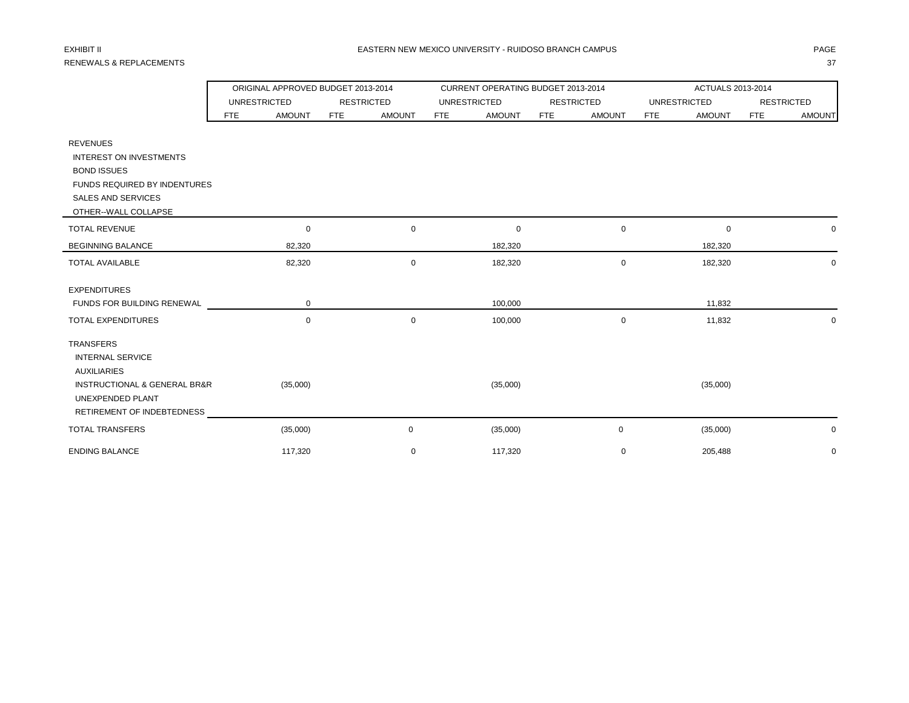EXHIBIT II

RENEWALS & REPLACEMENTS

EASTERN NEW MEXICO UNIVERSITY - RUIDOSO BRANCH CAMPUS

| | ORIGINAL APPROVED BUDGET 2013-2014 | | | | CURRENT OPERATING BUDGET 2013-2014 | | | | ACTUALS 2013-2014 | | | |
|---|---|---|---|---|---|---|---|---|---|---|---|---|
| | UNRESTRICTED | | RESTRICTED | | UNRESTRICTED | | RESTRICTED | | UNRESTRICTED | | RESTRICTED | |
| | FTE | AMOUNT | FTE | AMOUNT | FTE | AMOUNT | FTE | AMOUNT | FTE | AMOUNT | FTE | AMOUNT |
| REVENUES | | | | | | | | | | | | |
| INTEREST ON INVESTMENTS | | | | | | | | | | | | |
| BOND ISSUES | | | | | | | | | | | | |
| FUNDS REQUIRED BY INDENTURES | | | | | | | | | | | | |
| SALES AND SERVICES | | | | | | | | | | | | |
| OTHER--WALL COLLAPSE | | | | | | | | | | | | |
| TOTAL REVENUE | | 0 | | 0 | | 0 | | 0 | | 0 | | 0 |
| BEGINNING BALANCE | | 82,320 | | | | 182,320 | | | | 182,320 | | |
| TOTAL AVAILABLE | | 82,320 | | 0 | | 182,320 | | 0 | | 182,320 | | 0 |
| EXPENDITURES | | | | | | | | | | | | |
| FUNDS FOR BUILDING RENEWAL | | 0 | | | | 100,000 | | | | 11,832 | | |
| TOTAL EXPENDITURES | | 0 | | 0 | | 100,000 | | 0 | | 11,832 | | 0 |
| TRANSFERS | | | | | | | | | | | | |
| INTERNAL SERVICE | | | | | | | | | | | | |
| AUXILIARIES | | | | | | | | | | | | |
| INSTRUCTIONAL & GENERAL BR&R | | (35,000) | | | | (35,000) | | | | (35,000) | | |
| UNEXPENDED PLANT | | | | | | | | | | | | |
| RETIREMENT OF INDEBTEDNESS | | | | | | | | | | | | |
| TOTAL TRANSFERS | | (35,000) | | 0 | | (35,000) | | 0 | | (35,000) | | 0 |
| ENDING BALANCE | | 117,320 | | 0 | | 117,320 | | 0 | | 205,488 | | 0 |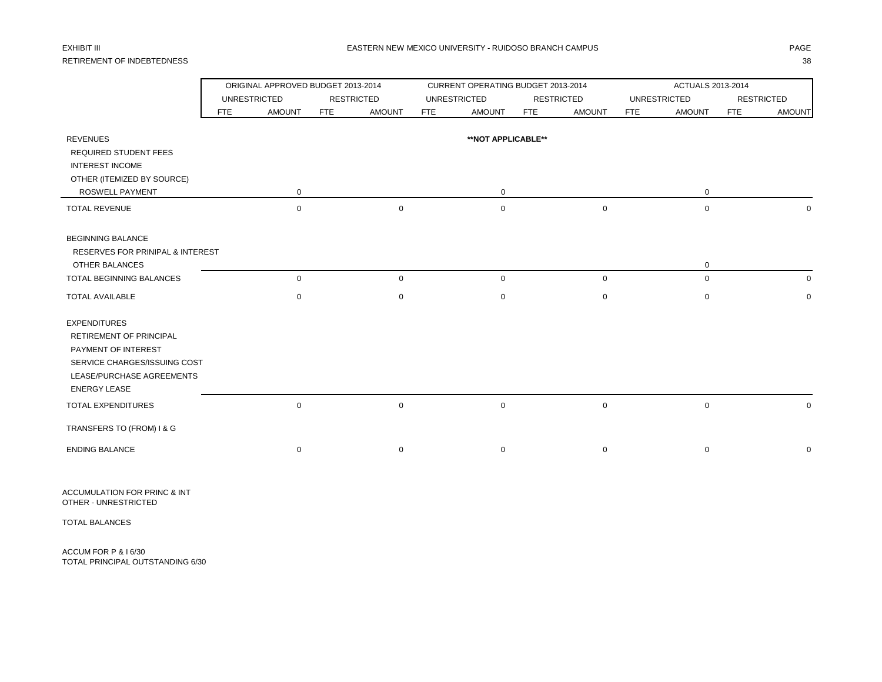EXHIBIT III

EASTERN NEW MEXICO UNIVERSITY - RUIDOSO BRANCH CAMPUS

RETIREMENT OF INDEBTEDNESS

| | ORIGINAL APPROVED BUDGET 2013-2014 | | | | CURRENT OPERATING BUDGET 2013-2014 | | | | ACTUALS 2013-2014 | | | |
|---|---|---|---|---|---|---|---|---|---|---|---|---|
| | UNRESTRICTED | | RESTRICTED | | UNRESTRICTED | | RESTRICTED | | UNRESTRICTED | | RESTRICTED | |
| | FTE | AMOUNT | FTE | AMOUNT | FTE | AMOUNT | FTE | AMOUNT | FTE | AMOUNT | FTE | AMOUNT |
| REVENUES | | | | | | **NOT APPLICABLE** | | | | | | |
| REQUIRED STUDENT FEES | | | | | | | | | | | | |
| INTEREST INCOME | | | | | | | | | | | | |
| OTHER (ITEMIZED BY SOURCE) | | | | | | | | | | | | |
| ROSWELL PAYMENT | | 0 | | | | 0 | | | | 0 | | |
| TOTAL REVENUE | | 0 | | 0 | | 0 | | 0 | | 0 | | 0 |
| BEGINNING BALANCE | | | | | | | | | | | | |
| RESERVES FOR PRINIPAL & INTEREST | | | | | | | | | | | | |
| OTHER BALANCES | | | | | | | | | | 0 | | |
| TOTAL BEGINNING BALANCES | | 0 | | 0 | | 0 | | 0 | | 0 | | 0 |
| TOTAL AVAILABLE | | 0 | | 0 | | 0 | | 0 | | 0 | | 0 |
| EXPENDITURES | | | | | | | | | | | | |
| RETIREMENT OF PRINCIPAL | | | | | | | | | | | | |
| PAYMENT OF INTEREST | | | | | | | | | | | | |
| SERVICE CHARGES/ISSUING COST | | | | | | | | | | | | |
| LEASE/PURCHASE AGREEMENTS | | | | | | | | | | | | |
| ENERGY LEASE | | | | | | | | | | | | |
| TOTAL EXPENDITURES | | 0 | | 0 | | 0 | | 0 | | 0 | | 0 |
| TRANSFERS TO (FROM) I & G | | | | | | | | | | | | |
| ENDING BALANCE | | 0 | | 0 | | 0 | | 0 | | 0 | | 0 |

ACCUMULATION FOR PRINC & INT
OTHER - UNRESTRICTED

TOTAL BALANCES

ACCUM FOR P & I 6/30
TOTAL PRINCIPAL OUTSTANDING 6/30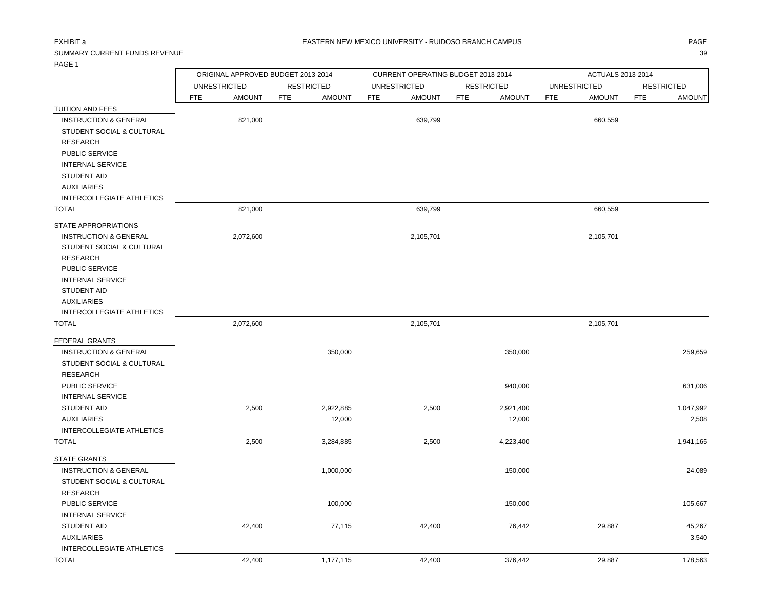EXHIBIT a

EASTERN NEW MEXICO UNIVERSITY - RUIDOSO BRANCH CAMPUS

SUMMARY CURRENT FUNDS REVENUE

PAGE 1

| | ORIGINAL APPROVED BUDGET 2013-2014 | | | | CURRENT OPERATING BUDGET 2013-2014 | | | | ACTUALS 2013-2014 | | | |
|---|---|---|---|---|---|---|---|---|---|---|---|---|
| | UNRESTRICTED | | RESTRICTED | | UNRESTRICTED | | RESTRICTED | | UNRESTRICTED | | RESTRICTED | |
| | FTE | AMOUNT | FTE | AMOUNT | FTE | AMOUNT | FTE | AMOUNT | FTE | AMOUNT | FTE | AMOUNT |
| TUITION AND FEES | | | | | | | | | | | | |
| INSTRUCTION & GENERAL | | 821,000 | | | | 639,799 | | | | 660,559 | | |
| STUDENT SOCIAL & CULTURAL | | | | | | | | | | | | |
| RESEARCH | | | | | | | | | | | | |
| PUBLIC SERVICE | | | | | | | | | | | | |
| INTERNAL SERVICE | | | | | | | | | | | | |
| STUDENT AID | | | | | | | | | | | | |
| AUXILIARIES | | | | | | | | | | | | |
| INTERCOLLEGIATE ATHLETICS | | | | | | | | | | | | |
| TOTAL | | 821,000 | | | | 639,799 | | | | 660,559 | | |
| STATE APPROPRIATIONS | | | | | | | | | | | | |
| INSTRUCTION & GENERAL | | 2,072,600 | | | | 2,105,701 | | | | 2,105,701 | | |
| STUDENT SOCIAL & CULTURAL | | | | | | | | | | | | |
| RESEARCH | | | | | | | | | | | | |
| PUBLIC SERVICE | | | | | | | | | | | | |
| INTERNAL SERVICE | | | | | | | | | | | | |
| STUDENT AID | | | | | | | | | | | | |
| AUXILIARIES | | | | | | | | | | | | |
| INTERCOLLEGIATE ATHLETICS | | | | | | | | | | | | |
| TOTAL | | 2,072,600 | | | | 2,105,701 | | | | 2,105,701 | | |
| FEDERAL GRANTS | | | | | | | | | | | | |
| INSTRUCTION & GENERAL | | | | 350,000 | | | | 350,000 | | | | 259,659 |
| STUDENT SOCIAL & CULTURAL | | | | | | | | | | | | |
| RESEARCH | | | | | | | | | | | | |
| PUBLIC SERVICE | | | | | | | | 940,000 | | | | 631,006 |
| INTERNAL SERVICE | | | | | | | | | | | | |
| STUDENT AID | | 2,500 | | 2,922,885 | | 2,500 | | 2,921,400 | | | | 1,047,992 |
| AUXILIARIES | | | | 12,000 | | | | 12,000 | | | | 2,508 |
| INTERCOLLEGIATE ATHLETICS | | | | | | | | | | | | |
| TOTAL | | 2,500 | | 3,284,885 | | 2,500 | | 4,223,400 | | | | 1,941,165 |
| STATE GRANTS | | | | | | | | | | | | |
| INSTRUCTION & GENERAL | | | | 1,000,000 | | | | 150,000 | | | | 24,089 |
| STUDENT SOCIAL & CULTURAL | | | | | | | | | | | | |
| RESEARCH | | | | | | | | | | | | |
| PUBLIC SERVICE | | | | 100,000 | | | | 150,000 | | | | 105,667 |
| INTERNAL SERVICE | | | | | | | | | | | | |
| STUDENT AID | | 42,400 | | 77,115 | | 42,400 | | 76,442 | | 29,887 | | 45,267 |
| AUXILIARIES | | | | | | | | | | | | 3,540 |
| INTERCOLLEGIATE ATHLETICS | | | | | | | | | | | | |
| TOTAL | | 42,400 | | 1,177,115 | | 42,400 | | 376,442 | | 29,887 | | 178,563 |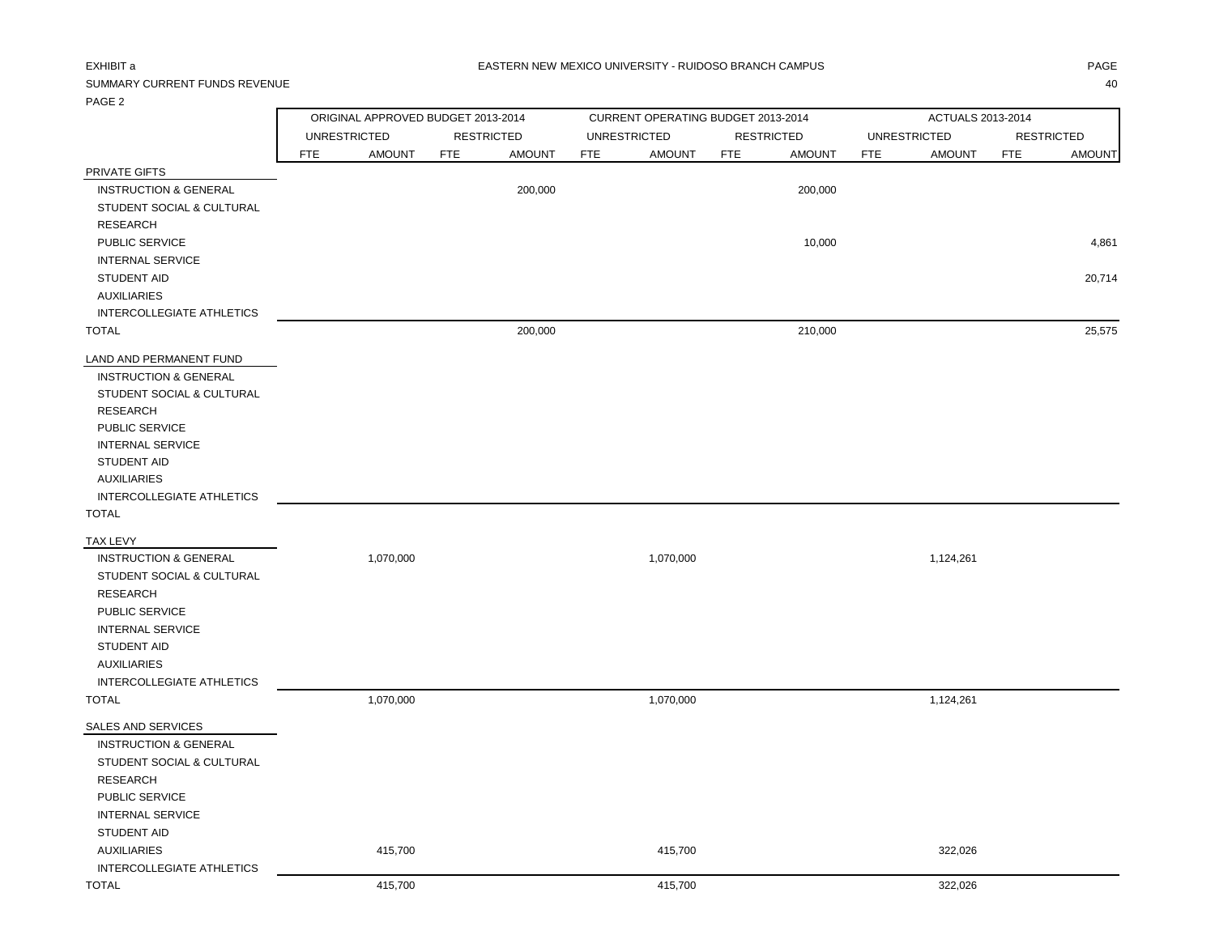EXHIBIT a

EASTERN NEW MEXICO UNIVERSITY - RUIDOSO BRANCH CAMPUS

SUMMARY CURRENT FUNDS REVENUE

PAGE 2

| | ORIGINAL APPROVED BUDGET 2013-2014 | | | | CURRENT OPERATING BUDGET 2013-2014 | | | | ACTUALS 2013-2014 | | | |
|---|---|---|---|---|---|---|---|---|---|---|---|---|
| | UNRESTRICTED | | RESTRICTED | | UNRESTRICTED | | RESTRICTED | | UNRESTRICTED | | RESTRICTED | |
| | FTE | AMOUNT | FTE | AMOUNT | FTE | AMOUNT | FTE | AMOUNT | FTE | AMOUNT | FTE | AMOUNT |
| PRIVATE GIFTS | | | | | | | | | | | | |
| INSTRUCTION & GENERAL | | | | 200,000 | | | | 200,000 | | | | |
| STUDENT SOCIAL & CULTURAL | | | | | | | | | | | | |
| RESEARCH | | | | | | | | | | | | |
| PUBLIC SERVICE | | | | | | | | 10,000 | | | | 4,861 |
| INTERNAL SERVICE | | | | | | | | | | | | |
| STUDENT AID | | | | | | | | | | | | 20,714 |
| AUXILIARIES | | | | | | | | | | | | |
| INTERCOLLEGIATE ATHLETICS | | | | | | | | | | | | |
| TOTAL | | | | 200,000 | | | | 210,000 | | | | 25,575 |
| LAND AND PERMANENT FUND | | | | | | | | | | | | |
| INSTRUCTION & GENERAL | | | | | | | | | | | | |
| STUDENT SOCIAL & CULTURAL | | | | | | | | | | | | |
| RESEARCH | | | | | | | | | | | | |
| PUBLIC SERVICE | | | | | | | | | | | | |
| INTERNAL SERVICE | | | | | | | | | | | | |
| STUDENT AID | | | | | | | | | | | | |
| AUXILIARIES | | | | | | | | | | | | |
| INTERCOLLEGIATE ATHLETICS | | | | | | | | | | | | |
| TOTAL | | | | | | | | | | | | |
| TAX LEVY | | | | | | | | | | | | |
| INSTRUCTION & GENERAL | | 1,070,000 | | | | 1,070,000 | | | | 1,124,261 | | |
| STUDENT SOCIAL & CULTURAL | | | | | | | | | | | | |
| RESEARCH | | | | | | | | | | | | |
| PUBLIC SERVICE | | | | | | | | | | | | |
| INTERNAL SERVICE | | | | | | | | | | | | |
| STUDENT AID | | | | | | | | | | | | |
| AUXILIARIES | | | | | | | | | | | | |
| INTERCOLLEGIATE ATHLETICS | | | | | | | | | | | | |
| TOTAL | | 1,070,000 | | | | 1,070,000 | | | | 1,124,261 | | |
| SALES AND SERVICES | | | | | | | | | | | | |
| INSTRUCTION & GENERAL | | | | | | | | | | | | |
| STUDENT SOCIAL & CULTURAL | | | | | | | | | | | | |
| RESEARCH | | | | | | | | | | | | |
| PUBLIC SERVICE | | | | | | | | | | | | |
| INTERNAL SERVICE | | | | | | | | | | | | |
| STUDENT AID | | | | | | | | | | | | |
| AUXILIARIES | | 415,700 | | | | 415,700 | | | | 322,026 | | |
| INTERCOLLEGIATE ATHLETICS | | | | | | | | | | | | |
| TOTAL | | 415,700 | | | | 415,700 | | | | 322,026 | | |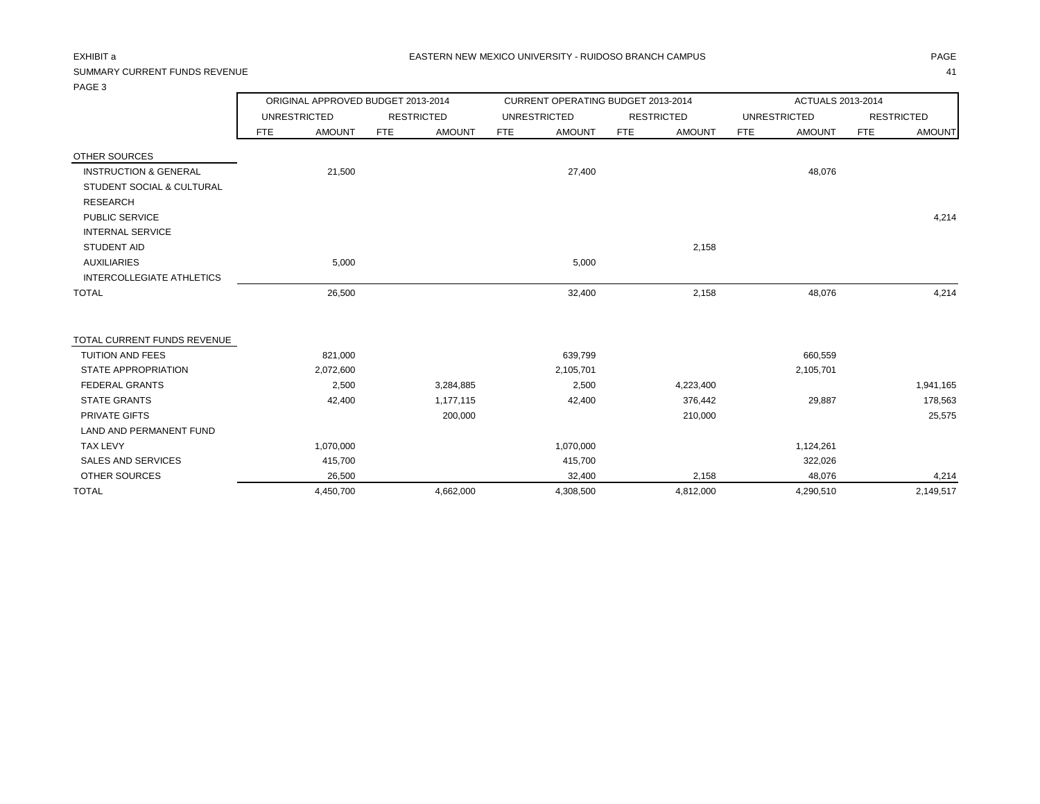EXHIBIT a

EASTERN NEW MEXICO UNIVERSITY - RUIDOSO BRANCH CAMPUS

SUMMARY CURRENT FUNDS REVENUE

PAGE 3

| | ORIGINAL APPROVED BUDGET 2013-2014 | | | | CURRENT OPERATING BUDGET 2013-2014 | | | | ACTUALS 2013-2014 | | | |
|---|---|---|---|---|---|---|---|---|---|---|---|---|
| | UNRESTRICTED | | RESTRICTED | | UNRESTRICTED | | RESTRICTED | | UNRESTRICTED | | RESTRICTED | |
| | FTE | AMOUNT | FTE | AMOUNT | FTE | AMOUNT | FTE | AMOUNT | FTE | AMOUNT | FTE | AMOUNT |
| OTHER SOURCES | | | | | | | | | | | | |
| INSTRUCTION & GENERAL | | 21,500 | | | | 27,400 | | | | 48,076 | | |
| STUDENT SOCIAL & CULTURAL | | | | | | | | | | | | |
| RESEARCH | | | | | | | | | | | | |
| PUBLIC SERVICE | | | | | | | | | | | | 4,214 |
| INTERNAL SERVICE | | | | | | | | | | | | |
| STUDENT AID | | | | | | | | 2,158 | | | | |
| AUXILIARIES | | 5,000 | | | | 5,000 | | | | | | |
| INTERCOLLEGIATE ATHLETICS | | | | | | | | | | | | |
| TOTAL | | 26,500 | | | | 32,400 | | 2,158 | | 48,076 | | 4,214 |
| | | | | | | | | | | | | |
| TOTAL CURRENT FUNDS REVENUE | | | | | | | | | | | | |
| TUITION AND FEES | | 821,000 | | | | 639,799 | | | | 660,559 | | |
| STATE APPROPRIATION | | 2,072,600 | | | | 2,105,701 | | | | 2,105,701 | | |
| FEDERAL GRANTS | | 2,500 | | 3,284,885 | | 2,500 | | 4,223,400 | | | | 1,941,165 |
| STATE GRANTS | | 42,400 | | 1,177,115 | | 42,400 | | 376,442 | | 29,887 | | 178,563 |
| PRIVATE GIFTS | | | | 200,000 | | | | 210,000 | | | | 25,575 |
| LAND AND PERMANENT FUND | | | | | | | | | | | | |
| TAX LEVY | | 1,070,000 | | | | 1,070,000 | | | | 1,124,261 | | |
| SALES AND SERVICES | | 415,700 | | | | 415,700 | | | | 322,026 | | |
| OTHER SOURCES | | 26,500 | | | | 32,400 | | 2,158 | | 48,076 | | 4,214 |
| TOTAL | | 4,450,700 | | 4,662,000 | | 4,308,500 | | 4,812,000 | | 4,290,510 | | 2,149,517 |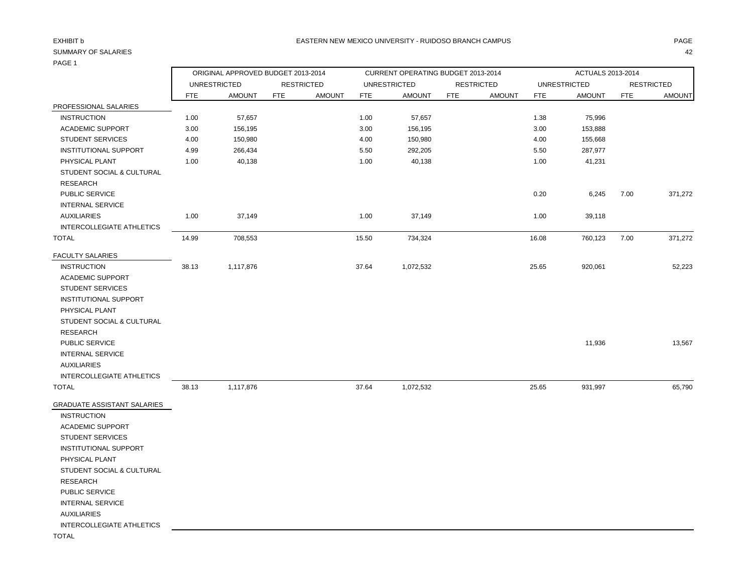EXHIBIT b

EASTERN NEW MEXICO UNIVERSITY - RUIDOSO BRANCH CAMPUS

SUMMARY OF SALARIES

PAGE 1

| | ORIGINAL APPROVED BUDGET 2013-2014 | | | | CURRENT OPERATING BUDGET 2013-2014 | | | | ACTUALS 2013-2014 | | | |
|---|---|---|---|---|---|---|---|---|---|---|---|---|
| | UNRESTRICTED | | RESTRICTED | | UNRESTRICTED | | RESTRICTED | | UNRESTRICTED | | RESTRICTED | |
| | FTE | AMOUNT | FTE | AMOUNT | FTE | AMOUNT | FTE | AMOUNT | FTE | AMOUNT | FTE | AMOUNT |
| PROFESSIONAL SALARIES | | | | | | | | | | | | |
| INSTRUCTION | 1.00 | 57,657 | | | 1.00 | 57,657 | | | 1.38 | 75,996 | | |
| ACADEMIC SUPPORT | 3.00 | 156,195 | | | 3.00 | 156,195 | | | 3.00 | 153,888 | | |
| STUDENT SERVICES | 4.00 | 150,980 | | | 4.00 | 150,980 | | | 4.00 | 155,668 | | |
| INSTITUTIONAL SUPPORT | 4.99 | 266,434 | | | 5.50 | 292,205 | | | 5.50 | 287,977 | | |
| PHYSICAL PLANT | 1.00 | 40,138 | | | 1.00 | 40,138 | | | 1.00 | 41,231 | | |
| STUDENT SOCIAL & CULTURAL | | | | | | | | | | | | |
| RESEARCH | | | | | | | | | | | | |
| PUBLIC SERVICE | | | | | | | | | 0.20 | 6,245 | 7.00 | 371,272 |
| INTERNAL SERVICE | | | | | | | | | | | | |
| AUXILIARIES | 1.00 | 37,149 | | | 1.00 | 37,149 | | | 1.00 | 39,118 | | |
| INTERCOLLEGIATE ATHLETICS | | | | | | | | | | | | |
| TOTAL | 14.99 | 708,553 | | | 15.50 | 734,324 | | | 16.08 | 760,123 | 7.00 | 371,272 |
| FACULTY SALARIES | | | | | | | | | | | | |
| INSTRUCTION | 38.13 | 1,117,876 | | | 37.64 | 1,072,532 | | | 25.65 | 920,061 | | 52,223 |
| ACADEMIC SUPPORT | | | | | | | | | | | | |
| STUDENT SERVICES | | | | | | | | | | | | |
| INSTITUTIONAL SUPPORT | | | | | | | | | | | | |
| PHYSICAL PLANT | | | | | | | | | | | | |
| STUDENT SOCIAL & CULTURAL | | | | | | | | | | | | |
| RESEARCH | | | | | | | | | | | | |
| PUBLIC SERVICE | | | | | | | | | | 11,936 | | 13,567 |
| INTERNAL SERVICE | | | | | | | | | | | | |
| AUXILIARIES | | | | | | | | | | | | |
| INTERCOLLEGIATE ATHLETICS | | | | | | | | | | | | |
| TOTAL | 38.13 | 1,117,876 | | | 37.64 | 1,072,532 | | | 25.65 | 931,997 | | 65,790 |
| GRADUATE ASSISTANT SALARIES | | | | | | | | | | | | |
| INSTRUCTION | | | | | | | | | | | | |
| ACADEMIC SUPPORT | | | | | | | | | | | | |
| STUDENT SERVICES | | | | | | | | | | | | |
| INSTITUTIONAL SUPPORT | | | | | | | | | | | | |
| PHYSICAL PLANT | | | | | | | | | | | | |
| STUDENT SOCIAL & CULTURAL | | | | | | | | | | | | |
| RESEARCH | | | | | | | | | | | | |
| PUBLIC SERVICE | | | | | | | | | | | | |
| INTERNAL SERVICE | | | | | | | | | | | | |
| AUXILIARIES | | | | | | | | | | | | |
| INTERCOLLEGIATE ATHLETICS | | | | | | | | | | | | |
| TOTAL | | | | | | | | | | | | |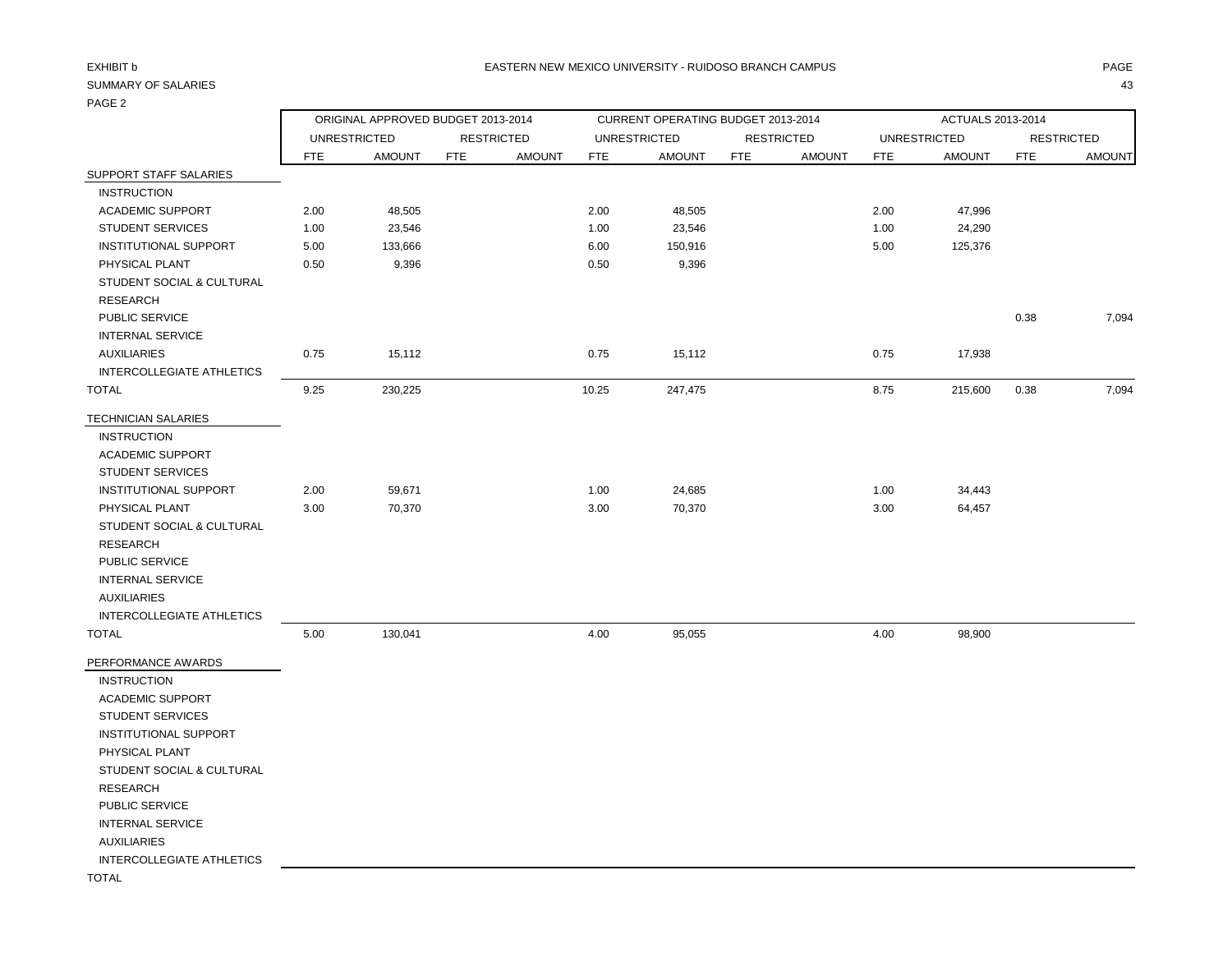EXHIBIT b

EASTERN NEW MEXICO UNIVERSITY - RUIDOSO BRANCH CAMPUS

SUMMARY OF SALARIES

PAGE 2

| | ORIGINAL APPROVED BUDGET 2013-2014 | | | | CURRENT OPERATING BUDGET 2013-2014 | | | | ACTUALS 2013-2014 | | | |
|---|---|---|---|---|---|---|---|---|---|---|---|---|
| | UNRESTRICTED | | RESTRICTED | | UNRESTRICTED | | RESTRICTED | | UNRESTRICTED | | RESTRICTED | |
| | FTE | AMOUNT | FTE | AMOUNT | FTE | AMOUNT | FTE | AMOUNT | FTE | AMOUNT | FTE | AMOUNT |
| SUPPORT STAFF SALARIES | | | | | | | | | | | | |
| INSTRUCTION | | | | | | | | | | | | |
| ACADEMIC SUPPORT | 2.00 | 48,505 | | | 2.00 | 48,505 | | | 2.00 | 47,996 | | |
| STUDENT SERVICES | 1.00 | 23,546 | | | 1.00 | 23,546 | | | 1.00 | 24,290 | | |
| INSTITUTIONAL SUPPORT | 5.00 | 133,666 | | | 6.00 | 150,916 | | | 5.00 | 125,376 | | |
| PHYSICAL PLANT | 0.50 | 9,396 | | | 0.50 | 9,396 | | | | | | |
| STUDENT SOCIAL & CULTURAL | | | | | | | | | | | | |
| RESEARCH | | | | | | | | | | | | |
| PUBLIC SERVICE | | | | | | | | | | | 0.38 | 7,094 |
| INTERNAL SERVICE | | | | | | | | | | | | |
| AUXILIARIES | 0.75 | 15,112 | | | 0.75 | 15,112 | | | 0.75 | 17,938 | | |
| INTERCOLLEGIATE ATHLETICS | | | | | | | | | | | | |
| TOTAL | 9.25 | 230,225 | | | 10.25 | 247,475 | | | 8.75 | 215,600 | 0.38 | 7,094 |
| TECHNICIAN SALARIES | | | | | | | | | | | | |
| INSTRUCTION | | | | | | | | | | | | |
| ACADEMIC SUPPORT | | | | | | | | | | | | |
| STUDENT SERVICES | | | | | | | | | | | | |
| INSTITUTIONAL SUPPORT | 2.00 | 59,671 | | | 1.00 | 24,685 | | | 1.00 | 34,443 | | |
| PHYSICAL PLANT | 3.00 | 70,370 | | | 3.00 | 70,370 | | | 3.00 | 64,457 | | |
| STUDENT SOCIAL & CULTURAL | | | | | | | | | | | | |
| RESEARCH | | | | | | | | | | | | |
| PUBLIC SERVICE | | | | | | | | | | | | |
| INTERNAL SERVICE | | | | | | | | | | | | |
| AUXILIARIES | | | | | | | | | | | | |
| INTERCOLLEGIATE ATHLETICS | | | | | | | | | | | | |
| TOTAL | 5.00 | 130,041 | | | 4.00 | 95,055 | | | 4.00 | 98,900 | | |
| PERFORMANCE AWARDS | | | | | | | | | | | | |
| INSTRUCTION | | | | | | | | | | | | |
| ACADEMIC SUPPORT | | | | | | | | | | | | |
| STUDENT SERVICES | | | | | | | | | | | | |
| INSTITUTIONAL SUPPORT | | | | | | | | | | | | |
| PHYSICAL PLANT | | | | | | | | | | | | |
| STUDENT SOCIAL & CULTURAL | | | | | | | | | | | | |
| RESEARCH | | | | | | | | | | | | |
| PUBLIC SERVICE | | | | | | | | | | | | |
| INTERNAL SERVICE | | | | | | | | | | | | |
| AUXILIARIES | | | | | | | | | | | | |
| INTERCOLLEGIATE ATHLETICS | | | | | | | | | | | | |
| TOTAL | | | | | | | | | | | | |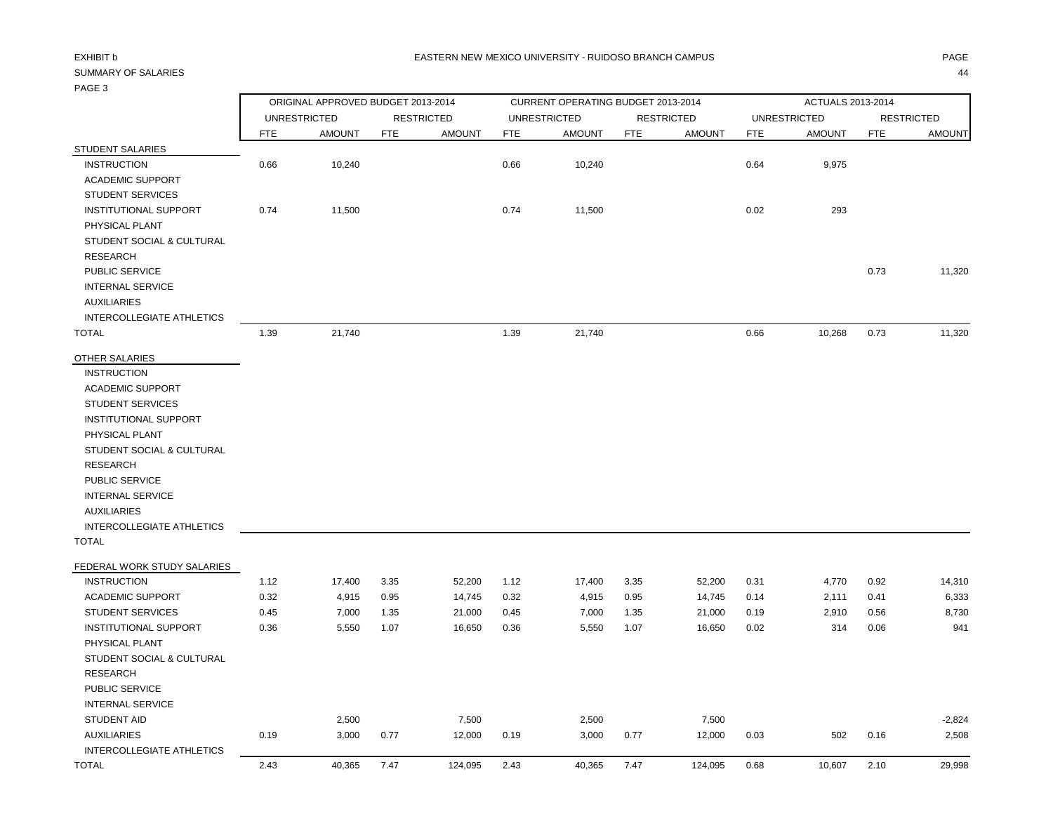EXHIBIT b

SUMMARY OF SALARIES

PAGE 3

EASTERN NEW MEXICO UNIVERSITY - RUIDOSO BRANCH CAMPUS

| | ORIGINAL APPROVED BUDGET 2013-2014 | | | | CURRENT OPERATING BUDGET 2013-2014 | | | | ACTUALS 2013-2014 | | | |
|---|---|---|---|---|---|---|---|---|---|---|---|---|
| | UNRESTRICTED | | RESTRICTED | | UNRESTRICTED | | RESTRICTED | | UNRESTRICTED | | RESTRICTED | |
| | FTE | AMOUNT | FTE | AMOUNT | FTE | AMOUNT | FTE | AMOUNT | FTE | AMOUNT | FTE | AMOUNT |
| STUDENT SALARIES | | | | | | | | | | | | |
| INSTRUCTION | 0.66 | 10,240 | | | 0.66 | 10,240 | | | 0.64 | 9,975 | | |
| ACADEMIC SUPPORT | | | | | | | | | | | | |
| STUDENT SERVICES | | | | | | | | | | | | |
| INSTITUTIONAL SUPPORT | 0.74 | 11,500 | | | 0.74 | 11,500 | | | 0.02 | 293 | | |
| PHYSICAL PLANT | | | | | | | | | | | | |
| STUDENT SOCIAL & CULTURAL | | | | | | | | | | | | |
| RESEARCH | | | | | | | | | | | | |
| PUBLIC SERVICE | | | | | | | | | | | 0.73 | 11,320 |
| INTERNAL SERVICE | | | | | | | | | | | | |
| AUXILIARIES | | | | | | | | | | | | |
| INTERCOLLEGIATE ATHLETICS | | | | | | | | | | | | |
| TOTAL | 1.39 | 21,740 | | | 1.39 | 21,740 | | | 0.66 | 10,268 | 0.73 | 11,320 |
| OTHER SALARIES | | | | | | | | | | | | |
| INSTRUCTION | | | | | | | | | | | | |
| ACADEMIC SUPPORT | | | | | | | | | | | | |
| STUDENT SERVICES | | | | | | | | | | | | |
| INSTITUTIONAL SUPPORT | | | | | | | | | | | | |
| PHYSICAL PLANT | | | | | | | | | | | | |
| STUDENT SOCIAL & CULTURAL | | | | | | | | | | | | |
| RESEARCH | | | | | | | | | | | | |
| PUBLIC SERVICE | | | | | | | | | | | | |
| INTERNAL SERVICE | | | | | | | | | | | | |
| AUXILIARIES | | | | | | | | | | | | |
| INTERCOLLEGIATE ATHLETICS | | | | | | | | | | | | |
| TOTAL | | | | | | | | | | | | |
| FEDERAL WORK STUDY SALARIES | | | | | | | | | | | | |
| INSTRUCTION | 1.12 | 17,400 | 3.35 | 52,200 | 1.12 | 17,400 | 3.35 | 52,200 | 0.31 | 4,770 | 0.92 | 14,310 |
| ACADEMIC SUPPORT | 0.32 | 4,915 | 0.95 | 14,745 | 0.32 | 4,915 | 0.95 | 14,745 | 0.14 | 2,111 | 0.41 | 6,333 |
| STUDENT SERVICES | 0.45 | 7,000 | 1.35 | 21,000 | 0.45 | 7,000 | 1.35 | 21,000 | 0.19 | 2,910 | 0.56 | 8,730 |
| INSTITUTIONAL SUPPORT | 0.36 | 5,550 | 1.07 | 16,650 | 0.36 | 5,550 | 1.07 | 16,650 | 0.02 | 314 | 0.06 | 941 |
| PHYSICAL PLANT | | | | | | | | | | | | |
| STUDENT SOCIAL & CULTURAL | | | | | | | | | | | | |
| RESEARCH | | | | | | | | | | | | |
| PUBLIC SERVICE | | | | | | | | | | | | |
| INTERNAL SERVICE | | | | | | | | | | | | |
| STUDENT AID | | 2,500 | | 7,500 | | 2,500 | | 7,500 | | | | -2,824 |
| AUXILIARIES | 0.19 | 3,000 | 0.77 | 12,000 | 0.19 | 3,000 | 0.77 | 12,000 | 0.03 | 502 | 0.16 | 2,508 |
| INTERCOLLEGIATE ATHLETICS | | | | | | | | | | | | |
| TOTAL | 2.43 | 40,365 | 7.47 | 124,095 | 2.43 | 40,365 | 7.47 | 124,095 | 0.68 | 10,607 | 2.10 | 29,998 |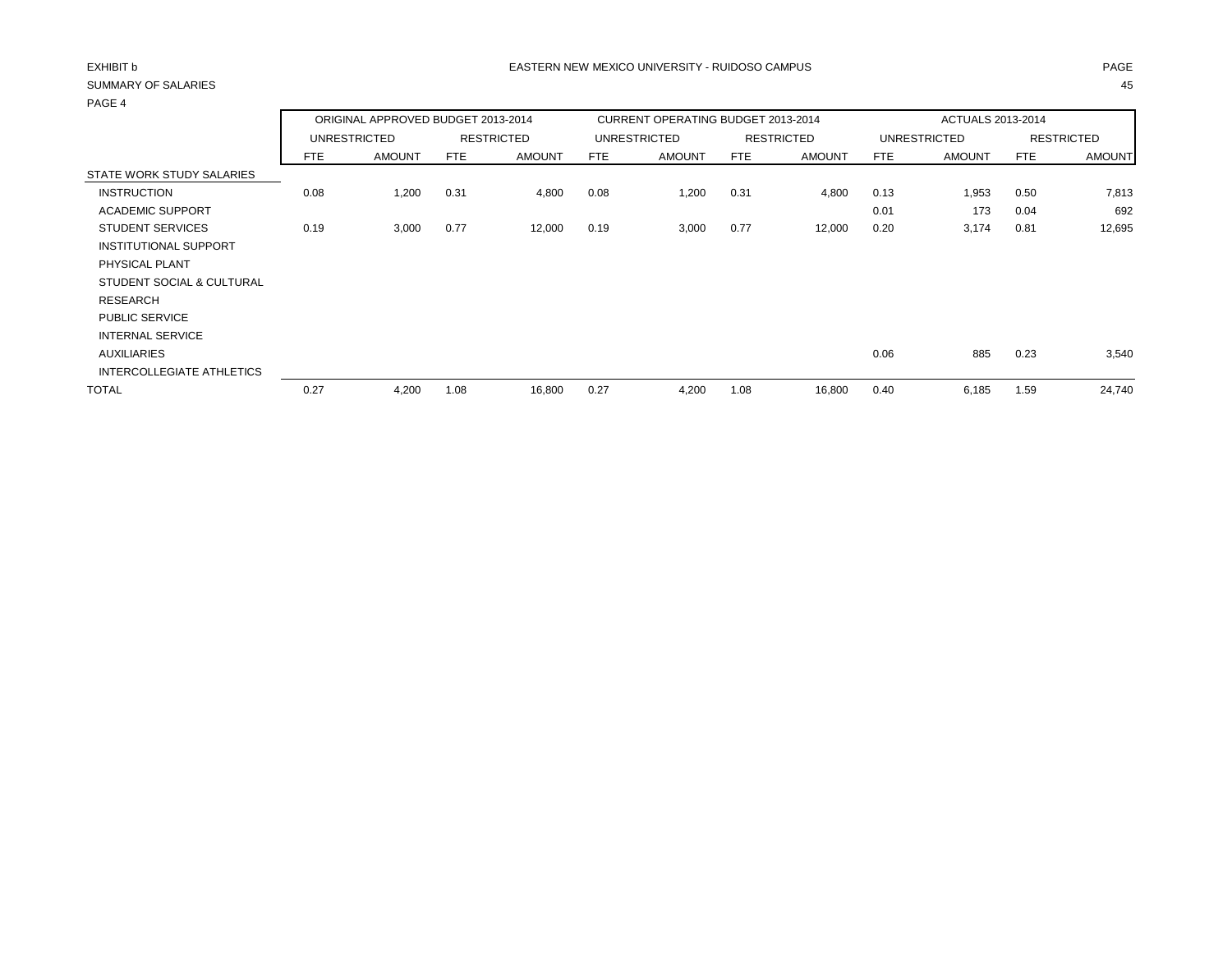EXHIBIT b

EASTERN NEW MEXICO UNIVERSITY - RUIDOSO CAMPUS

SUMMARY OF SALARIES

PAGE 4

| | ORIGINAL APPROVED BUDGET 2013-2014 | | | | CURRENT OPERATING BUDGET 2013-2014 | | | | ACTUALS 2013-2014 | | | |
|---|---|---|---|---|---|---|---|---|---|---|---|---|
| | UNRESTRICTED | | RESTRICTED | | UNRESTRICTED | | RESTRICTED | | UNRESTRICTED | | RESTRICTED | |
| | FTE | AMOUNT | FTE | AMOUNT | FTE | AMOUNT | FTE | AMOUNT | FTE | AMOUNT | FTE | AMOUNT |
| STATE WORK STUDY SALARIES | | | | | | | | | | | | |
| INSTRUCTION | 0.08 | 1,200 | 0.31 | 4,800 | 0.08 | 1,200 | 0.31 | 4,800 | 0.13 | 1,953 | 0.50 | 7,813 |
| ACADEMIC SUPPORT | | | | | | | | | 0.01 | 173 | 0.04 | 692 |
| STUDENT SERVICES | 0.19 | 3,000 | 0.77 | 12,000 | 0.19 | 3,000 | 0.77 | 12,000 | 0.20 | 3,174 | 0.81 | 12,695 |
| INSTITUTIONAL SUPPORT | | | | | | | | | | | | |
| PHYSICAL PLANT | | | | | | | | | | | | |
| STUDENT SOCIAL & CULTURAL | | | | | | | | | | | | |
| RESEARCH | | | | | | | | | | | | |
| PUBLIC SERVICE | | | | | | | | | | | | |
| INTERNAL SERVICE | | | | | | | | | | | | |
| AUXILIARIES | | | | | | | | | 0.06 | 885 | 0.23 | 3,540 |
| INTERCOLLEGIATE ATHLETICS | | | | | | | | | | | | |
| TOTAL | 0.27 | 4,200 | 1.08 | 16,800 | 0.27 | 4,200 | 1.08 | 16,800 | 0.40 | 6,185 | 1.59 | 24,740 |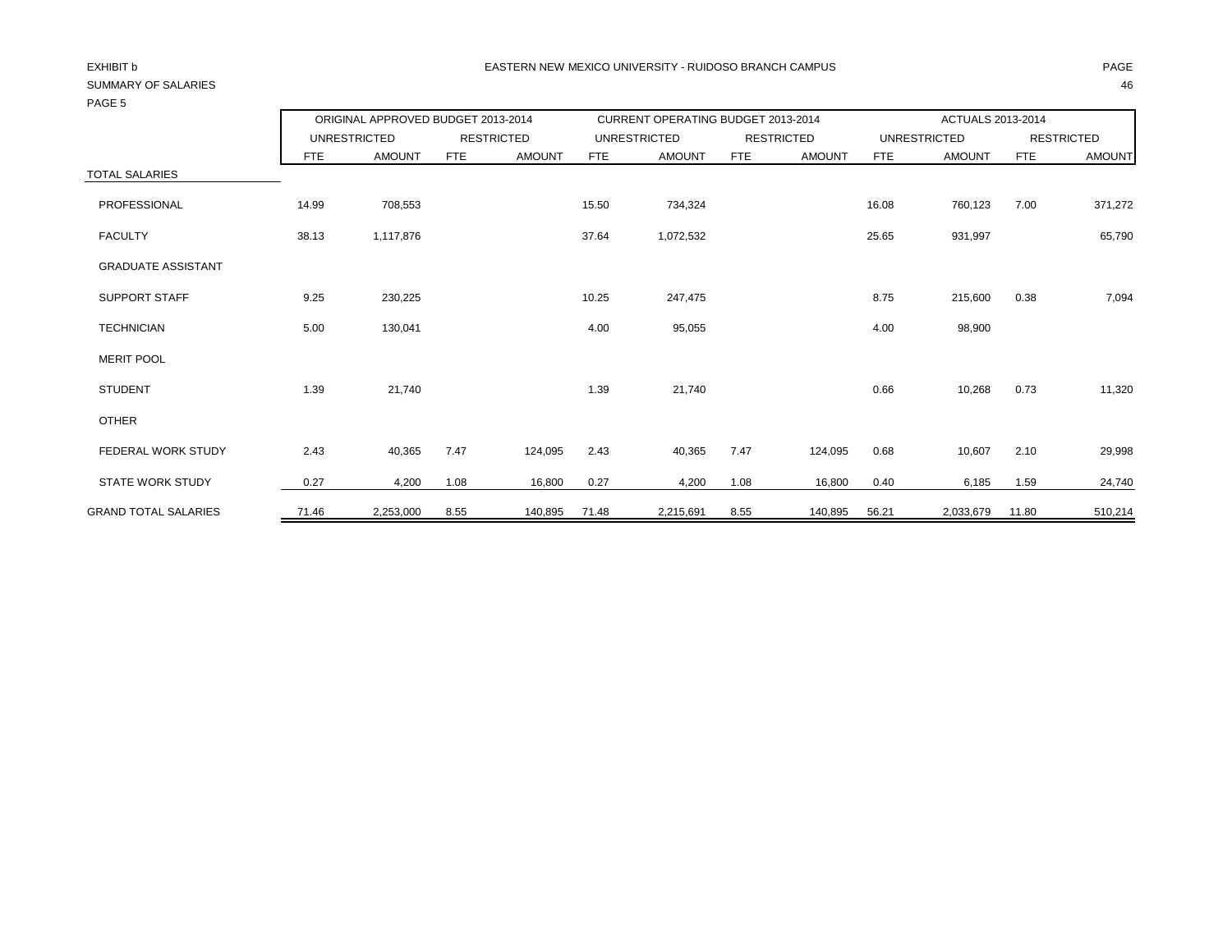EXHIBIT b

EASTERN NEW MEXICO UNIVERSITY - RUIDOSO BRANCH CAMPUS

SUMMARY OF SALARIES

PAGE 5

| | ORIGINAL APPROVED BUDGET 2013-2014 | | | | CURRENT OPERATING BUDGET 2013-2014 | | | | ACTUALS 2013-2014 | | | |
|---|---|---|---|---|---|---|---|---|---|---|---|---|
| | UNRESTRICTED | | RESTRICTED | | UNRESTRICTED | | RESTRICTED | | UNRESTRICTED | | RESTRICTED | |
| | FTE | AMOUNT | FTE | AMOUNT | FTE | AMOUNT | FTE | AMOUNT | FTE | AMOUNT | FTE | AMOUNT |
| TOTAL SALARIES | | | | | | | | | | | | |
| PROFESSIONAL | 14.99 | 708,553 | | | 15.50 | 734,324 | | | 16.08 | 760,123 | 7.00 | 371,272 |
| FACULTY | 38.13 | 1,117,876 | | | 37.64 | 1,072,532 | | | 25.65 | 931,997 | | 65,790 |
| GRADUATE ASSISTANT | | | | | | | | | | | | |
| SUPPORT STAFF | 9.25 | 230,225 | | | 10.25 | 247,475 | | | 8.75 | 215,600 | 0.38 | 7,094 |
| TECHNICIAN | 5.00 | 130,041 | | | 4.00 | 95,055 | | | 4.00 | 98,900 | | |
| MERIT POOL | | | | | | | | | | | | |
| STUDENT | 1.39 | 21,740 | | | 1.39 | 21,740 | | | 0.66 | 10,268 | 0.73 | 11,320 |
| OTHER | | | | | | | | | | | | |
| FEDERAL WORK STUDY | 2.43 | 40,365 | 7.47 | 124,095 | 2.43 | 40,365 | 7.47 | 124,095 | 0.68 | 10,607 | 2.10 | 29,998 |
| STATE WORK STUDY | 0.27 | 4,200 | 1.08 | 16,800 | 0.27 | 4,200 | 1.08 | 16,800 | 0.40 | 6,185 | 1.59 | 24,740 |
| GRAND TOTAL SALARIES | 71.46 | 2,253,000 | 8.55 | 140,895 | 71.48 | 2,215,691 | 8.55 | 140,895 | 56.21 | 2,033,679 | 11.80 | 510,214 |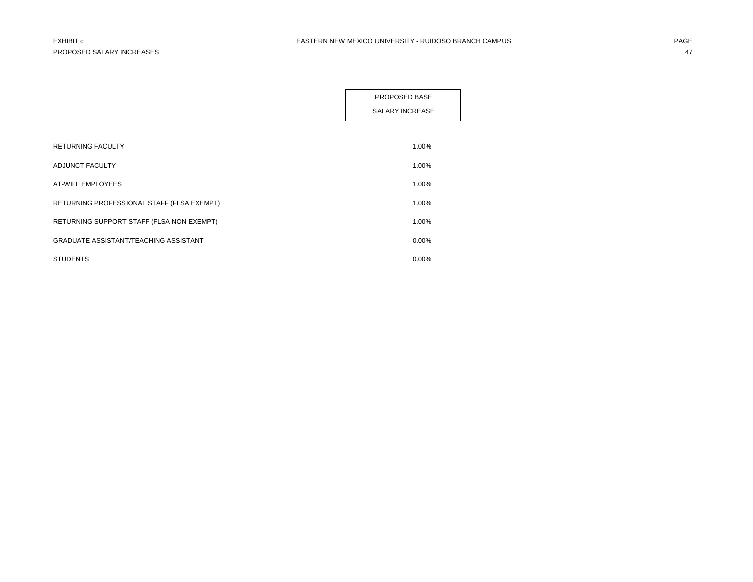EXHIBIT c

PROPOSED SALARY INCREASES

EASTERN NEW MEXICO UNIVERSITY - RUIDOSO BRANCH CAMPUS

| | PROPOSED BASE SALARY INCREASE |
|---|---|
| RETURNING FACULTY | 1.00% |
| ADJUNCT FACULTY | 1.00% |
| AT-WILL EMPLOYEES | 1.00% |
| RETURNING PROFESSIONAL STAFF (FLSA EXEMPT) | 1.00% |
| RETURNING SUPPORT STAFF (FLSA NON-EXEMPT) | 1.00% |
| GRADUATE ASSISTANT/TEACHING ASSISTANT | 0.00% |
| STUDENTS | 0.00% |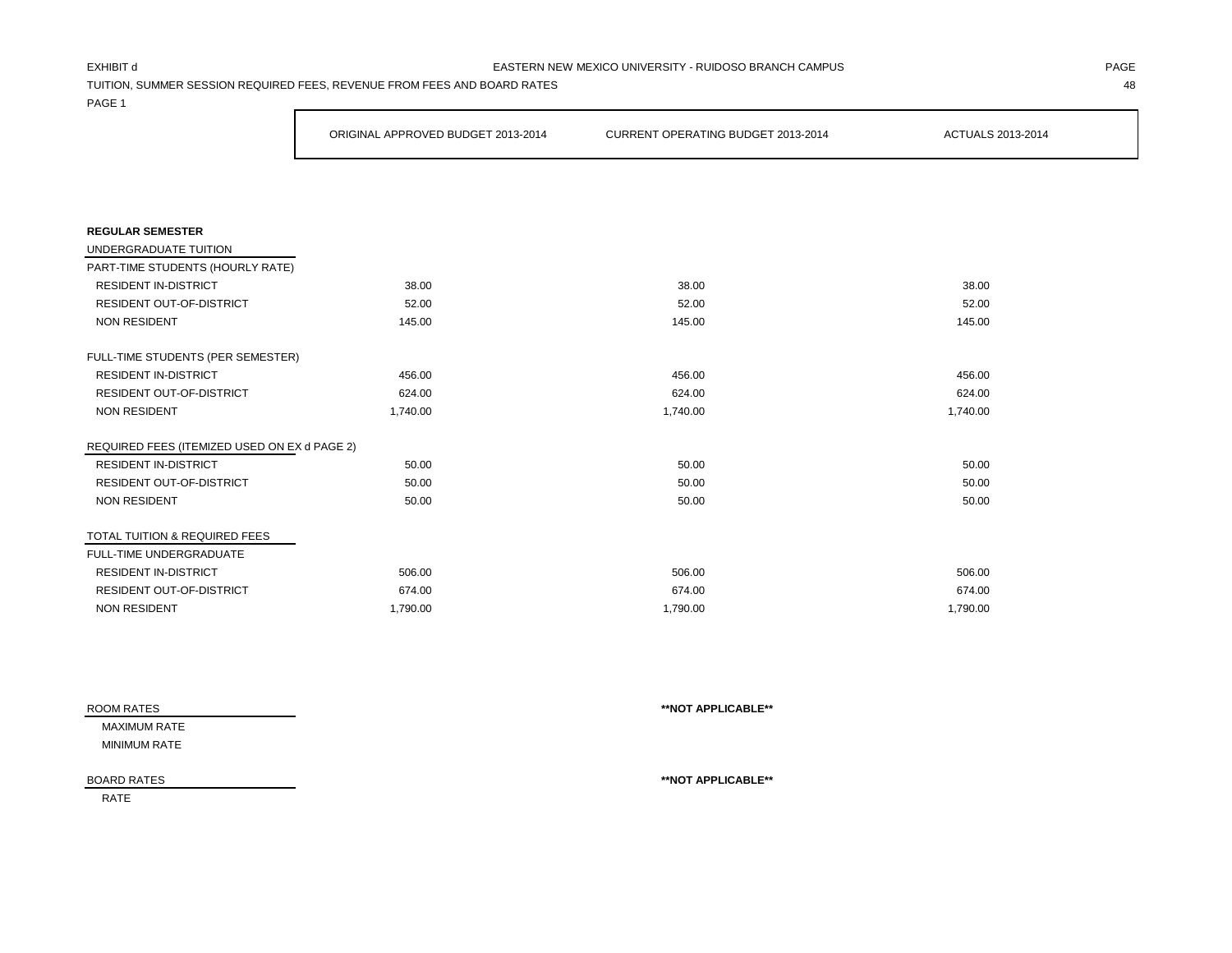EXHIBIT d

EASTERN NEW MEXICO UNIVERSITY - RUIDOSO BRANCH CAMPUS

TUITION, SUMMER SESSION REQUIRED FEES, REVENUE FROM FEES AND BOARD RATES

PAGE 1

| | ORIGINAL APPROVED BUDGET 2013-2014 | CURRENT OPERATING BUDGET 2013-2014 | ACTUALS 2013-2014 |
|---|---|---|---|
| **REGULAR SEMESTER** | | | |
| UNDERGRADUATE TUITION | | | |
| PART-TIME STUDENTS (HOURLY RATE) | | | |
| RESIDENT IN-DISTRICT | 38.00 | 38.00 | 38.00 |
| RESIDENT OUT-OF-DISTRICT | 52.00 | 52.00 | 52.00 |
| NON RESIDENT | 145.00 | 145.00 | 145.00 |
| FULL-TIME STUDENTS (PER SEMESTER) | | | |
| RESIDENT IN-DISTRICT | 456.00 | 456.00 | 456.00 |
| RESIDENT OUT-OF-DISTRICT | 624.00 | 624.00 | 624.00 |
| NON RESIDENT | 1,740.00 | 1,740.00 | 1,740.00 |
| REQUIRED FEES (ITEMIZED USED ON EX d PAGE 2) | | | |
| RESIDENT IN-DISTRICT | 50.00 | 50.00 | 50.00 |
| RESIDENT OUT-OF-DISTRICT | 50.00 | 50.00 | 50.00 |
| NON RESIDENT | 50.00 | 50.00 | 50.00 |
| TOTAL TUITION & REQUIRED FEES | | | |
| FULL-TIME UNDERGRADUATE | | | |
| RESIDENT IN-DISTRICT | 506.00 | 506.00 | 506.00 |
| RESIDENT OUT-OF-DISTRICT | 674.00 | 674.00 | 674.00 |
| NON RESIDENT | 1,790.00 | 1,790.00 | 1,790.00 |

ROOM RATES **\*\*NOT APPLICABLE\*\***

MAXIMUM RATE

MINIMUM RATE

BOARD RATES **\*\*NOT APPLICABLE\*\***

RATE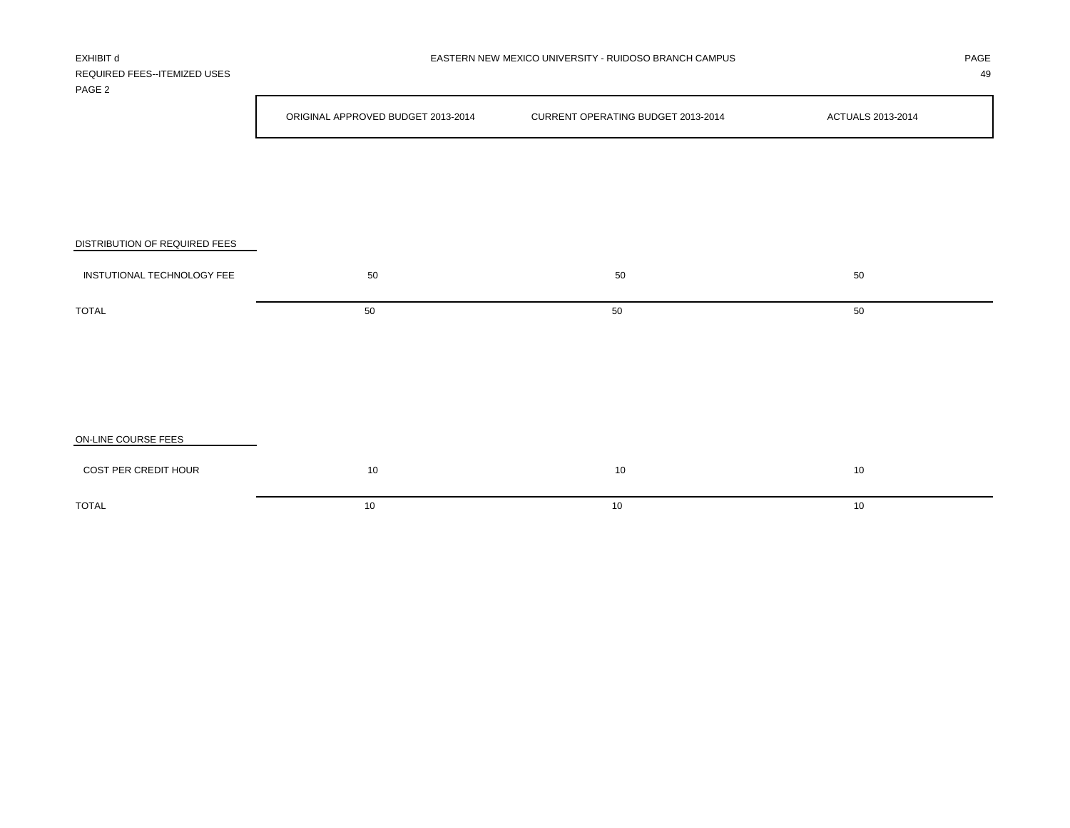EXHIBIT d

REQUIRED FEES--ITEMIZED USES

PAGE 2

EASTERN NEW MEXICO UNIVERSITY - RUIDOSO BRANCH CAMPUS

| | ORIGINAL APPROVED BUDGET 2013-2014 | CURRENT OPERATING BUDGET 2013-2014 | ACTUALS 2013-2014 |
|---|---|---|---|
| **DISTRIBUTION OF REQUIRED FEES** | | | |
| INSTUTIONAL TECHNOLOGY FEE | 50 | 50 | 50 |
| TOTAL | 50 | 50 | 50 |
| **ON-LINE COURSE FEES** | | | |
| COST PER CREDIT HOUR | 10 | 10 | 10 |
| TOTAL | 10 | 10 | 10 |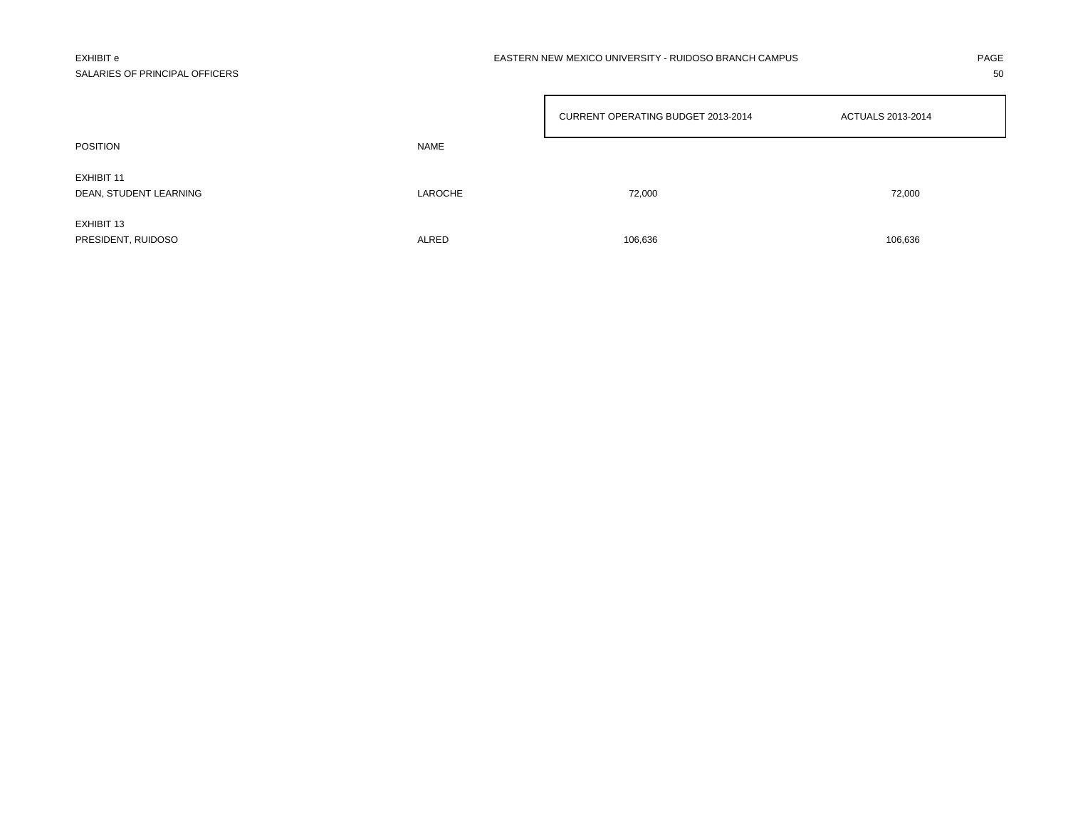EXHIBIT e

SALARIES OF PRINCIPAL OFFICERS

EASTERN NEW MEXICO UNIVERSITY - RUIDOSO BRANCH CAMPUS

| POSITION | NAME | CURRENT OPERATING BUDGET 2013-2014 | ACTUALS 2013-2014 |
|---|---|---|---|
| EXHIBIT 11 | | | |
| DEAN, STUDENT LEARNING | LAROCHE | 72,000 | 72,000 |
| EXHIBIT 13 | | | |
| PRESIDENT, RUIDOSO | ALRED | 106,636 | 106,636 |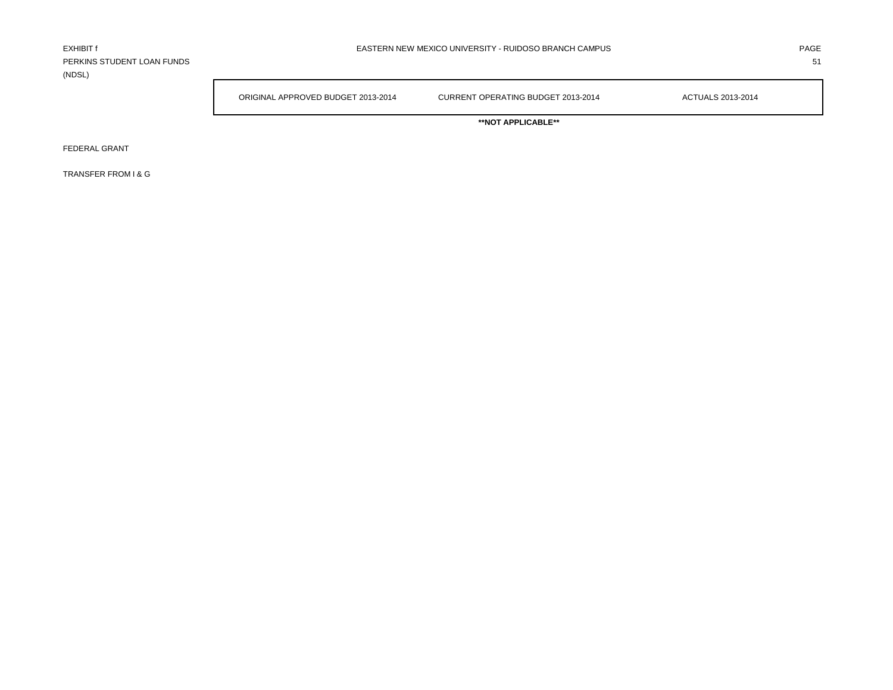EXHIBIT f
PERKINS STUDENT LOAN FUNDS
(NDSL)

EASTERN NEW MEXICO UNIVERSITY - RUIDOSO BRANCH CAMPUS

| | ORIGINAL APPROVED BUDGET 2013-2014 | CURRENT OPERATING BUDGET 2013-2014 | ACTUALS 2013-2014 |
|---|---|---|---|
| | | **\*\*NOT APPLICABLE\*\*** | |
| FEDERAL GRANT | | | |
| TRANSFER FROM I & G | | | |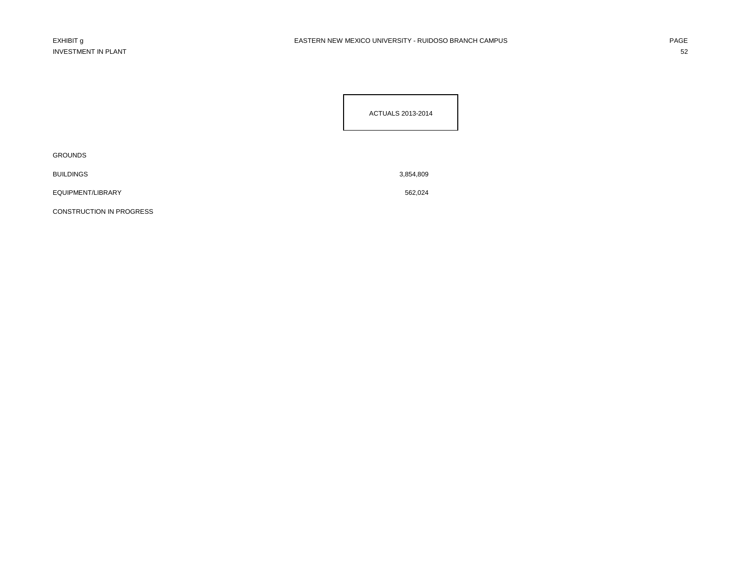EXHIBIT g

INVESTMENT IN PLANT

EASTERN NEW MEXICO UNIVERSITY - RUIDOSO BRANCH CAMPUS

| | ACTUALS 2013-2014 |
|---|---|
| GROUNDS | |
| BUILDINGS | 3,854,809 |
| EQUIPMENT/LIBRARY | 562,024 |
| CONSTRUCTION IN PROGRESS | |